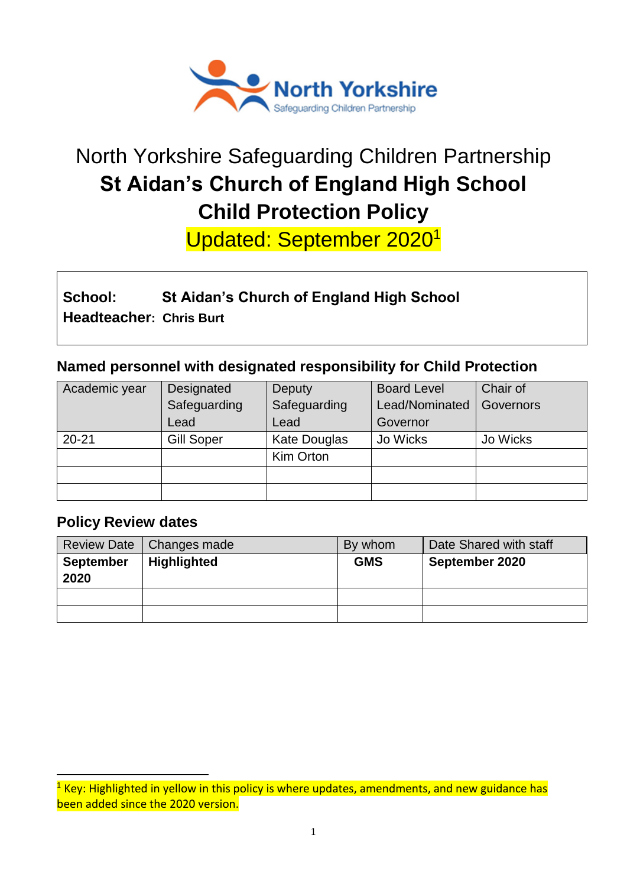North Yorkshire
Safeguarding Children Partnership

# North Yorkshire Safeguarding Children Partnership

# St Aidan's Church of England High School

# Child Protection Policy

## Updated: September 2020[1]

**School:** **St Aidan's Church of England High School**
**Headteacher:** **Chris Burt**

### Named personnel with designated responsibility for Child Protection

| Academic year | Designated Safeguarding Lead | Deputy Safeguarding Lead | Board Level Lead/Nominated Governor | Chair of Governors |
| --- | --- | --- | --- | --- |
| 20-21 | Gill Soper | Kate Douglas | Jo Wicks | Jo Wicks |
| | | Kim Orton | | |
| | | | | |
| | | | | |

### Policy Review dates

| Review Date | Changes made | By whom | Date Shared with staff |
| --- | --- | --- | --- |
| **September 2020** | **Highlighted** | **GMS** | **September 2020** |
| | | | |
| | | | |

[1] Key: Highlighted in yellow in this policy is where updates, amendments, and new guidance has been added since the 2020 version.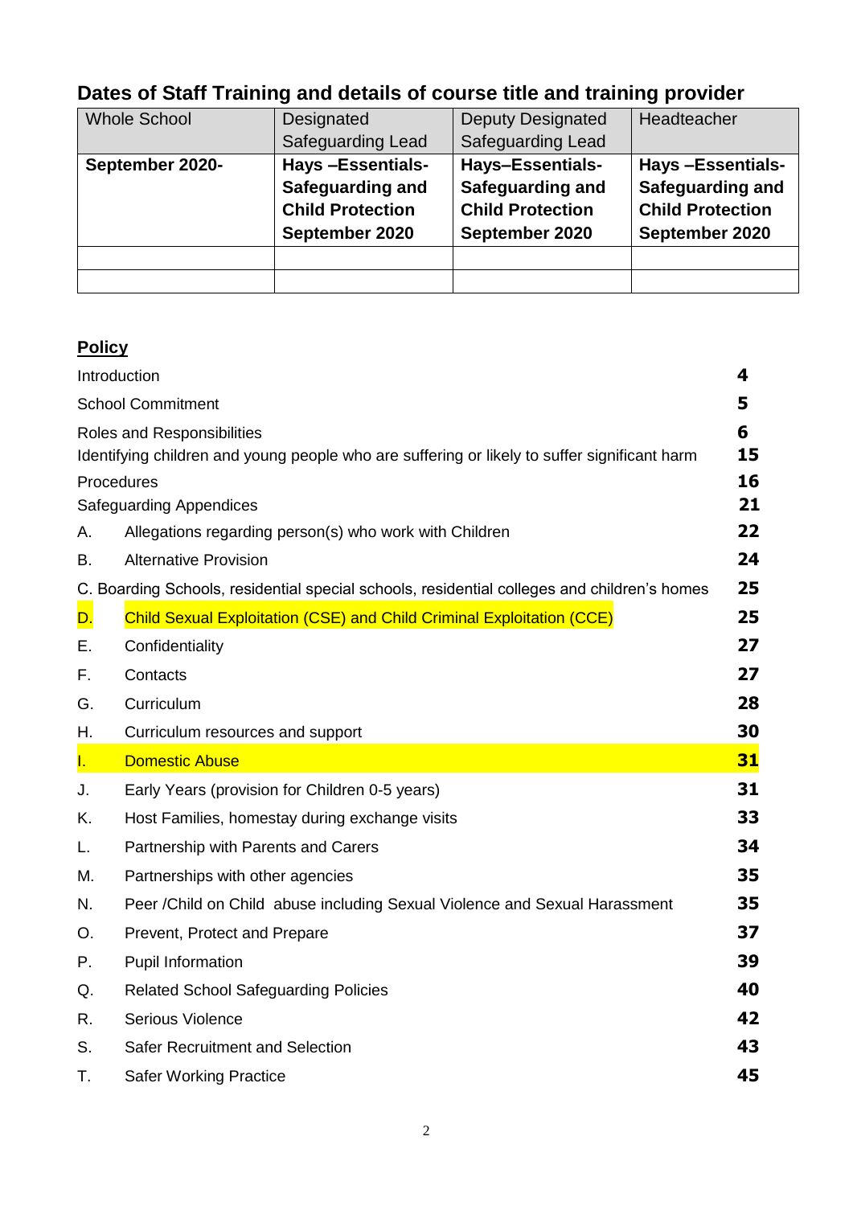## Dates of Staff Training and details of course title and training provider

| Whole School | Designated Safeguarding Lead | Deputy Designated Safeguarding Lead | Headteacher |
|---|---|---|---|
| **September 2020-** | **Hays –Essentials- Safeguarding and Child Protection September 2020** | **Hays–Essentials- Safeguarding and Child Protection September 2020** | **Hays –Essentials- Safeguarding and Child Protection September 2020** |
| | | | |
| | | | |

**Policy**

| | | |
|---|---|---|
| Introduction | | **4** |
| School Commitment | | **5** |
| Roles and Responsibilities | | **6** |
| Identifying children and young people who are suffering or likely to suffer significant harm | | **15** |
| Procedures | | **16** |
| Safeguarding Appendices | | **21** |
| A. | Allegations regarding person(s) who work with Children | **22** |
| B. | Alternative Provision | **24** |
| C. | Boarding Schools, residential special schools, residential colleges and children's homes | **25** |
| D. | Child Sexual Exploitation (CSE) and Child Criminal Exploitation (CCE) | **25** |
| E. | Confidentiality | **27** |
| F. | Contacts | **27** |
| G. | Curriculum | **28** |
| H. | Curriculum resources and support | **30** |
| I. | Domestic Abuse | **31** |
| J. | Early Years (provision for Children 0-5 years) | **31** |
| K. | Host Families, homestay during exchange visits | **33** |
| L. | Partnership with Parents and Carers | **34** |
| M. | Partnerships with other agencies | **35** |
| N. | Peer /Child on Child abuse including Sexual Violence and Sexual Harassment | **35** |
| O. | Prevent, Protect and Prepare | **37** |
| P. | Pupil Information | **39** |
| Q. | Related School Safeguarding Policies | **40** |
| R. | Serious Violence | **42** |
| S. | Safer Recruitment and Selection | **43** |
| T. | Safer Working Practice | **45** |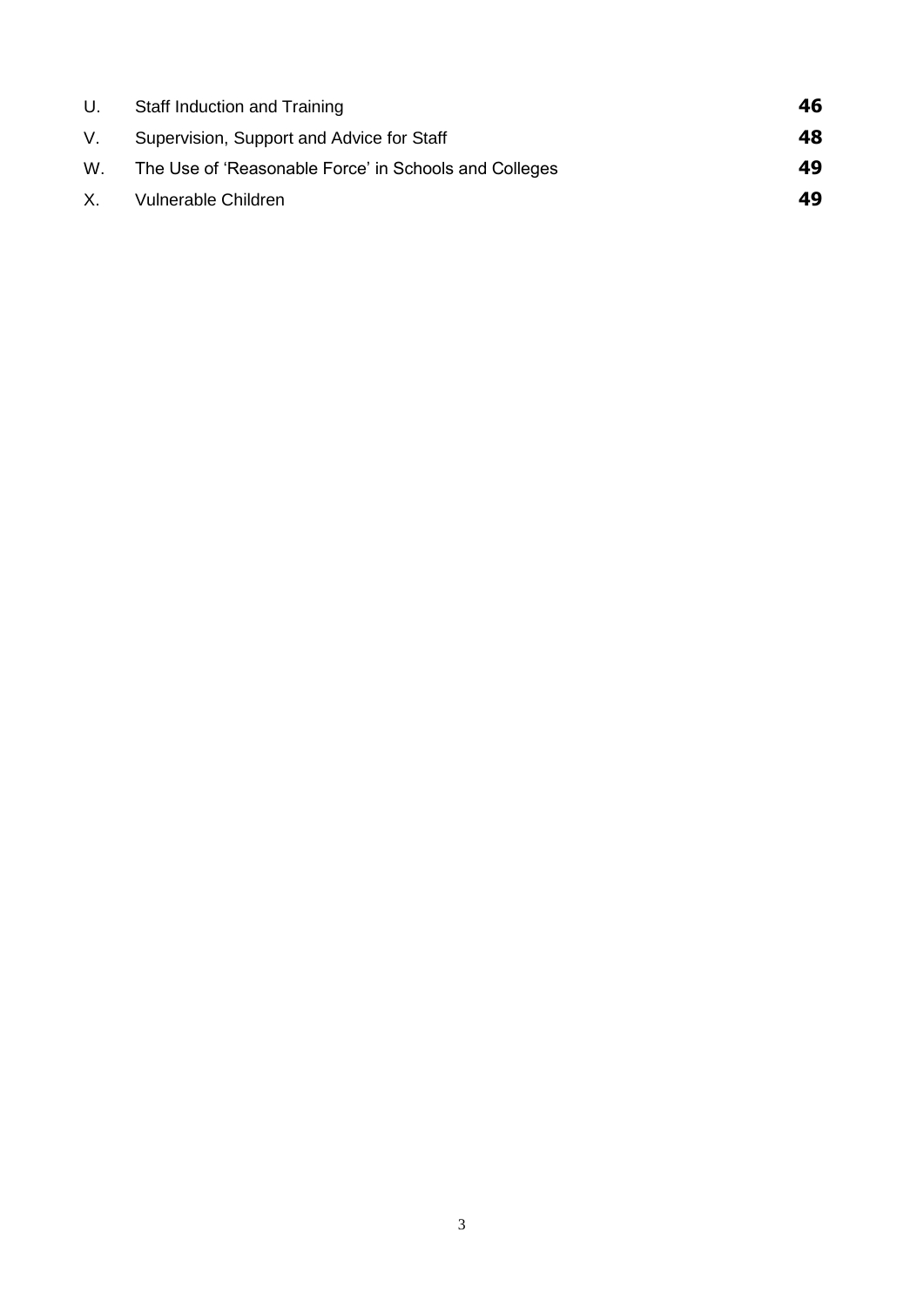| | | |
|---|---|---|
| U. | Staff Induction and Training | **46** |
| V. | Supervision, Support and Advice for Staff | **48** |
| W. | The Use of 'Reasonable Force' in Schools and Colleges | **49** |
| X. | Vulnerable Children | **49** |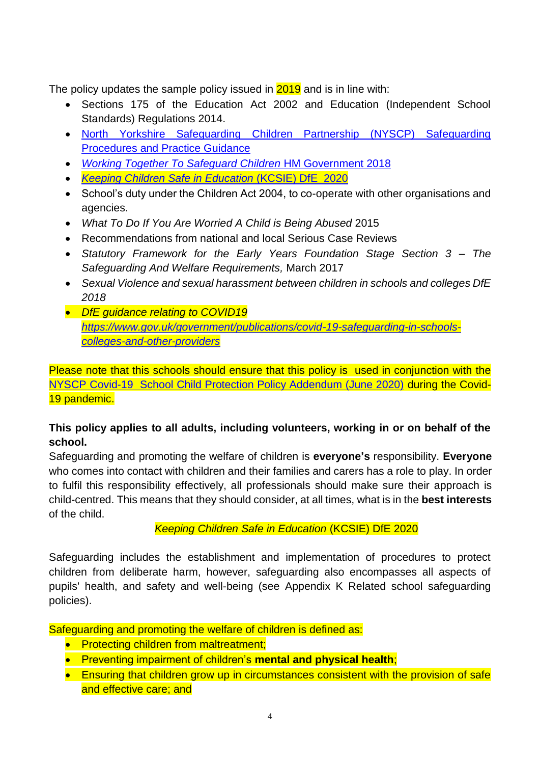The policy updates the sample policy issued in 2019 and is in line with:

- Sections 175 of the Education Act 2002 and Education (Independent School Standards) Regulations 2014.
- North Yorkshire Safeguarding Children Partnership (NYSCP) Safeguarding Procedures and Practice Guidance
- *Working Together To Safeguard Children* HM Government 2018
- *Keeping Children Safe in Education* (KCSIE) DfE 2020
- School's duty under the Children Act 2004, to co-operate with other organisations and agencies.
- *What To Do If You Are Worried A Child is Being Abused* 2015
- Recommendations from national and local Serious Case Reviews
- *Statutory Framework for the Early Years Foundation Stage Section 3 – The Safeguarding And Welfare Requirements,* March 2017
- *Sexual Violence and sexual harassment between children in schools and colleges DfE 2018*
- *DfE guidance relating to COVID19* *https://www.gov.uk/government/publications/covid-19-safeguarding-in-schools-colleges-and-other-providers*

Please note that this schools should ensure that this policy is used in conjunction with the NYSCP Covid-19 School Child Protection Policy Addendum (June 2020) during the Covid-19 pandemic.

**This policy applies to all adults, including volunteers, working in or on behalf of the school.**

Safeguarding and promoting the welfare of children is **everyone's** responsibility. **Everyone** who comes into contact with children and their families and carers has a role to play. In order to fulfil this responsibility effectively, all professionals should make sure their approach is child-centred. This means that they should consider, at all times, what is in the **best interests** of the child.

*Keeping Children Safe in Education* (KCSIE) DfE 2020

Safeguarding includes the establishment and implementation of procedures to protect children from deliberate harm, however, safeguarding also encompasses all aspects of pupils' health, and safety and well-being (see Appendix K Related school safeguarding policies).

Safeguarding and promoting the welfare of children is defined as:

- Protecting children from maltreatment;
- Preventing impairment of children's **mental and physical health**;
- Ensuring that children grow up in circumstances consistent with the provision of safe and effective care; and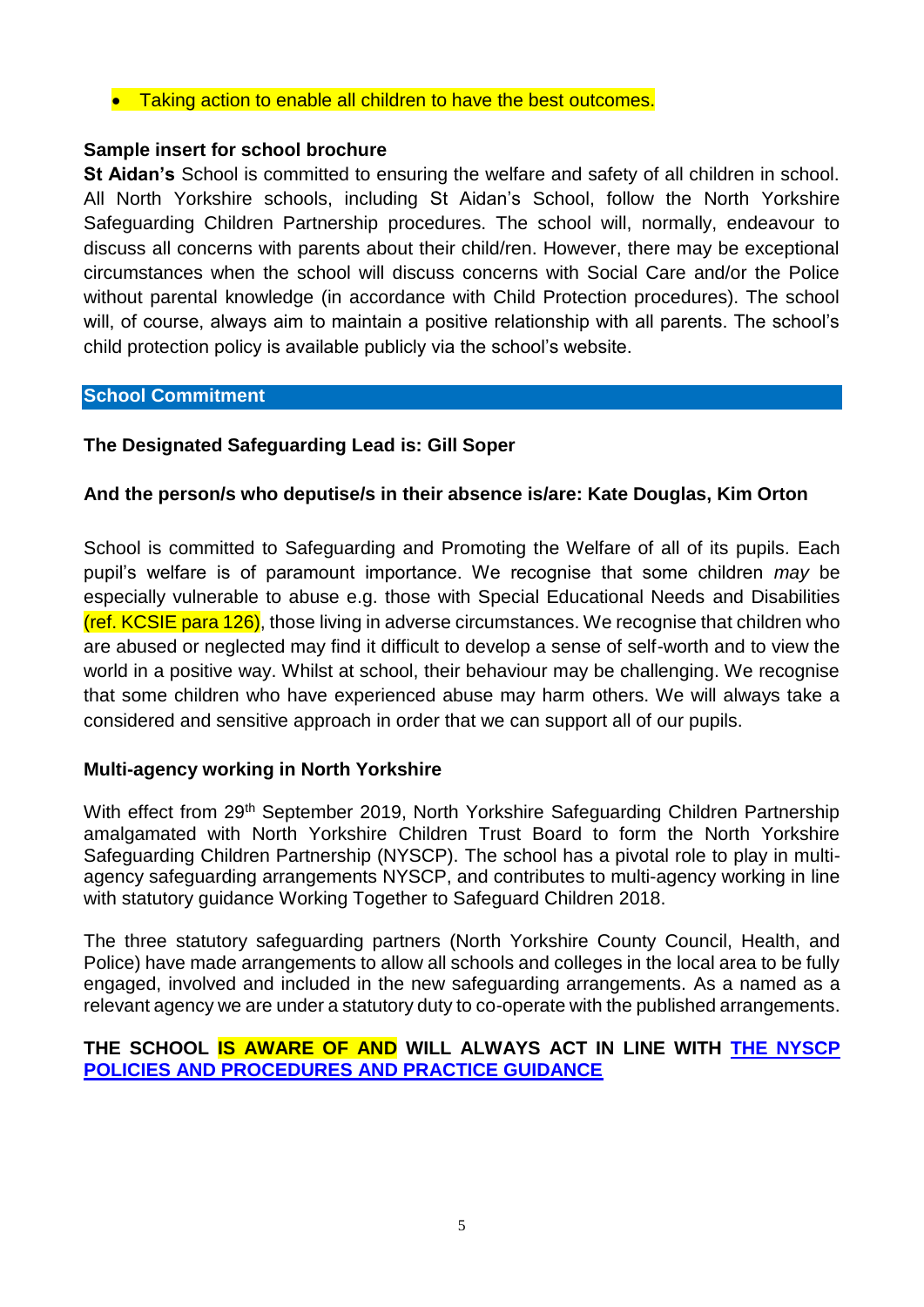- Taking action to enable all children to have the best outcomes.

**Sample insert for school brochure**

**St Aidan's** School is committed to ensuring the welfare and safety of all children in school. All North Yorkshire schools, including St Aidan's School, follow the North Yorkshire Safeguarding Children Partnership procedures. The school will, normally, endeavour to discuss all concerns with parents about their child/ren. However, there may be exceptional circumstances when the school will discuss concerns with Social Care and/or the Police without parental knowledge (in accordance with Child Protection procedures). The school will, of course, always aim to maintain a positive relationship with all parents. The school's child protection policy is available publicly via the school's website.

## School Commitment

**The Designated Safeguarding Lead is: Gill Soper**

**And the person/s who deputise/s in their absence is/are: Kate Douglas, Kim Orton**

School is committed to Safeguarding and Promoting the Welfare of all of its pupils. Each pupil's welfare is of paramount importance. We recognise that some children *may* be especially vulnerable to abuse e.g. those with Special Educational Needs and Disabilities (ref. KCSIE para 126), those living in adverse circumstances. We recognise that children who are abused or neglected may find it difficult to develop a sense of self-worth and to view the world in a positive way. Whilst at school, their behaviour may be challenging. We recognise that some children who have experienced abuse may harm others. We will always take a considered and sensitive approach in order that we can support all of our pupils.

**Multi-agency working in North Yorkshire**

With effect from 29th September 2019, North Yorkshire Safeguarding Children Partnership amalgamated with North Yorkshire Children Trust Board to form the North Yorkshire Safeguarding Children Partnership (NYSCP). The school has a pivotal role to play in multi-agency safeguarding arrangements NYSCP, and contributes to multi-agency working in line with statutory guidance Working Together to Safeguard Children 2018.

The three statutory safeguarding partners (North Yorkshire County Council, Health, and Police) have made arrangements to allow all schools and colleges in the local area to be fully engaged, involved and included in the new safeguarding arrangements. As a named as a relevant agency we are under a statutory duty to co-operate with the published arrangements.

**THE SCHOOL IS AWARE OF AND WILL ALWAYS ACT IN LINE WITH THE NYSCP POLICIES AND PROCEDURES AND PRACTICE GUIDANCE**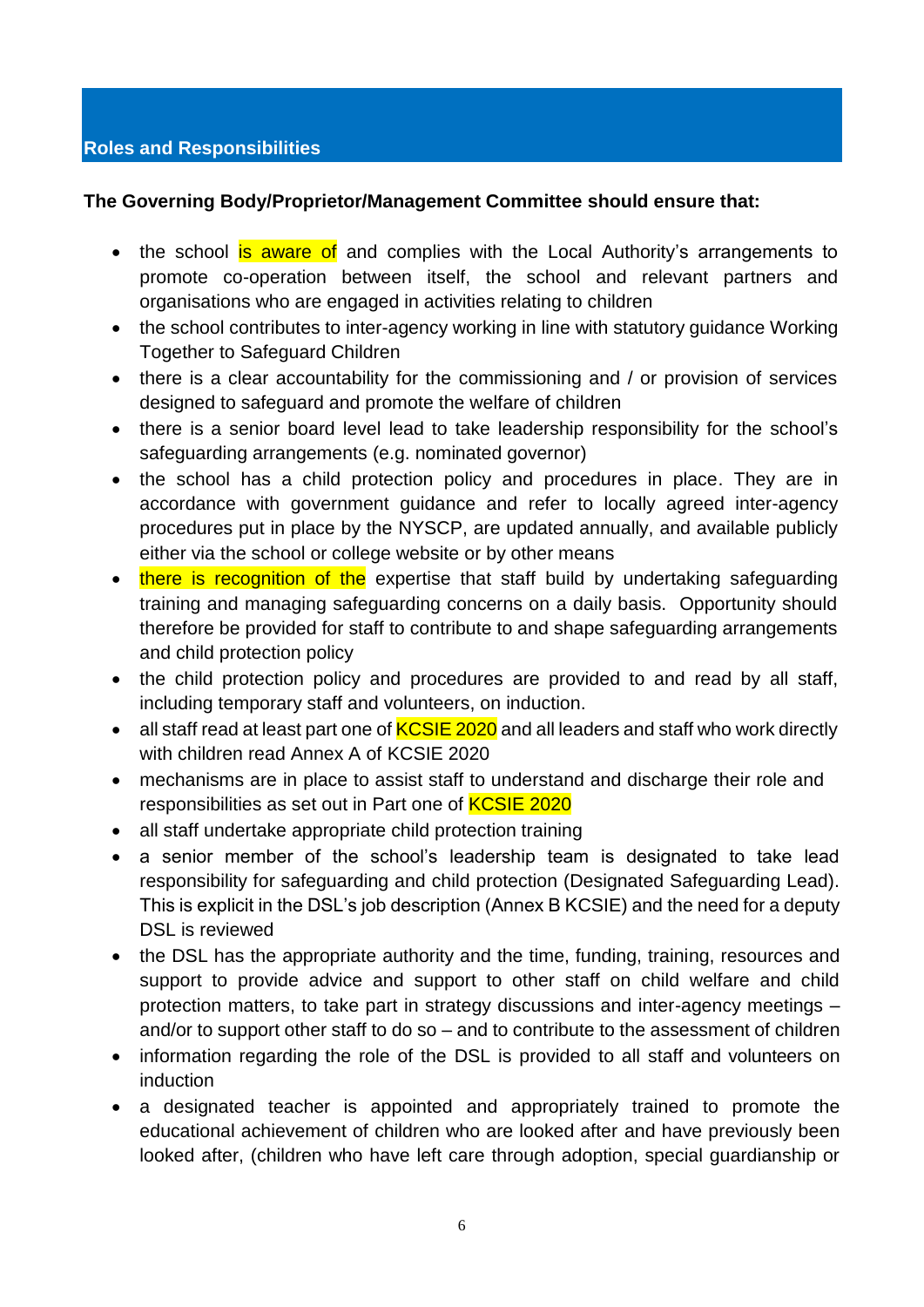## Roles and Responsibilities

**The Governing Body/Proprietor/Management Committee should ensure that:**

- the school is aware of and complies with the Local Authority's arrangements to promote co-operation between itself, the school and relevant partners and organisations who are engaged in activities relating to children
- the school contributes to inter-agency working in line with statutory guidance Working Together to Safeguard Children
- there is a clear accountability for the commissioning and / or provision of services designed to safeguard and promote the welfare of children
- there is a senior board level lead to take leadership responsibility for the school's safeguarding arrangements (e.g. nominated governor)
- the school has a child protection policy and procedures in place. They are in accordance with government guidance and refer to locally agreed inter-agency procedures put in place by the NYSCP, are updated annually, and available publicly either via the school or college website or by other means
- there is recognition of the expertise that staff build by undertaking safeguarding training and managing safeguarding concerns on a daily basis. Opportunity should therefore be provided for staff to contribute to and shape safeguarding arrangements and child protection policy
- the child protection policy and procedures are provided to and read by all staff, including temporary staff and volunteers, on induction.
- all staff read at least part one of KCSIE 2020 and all leaders and staff who work directly with children read Annex A of KCSIE 2020
- mechanisms are in place to assist staff to understand and discharge their role and responsibilities as set out in Part one of KCSIE 2020
- all staff undertake appropriate child protection training
- a senior member of the school's leadership team is designated to take lead responsibility for safeguarding and child protection (Designated Safeguarding Lead). This is explicit in the DSL's job description (Annex B KCSIE) and the need for a deputy DSL is reviewed
- the DSL has the appropriate authority and the time, funding, training, resources and support to provide advice and support to other staff on child welfare and child protection matters, to take part in strategy discussions and inter-agency meetings – and/or to support other staff to do so – and to contribute to the assessment of children
- information regarding the role of the DSL is provided to all staff and volunteers on induction
- a designated teacher is appointed and appropriately trained to promote the educational achievement of children who are looked after and have previously been looked after, (children who have left care through adoption, special guardianship or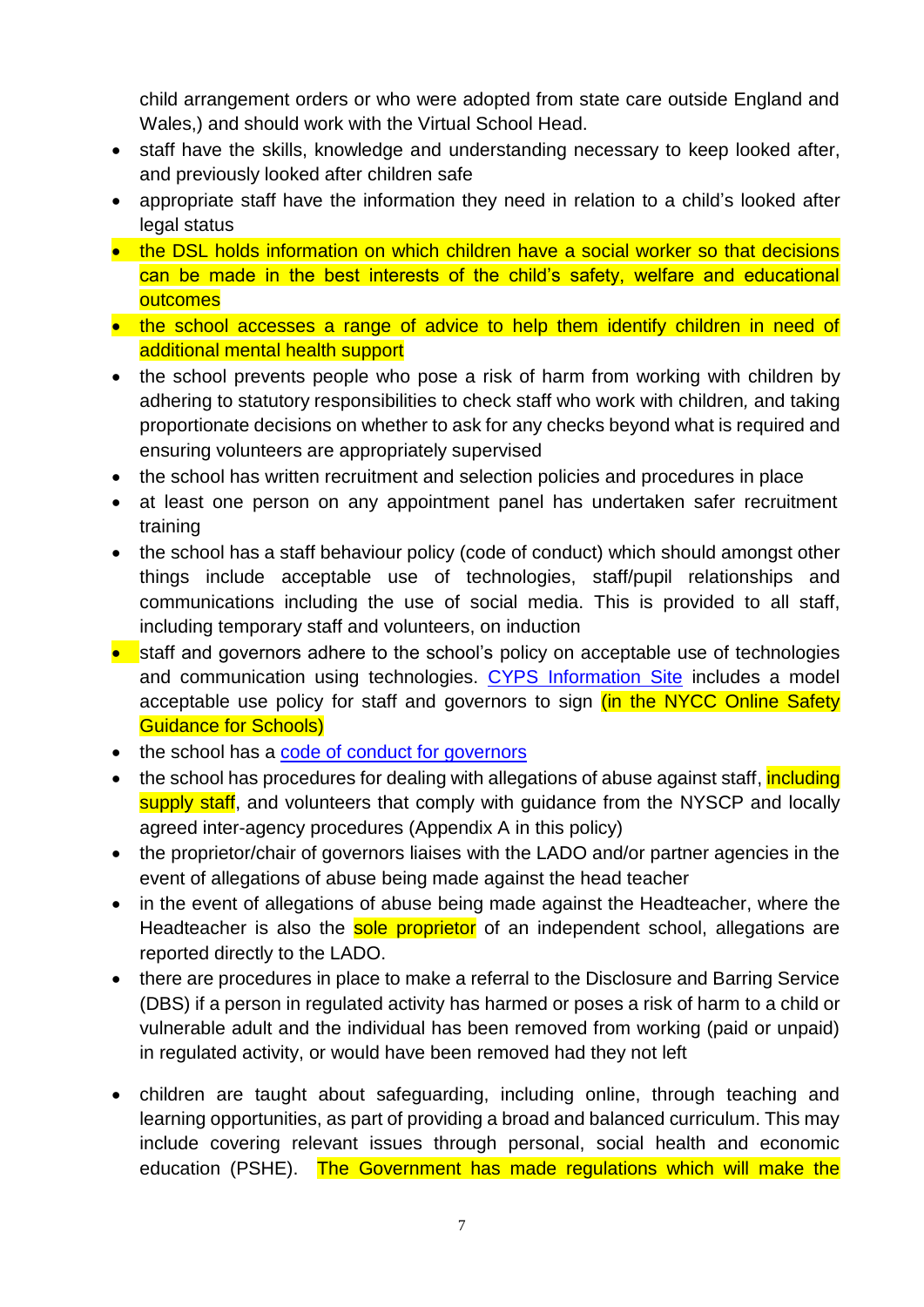child arrangement orders or who were adopted from state care outside England and Wales,) and should work with the Virtual School Head.

- staff have the skills, knowledge and understanding necessary to keep looked after, and previously looked after children safe
- appropriate staff have the information they need in relation to a child's looked after legal status
- the DSL holds information on which children have a social worker so that decisions can be made in the best interests of the child's safety, welfare and educational outcomes
- the school accesses a range of advice to help them identify children in need of additional mental health support
- the school prevents people who pose a risk of harm from working with children by adhering to statutory responsibilities to check staff who work with children, and taking proportionate decisions on whether to ask for any checks beyond what is required and ensuring volunteers are appropriately supervised
- the school has written recruitment and selection policies and procedures in place
- at least one person on any appointment panel has undertaken safer recruitment training
- the school has a staff behaviour policy (code of conduct) which should amongst other things include acceptable use of technologies, staff/pupil relationships and communications including the use of social media. This is provided to all staff, including temporary staff and volunteers, on induction
- staff and governors adhere to the school's policy on acceptable use of technologies and communication using technologies. CYPS Information Site includes a model acceptable use policy for staff and governors to sign (in the NYCC Online Safety Guidance for Schools)
- the school has a code of conduct for governors
- the school has procedures for dealing with allegations of abuse against staff, including supply staff, and volunteers that comply with guidance from the NYSCP and locally agreed inter-agency procedures (Appendix A in this policy)
- the proprietor/chair of governors liaises with the LADO and/or partner agencies in the event of allegations of abuse being made against the head teacher
- in the event of allegations of abuse being made against the Headteacher, where the Headteacher is also the sole proprietor of an independent school, allegations are reported directly to the LADO.
- there are procedures in place to make a referral to the Disclosure and Barring Service (DBS) if a person in regulated activity has harmed or poses a risk of harm to a child or vulnerable adult and the individual has been removed from working (paid or unpaid) in regulated activity, or would have been removed had they not left
- children are taught about safeguarding, including online, through teaching and learning opportunities, as part of providing a broad and balanced curriculum. This may include covering relevant issues through personal, social health and economic education (PSHE). The Government has made regulations which will make the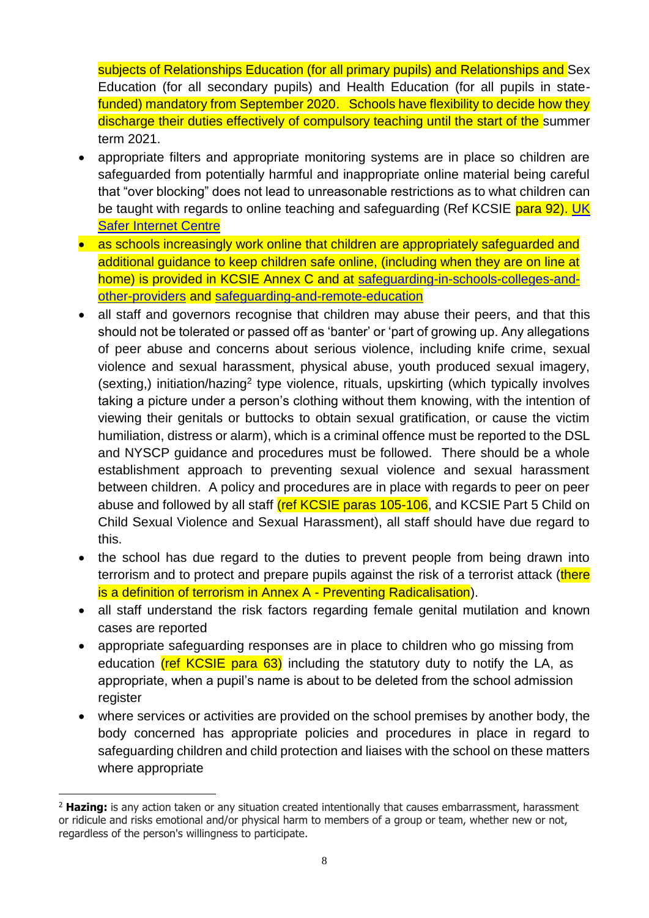subjects of Relationships Education (for all primary pupils) and Relationships and Sex Education (for all secondary pupils) and Health Education (for all pupils in state-funded) mandatory from September 2020. Schools have flexibility to decide how they discharge their duties effectively of compulsory teaching until the start of the summer term 2021.

- appropriate filters and appropriate monitoring systems are in place so children are safeguarded from potentially harmful and inappropriate online material being careful that "over blocking" does not lead to unreasonable restrictions as to what children can be taught with regards to online teaching and safeguarding (Ref KCSIE para 92). [UK Safer Internet Centre]
- as schools increasingly work online that children are appropriately safeguarded and additional guidance to keep children safe online, (including when they are on line at home) is provided in KCSIE Annex C and at [safeguarding-in-schools-colleges-and-other-providers] and [safeguarding-and-remote-education]
- all staff and governors recognise that children may abuse their peers, and that this should not be tolerated or passed off as 'banter' or 'part of growing up. Any allegations of peer abuse and concerns about serious violence, including knife crime, sexual violence and sexual harassment, physical abuse, youth produced sexual imagery, (sexting,) initiation/hazing[2] type violence, rituals, upskirting (which typically involves taking a picture under a person's clothing without them knowing, with the intention of viewing their genitals or buttocks to obtain sexual gratification, or cause the victim humiliation, distress or alarm), which is a criminal offence must be reported to the DSL and NYSCP guidance and procedures must be followed. There should be a whole establishment approach to preventing sexual violence and sexual harassment between children. A policy and procedures are in place with regards to peer on peer abuse and followed by all staff (ref KCSIE paras 105-106, and KCSIE Part 5 Child on Child Sexual Violence and Sexual Harassment), all staff should have due regard to this.
- the school has due regard to the duties to prevent people from being drawn into terrorism and to protect and prepare pupils against the risk of a terrorist attack (there is a definition of terrorism in Annex A - Preventing Radicalisation).
- all staff understand the risk factors regarding female genital mutilation and known cases are reported
- appropriate safeguarding responses are in place to children who go missing from education (ref KCSIE para 63) including the statutory duty to notify the LA, as appropriate, when a pupil's name is about to be deleted from the school admission register
- where services or activities are provided on the school premises by another body, the body concerned has appropriate policies and procedures in place in regard to safeguarding children and child protection and liaises with the school on these matters where appropriate

[2] **Hazing:** is any action taken or any situation created intentionally that causes embarrassment, harassment or ridicule and risks emotional and/or physical harm to members of a group or team, whether new or not, regardless of the person's willingness to participate.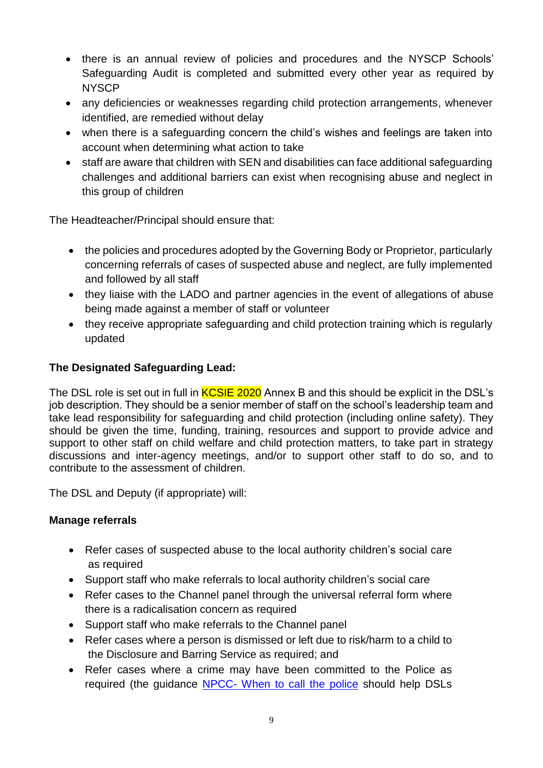- there is an annual review of policies and procedures and the NYSCP Schools' Safeguarding Audit is completed and submitted every other year as required by NYSCP
- any deficiencies or weaknesses regarding child protection arrangements, whenever identified, are remedied without delay
- when there is a safeguarding concern the child's wishes and feelings are taken into account when determining what action to take
- staff are aware that children with SEN and disabilities can face additional safeguarding challenges and additional barriers can exist when recognising abuse and neglect in this group of children

The Headteacher/Principal should ensure that:

- the policies and procedures adopted by the Governing Body or Proprietor, particularly concerning referrals of cases of suspected abuse and neglect, are fully implemented and followed by all staff
- they liaise with the LADO and partner agencies in the event of allegations of abuse being made against a member of staff or volunteer
- they receive appropriate safeguarding and child protection training which is regularly updated

**The Designated Safeguarding Lead:**

The DSL role is set out in full in KCSIE 2020 Annex B and this should be explicit in the DSL's job description. They should be a senior member of staff on the school's leadership team and take lead responsibility for safeguarding and child protection (including online safety). They should be given the time, funding, training, resources and support to provide advice and support to other staff on child welfare and child protection matters, to take part in strategy discussions and inter-agency meetings, and/or to support other staff to do so, and to contribute to the assessment of children.

The DSL and Deputy (if appropriate) will:

**Manage referrals**

- Refer cases of suspected abuse to the local authority children's social care as required
- Support staff who make referrals to local authority children's social care
- Refer cases to the Channel panel through the universal referral form where there is a radicalisation concern as required
- Support staff who make referrals to the Channel panel
- Refer cases where a person is dismissed or left due to risk/harm to a child to the Disclosure and Barring Service as required; and
- Refer cases where a crime may have been committed to the Police as required (the guidance NPCC- When to call the police should help DSLs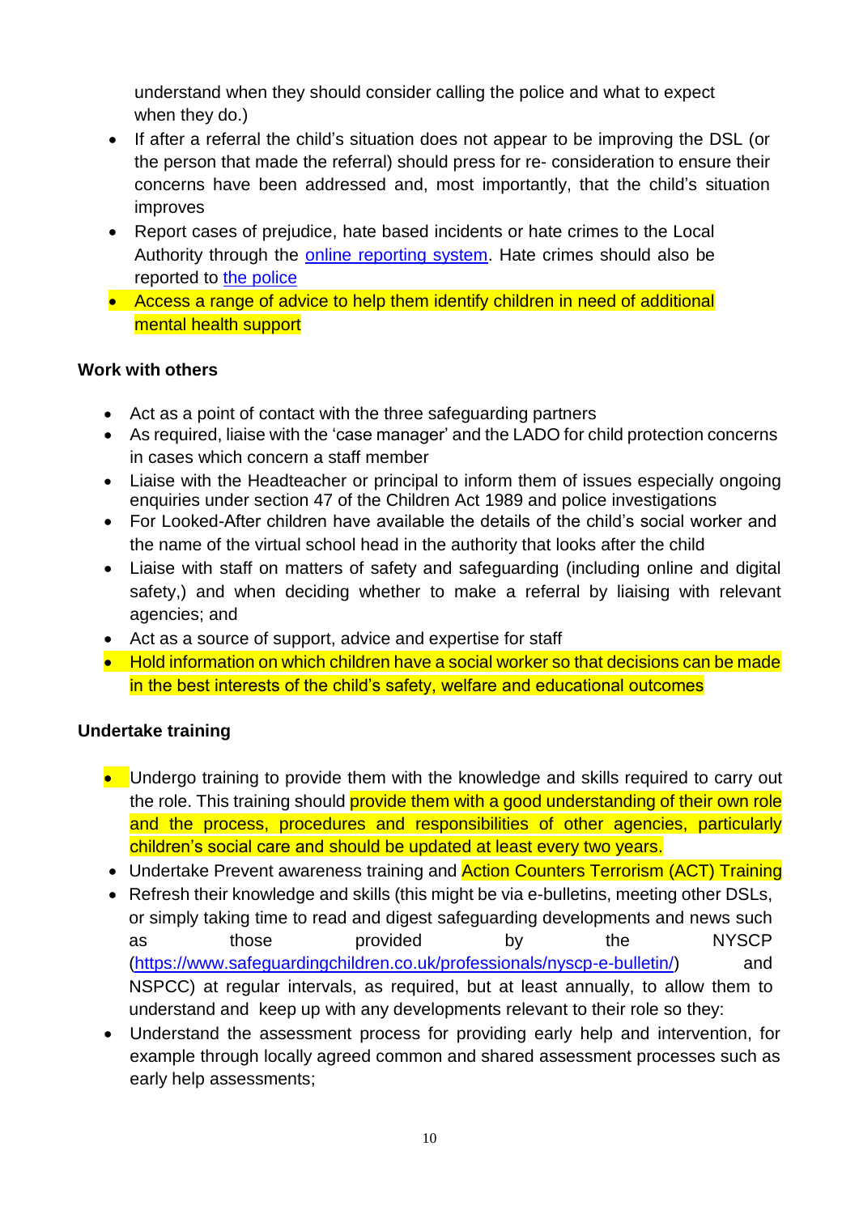understand when they should consider calling the police and what to expect when they do.)

- If after a referral the child's situation does not appear to be improving the DSL (or the person that made the referral) should press for re- consideration to ensure their concerns have been addressed and, most importantly, that the child's situation improves
- Report cases of prejudice, hate based incidents or hate crimes to the Local Authority through the [online reporting system](). Hate crimes should also be reported to [the police]()
- Access a range of advice to help them identify children in need of additional mental health support

**Work with others**

- Act as a point of contact with the three safeguarding partners
- As required, liaise with the 'case manager' and the LADO for child protection concerns in cases which concern a staff member
- Liaise with the Headteacher or principal to inform them of issues especially ongoing enquiries under section 47 of the Children Act 1989 and police investigations
- For Looked-After children have available the details of the child's social worker and the name of the virtual school head in the authority that looks after the child
- Liaise with staff on matters of safety and safeguarding (including online and digital safety,) and when deciding whether to make a referral by liaising with relevant agencies; and
- Act as a source of support, advice and expertise for staff
- Hold information on which children have a social worker so that decisions can be made in the best interests of the child's safety, welfare and educational outcomes

**Undertake training**

- Undergo training to provide them with the knowledge and skills required to carry out the role. This training should provide them with a good understanding of their own role and the process, procedures and responsibilities of other agencies, particularly children's social care and should be updated at least every two years.
- Undertake Prevent awareness training and Action Counters Terrorism (ACT) Training
- Refresh their knowledge and skills (this might be via e-bulletins, meeting other DSLs, or simply taking time to read and digest safeguarding developments and news such as those provided by the NYSCP (https://www.safeguardingchildren.co.uk/professionals/nyscp-e-bulletin/) and NSPCC) at regular intervals, as required, but at least annually, to allow them to understand and keep up with any developments relevant to their role so they:
- Understand the assessment process for providing early help and intervention, for example through locally agreed common and shared assessment processes such as early help assessments;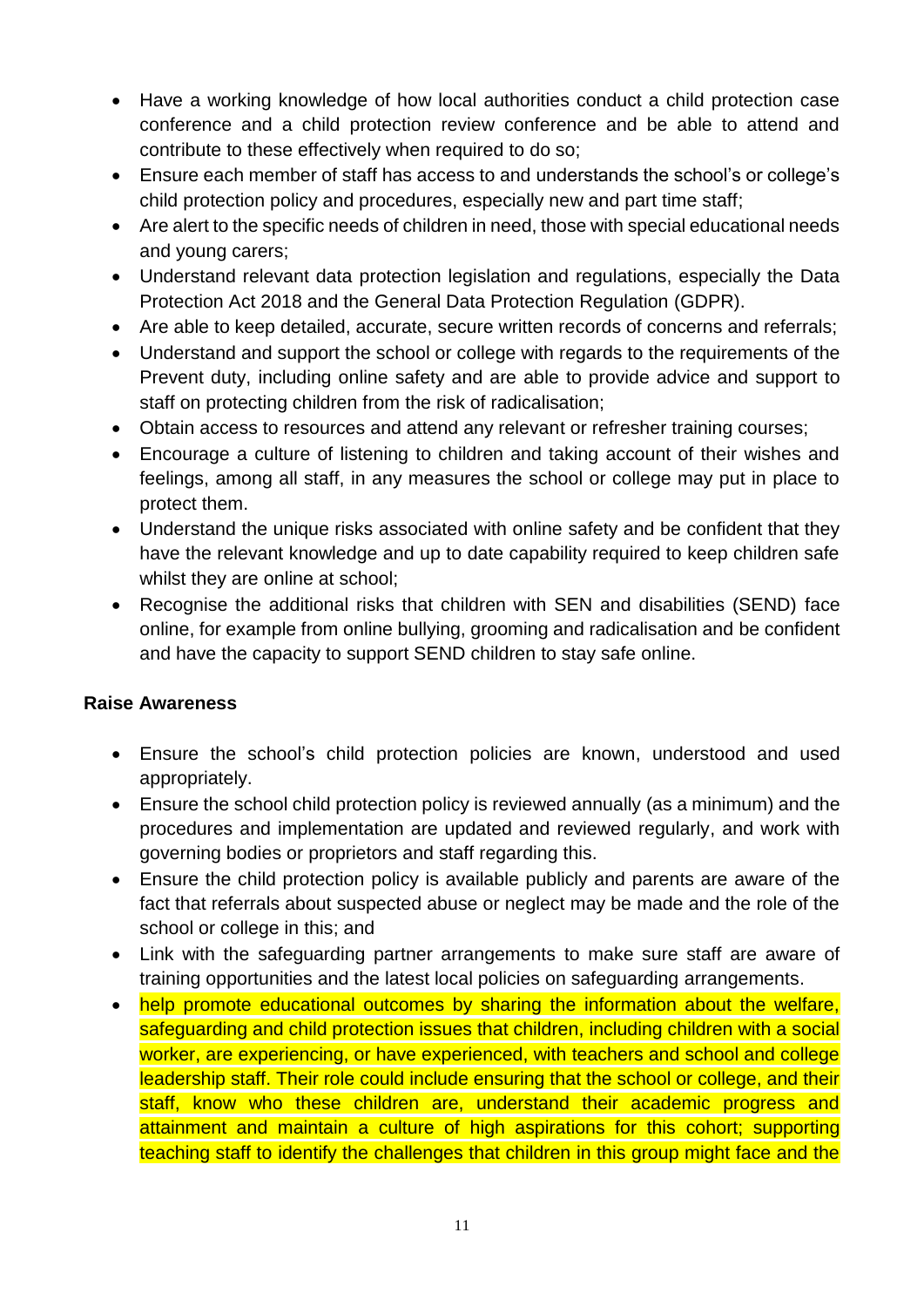- Have a working knowledge of how local authorities conduct a child protection case conference and a child protection review conference and be able to attend and contribute to these effectively when required to do so;
- Ensure each member of staff has access to and understands the school's or college's child protection policy and procedures, especially new and part time staff;
- Are alert to the specific needs of children in need, those with special educational needs and young carers;
- Understand relevant data protection legislation and regulations, especially the Data Protection Act 2018 and the General Data Protection Regulation (GDPR).
- Are able to keep detailed, accurate, secure written records of concerns and referrals;
- Understand and support the school or college with regards to the requirements of the Prevent duty, including online safety and are able to provide advice and support to staff on protecting children from the risk of radicalisation;
- Obtain access to resources and attend any relevant or refresher training courses;
- Encourage a culture of listening to children and taking account of their wishes and feelings, among all staff, in any measures the school or college may put in place to protect them.
- Understand the unique risks associated with online safety and be confident that they have the relevant knowledge and up to date capability required to keep children safe whilst they are online at school;
- Recognise the additional risks that children with SEN and disabilities (SEND) face online, for example from online bullying, grooming and radicalisation and be confident and have the capacity to support SEND children to stay safe online.

**Raise Awareness**

- Ensure the school's child protection policies are known, understood and used appropriately.
- Ensure the school child protection policy is reviewed annually (as a minimum) and the procedures and implementation are updated and reviewed regularly, and work with governing bodies or proprietors and staff regarding this.
- Ensure the child protection policy is available publicly and parents are aware of the fact that referrals about suspected abuse or neglect may be made and the role of the school or college in this; and
- Link with the safeguarding partner arrangements to make sure staff are aware of training opportunities and the latest local policies on safeguarding arrangements.
- help promote educational outcomes by sharing the information about the welfare, safeguarding and child protection issues that children, including children with a social worker, are experiencing, or have experienced, with teachers and school and college leadership staff. Their role could include ensuring that the school or college, and their staff, know who these children are, understand their academic progress and attainment and maintain a culture of high aspirations for this cohort; supporting teaching staff to identify the challenges that children in this group might face and the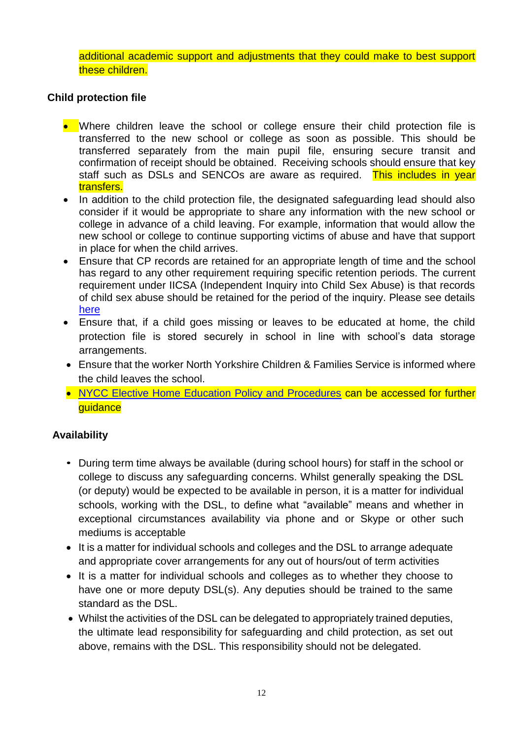additional academic support and adjustments that they could make to best support these children.

**Child protection file**

- Where children leave the school or college ensure their child protection file is transferred to the new school or college as soon as possible. This should be transferred separately from the main pupil file, ensuring secure transit and confirmation of receipt should be obtained. Receiving schools should ensure that key staff such as DSLs and SENCOs are aware as required. This includes in year transfers.
- In addition to the child protection file, the designated safeguarding lead should also consider if it would be appropriate to share any information with the new school or college in advance of a child leaving. For example, information that would allow the new school or college to continue supporting victims of abuse and have that support in place for when the child arrives.
- Ensure that CP records are retained for an appropriate length of time and the school has regard to any other requirement requiring specific retention periods. The current requirement under IICSA (Independent Inquiry into Child Sex Abuse) is that records of child sex abuse should be retained for the period of the inquiry. Please see details here
- Ensure that, if a child goes missing or leaves to be educated at home, the child protection file is stored securely in school in line with school's data storage arrangements.
- Ensure that the worker North Yorkshire Children & Families Service is informed where the child leaves the school.
- NYCC Elective Home Education Policy and Procedures can be accessed for further guidance

**Availability**

- During term time always be available (during school hours) for staff in the school or college to discuss any safeguarding concerns. Whilst generally speaking the DSL (or deputy) would be expected to be available in person, it is a matter for individual schools, working with the DSL, to define what "available" means and whether in exceptional circumstances availability via phone and or Skype or other such mediums is acceptable
- It is a matter for individual schools and colleges and the DSL to arrange adequate and appropriate cover arrangements for any out of hours/out of term activities
- It is a matter for individual schools and colleges as to whether they choose to have one or more deputy DSL(s). Any deputies should be trained to the same standard as the DSL.
- Whilst the activities of the DSL can be delegated to appropriately trained deputies, the ultimate lead responsibility for safeguarding and child protection, as set out above, remains with the DSL. This responsibility should not be delegated.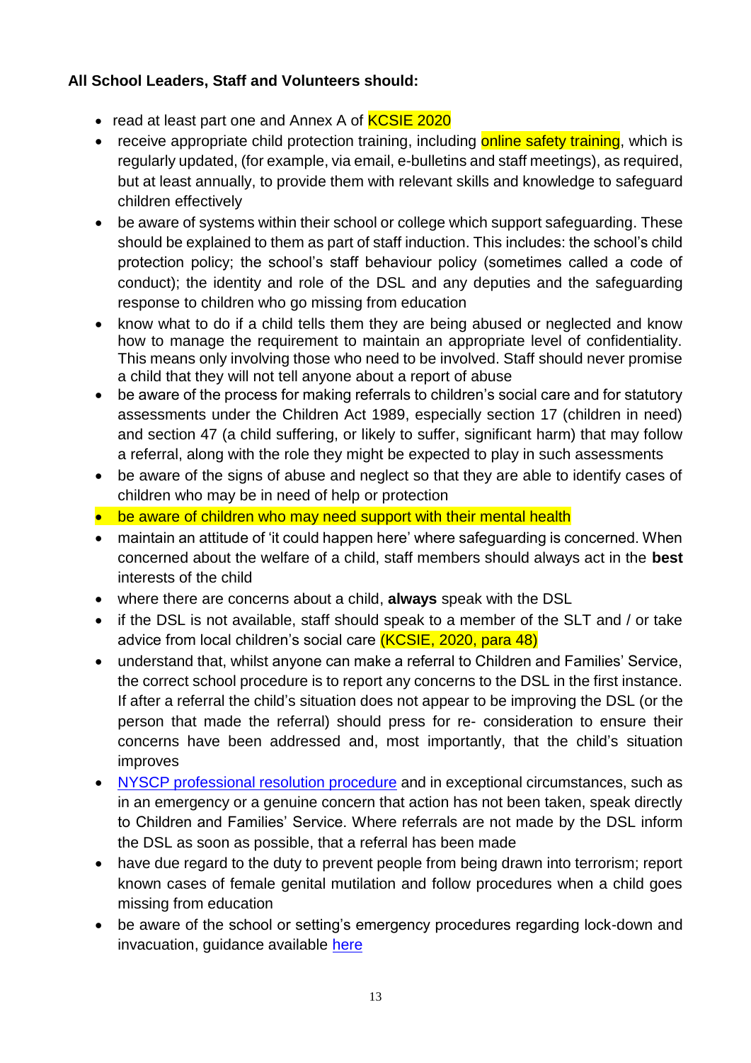**All School Leaders, Staff and Volunteers should:**

- read at least part one and Annex A of KCSIE 2020
- receive appropriate child protection training, including online safety training, which is regularly updated, (for example, via email, e-bulletins and staff meetings), as required, but at least annually, to provide them with relevant skills and knowledge to safeguard children effectively
- be aware of systems within their school or college which support safeguarding. These should be explained to them as part of staff induction. This includes: the school's child protection policy; the school's staff behaviour policy (sometimes called a code of conduct); the identity and role of the DSL and any deputies and the safeguarding response to children who go missing from education
- know what to do if a child tells them they are being abused or neglected and know how to manage the requirement to maintain an appropriate level of confidentiality. This means only involving those who need to be involved. Staff should never promise a child that they will not tell anyone about a report of abuse
- be aware of the process for making referrals to children's social care and for statutory assessments under the Children Act 1989, especially section 17 (children in need) and section 47 (a child suffering, or likely to suffer, significant harm) that may follow a referral, along with the role they might be expected to play in such assessments
- be aware of the signs of abuse and neglect so that they are able to identify cases of children who may be in need of help or protection
- be aware of children who may need support with their mental health
- maintain an attitude of 'it could happen here' where safeguarding is concerned. When concerned about the welfare of a child, staff members should always act in the **best** interests of the child
- where there are concerns about a child, **always** speak with the DSL
- if the DSL is not available, staff should speak to a member of the SLT and / or take advice from local children's social care (KCSIE, 2020, para 48)
- understand that, whilst anyone can make a referral to Children and Families' Service, the correct school procedure is to report any concerns to the DSL in the first instance. If after a referral the child's situation does not appear to be improving the DSL (or the person that made the referral) should press for re- consideration to ensure their concerns have been addressed and, most importantly, that the child's situation improves
- NYSCP professional resolution procedure and in exceptional circumstances, such as in an emergency or a genuine concern that action has not been taken, speak directly to Children and Families' Service. Where referrals are not made by the DSL inform the DSL as soon as possible, that a referral has been made
- have due regard to the duty to prevent people from being drawn into terrorism; report known cases of female genital mutilation and follow procedures when a child goes missing from education
- be aware of the school or setting's emergency procedures regarding lock-down and invacuation, guidance available here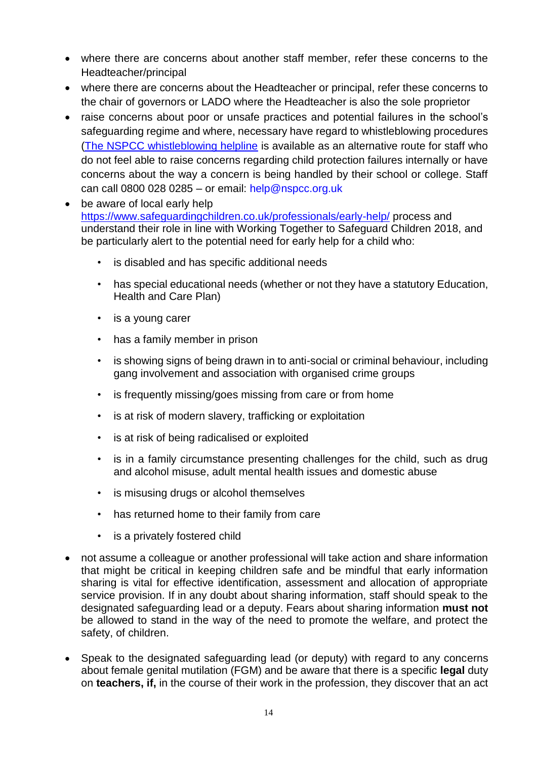- where there are concerns about another staff member, refer these concerns to the Headteacher/principal
- where there are concerns about the Headteacher or principal, refer these concerns to the chair of governors or LADO where the Headteacher is also the sole proprietor
- raise concerns about poor or unsafe practices and potential failures in the school's safeguarding regime and where, necessary have regard to whistleblowing procedures (The NSPCC whistleblowing helpline is available as an alternative route for staff who do not feel able to raise concerns regarding child protection failures internally or have concerns about the way a concern is being handled by their school or college. Staff can call 0800 028 0285 – or email: help@nspcc.org.uk
- be aware of local early help https://www.safeguardingchildren.co.uk/professionals/early-help/ process and understand their role in line with Working Together to Safeguard Children 2018, and be particularly alert to the potential need for early help for a child who:
    - is disabled and has specific additional needs
    - has special educational needs (whether or not they have a statutory Education, Health and Care Plan)
    - is a young carer
    - has a family member in prison
    - is showing signs of being drawn in to anti-social or criminal behaviour, including gang involvement and association with organised crime groups
    - is frequently missing/goes missing from care or from home
    - is at risk of modern slavery, trafficking or exploitation
    - is at risk of being radicalised or exploited
    - is in a family circumstance presenting challenges for the child, such as drug and alcohol misuse, adult mental health issues and domestic abuse
    - is misusing drugs or alcohol themselves
    - has returned home to their family from care
    - is a privately fostered child
- not assume a colleague or another professional will take action and share information that might be critical in keeping children safe and be mindful that early information sharing is vital for effective identification, assessment and allocation of appropriate service provision. If in any doubt about sharing information, staff should speak to the designated safeguarding lead or a deputy. Fears about sharing information **must not** be allowed to stand in the way of the need to promote the welfare, and protect the safety, of children.
- Speak to the designated safeguarding lead (or deputy) with regard to any concerns about female genital mutilation (FGM) and be aware that there is a specific **legal** duty on **teachers, if,** in the course of their work in the profession, they discover that an act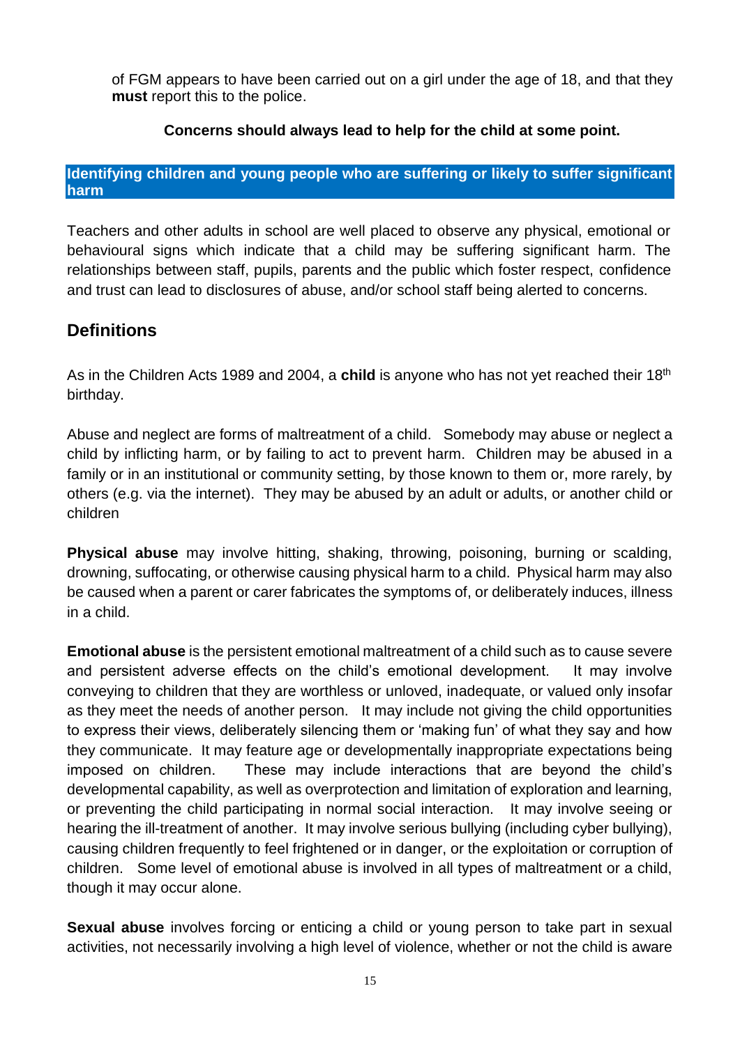of FGM appears to have been carried out on a girl under the age of 18, and that they **must** report this to the police.

**Concerns should always lead to help for the child at some point.**

## Identifying children and young people who are suffering or likely to suffer significant harm

Teachers and other adults in school are well placed to observe any physical, emotional or behavioural signs which indicate that a child may be suffering significant harm. The relationships between staff, pupils, parents and the public which foster respect, confidence and trust can lead to disclosures of abuse, and/or school staff being alerted to concerns.

## Definitions

As in the Children Acts 1989 and 2004, a **child** is anyone who has not yet reached their 18th birthday.

Abuse and neglect are forms of maltreatment of a child. Somebody may abuse or neglect a child by inflicting harm, or by failing to act to prevent harm. Children may be abused in a family or in an institutional or community setting, by those known to them or, more rarely, by others (e.g. via the internet). They may be abused by an adult or adults, or another child or children

**Physical abuse** may involve hitting, shaking, throwing, poisoning, burning or scalding, drowning, suffocating, or otherwise causing physical harm to a child. Physical harm may also be caused when a parent or carer fabricates the symptoms of, or deliberately induces, illness in a child.

**Emotional abuse** is the persistent emotional maltreatment of a child such as to cause severe and persistent adverse effects on the child's emotional development. It may involve conveying to children that they are worthless or unloved, inadequate, or valued only insofar as they meet the needs of another person. It may include not giving the child opportunities to express their views, deliberately silencing them or 'making fun' of what they say and how they communicate. It may feature age or developmentally inappropriate expectations being imposed on children. These may include interactions that are beyond the child's developmental capability, as well as overprotection and limitation of exploration and learning, or preventing the child participating in normal social interaction. It may involve seeing or hearing the ill-treatment of another. It may involve serious bullying (including cyber bullying), causing children frequently to feel frightened or in danger, or the exploitation or corruption of children. Some level of emotional abuse is involved in all types of maltreatment or a child, though it may occur alone.

**Sexual abuse** involves forcing or enticing a child or young person to take part in sexual activities, not necessarily involving a high level of violence, whether or not the child is aware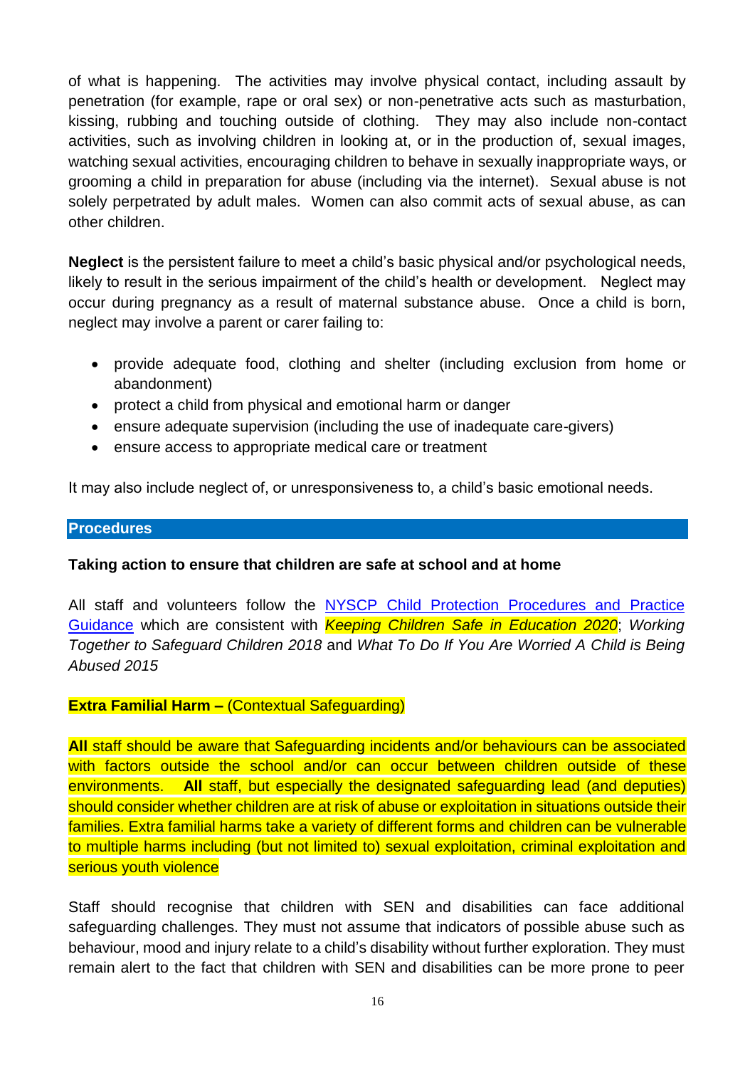of what is happening. The activities may involve physical contact, including assault by penetration (for example, rape or oral sex) or non-penetrative acts such as masturbation, kissing, rubbing and touching outside of clothing. They may also include non-contact activities, such as involving children in looking at, or in the production of, sexual images, watching sexual activities, encouraging children to behave in sexually inappropriate ways, or grooming a child in preparation for abuse (including via the internet). Sexual abuse is not solely perpetrated by adult males. Women can also commit acts of sexual abuse, as can other children.

**Neglect** is the persistent failure to meet a child's basic physical and/or psychological needs, likely to result in the serious impairment of the child's health or development. Neglect may occur during pregnancy as a result of maternal substance abuse. Once a child is born, neglect may involve a parent or carer failing to:

- provide adequate food, clothing and shelter (including exclusion from home or abandonment)
- protect a child from physical and emotional harm or danger
- ensure adequate supervision (including the use of inadequate care-givers)
- ensure access to appropriate medical care or treatment

It may also include neglect of, or unresponsiveness to, a child's basic emotional needs.

## Procedures

**Taking action to ensure that children are safe at school and at home**

All staff and volunteers follow the NYSCP Child Protection Procedures and Practice Guidance which are consistent with *Keeping Children Safe in Education 2020*; *Working Together to Safeguard Children 2018* and *What To Do If You Are Worried A Child is Being Abused 2015*

**Extra Familial Harm –** (Contextual Safeguarding)

**All** staff should be aware that Safeguarding incidents and/or behaviours can be associated with factors outside the school and/or can occur between children outside of these environments. **All** staff, but especially the designated safeguarding lead (and deputies) should consider whether children are at risk of abuse or exploitation in situations outside their families. Extra familial harms take a variety of different forms and children can be vulnerable to multiple harms including (but not limited to) sexual exploitation, criminal exploitation and serious youth violence

Staff should recognise that children with SEN and disabilities can face additional safeguarding challenges. They must not assume that indicators of possible abuse such as behaviour, mood and injury relate to a child's disability without further exploration. They must remain alert to the fact that children with SEN and disabilities can be more prone to peer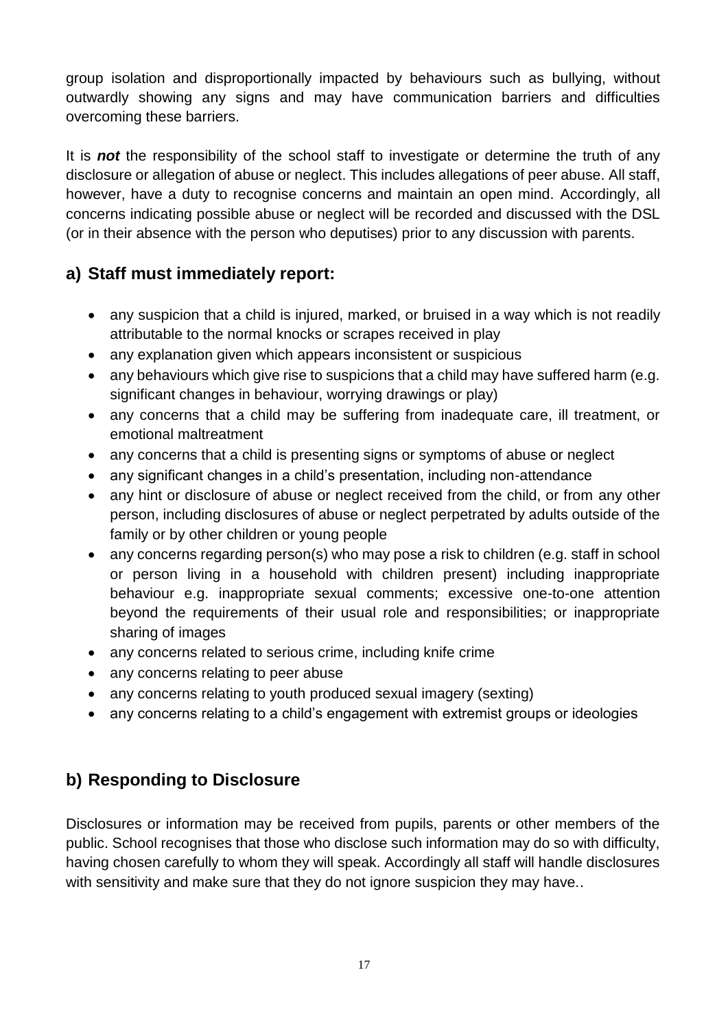group isolation and disproportionally impacted by behaviours such as bullying, without outwardly showing any signs and may have communication barriers and difficulties overcoming these barriers.

It is ***not*** the responsibility of the school staff to investigate or determine the truth of any disclosure or allegation of abuse or neglect. This includes allegations of peer abuse. All staff, however, have a duty to recognise concerns and maintain an open mind. Accordingly, all concerns indicating possible abuse or neglect will be recorded and discussed with the DSL (or in their absence with the person who deputises) prior to any discussion with parents.

## a) Staff must immediately report:

- any suspicion that a child is injured, marked, or bruised in a way which is not readily attributable to the normal knocks or scrapes received in play
- any explanation given which appears inconsistent or suspicious
- any behaviours which give rise to suspicions that a child may have suffered harm (e.g. significant changes in behaviour, worrying drawings or play)
- any concerns that a child may be suffering from inadequate care, ill treatment, or emotional maltreatment
- any concerns that a child is presenting signs or symptoms of abuse or neglect
- any significant changes in a child's presentation, including non-attendance
- any hint or disclosure of abuse or neglect received from the child, or from any other person, including disclosures of abuse or neglect perpetrated by adults outside of the family or by other children or young people
- any concerns regarding person(s) who may pose a risk to children (e.g. staff in school or person living in a household with children present) including inappropriate behaviour e.g. inappropriate sexual comments; excessive one-to-one attention beyond the requirements of their usual role and responsibilities; or inappropriate sharing of images
- any concerns related to serious crime, including knife crime
- any concerns relating to peer abuse
- any concerns relating to youth produced sexual imagery (sexting)
- any concerns relating to a child's engagement with extremist groups or ideologies

## b) Responding to Disclosure

Disclosures or information may be received from pupils, parents or other members of the public. School recognises that those who disclose such information may do so with difficulty, having chosen carefully to whom they will speak. Accordingly all staff will handle disclosures with sensitivity and make sure that they do not ignore suspicion they may have..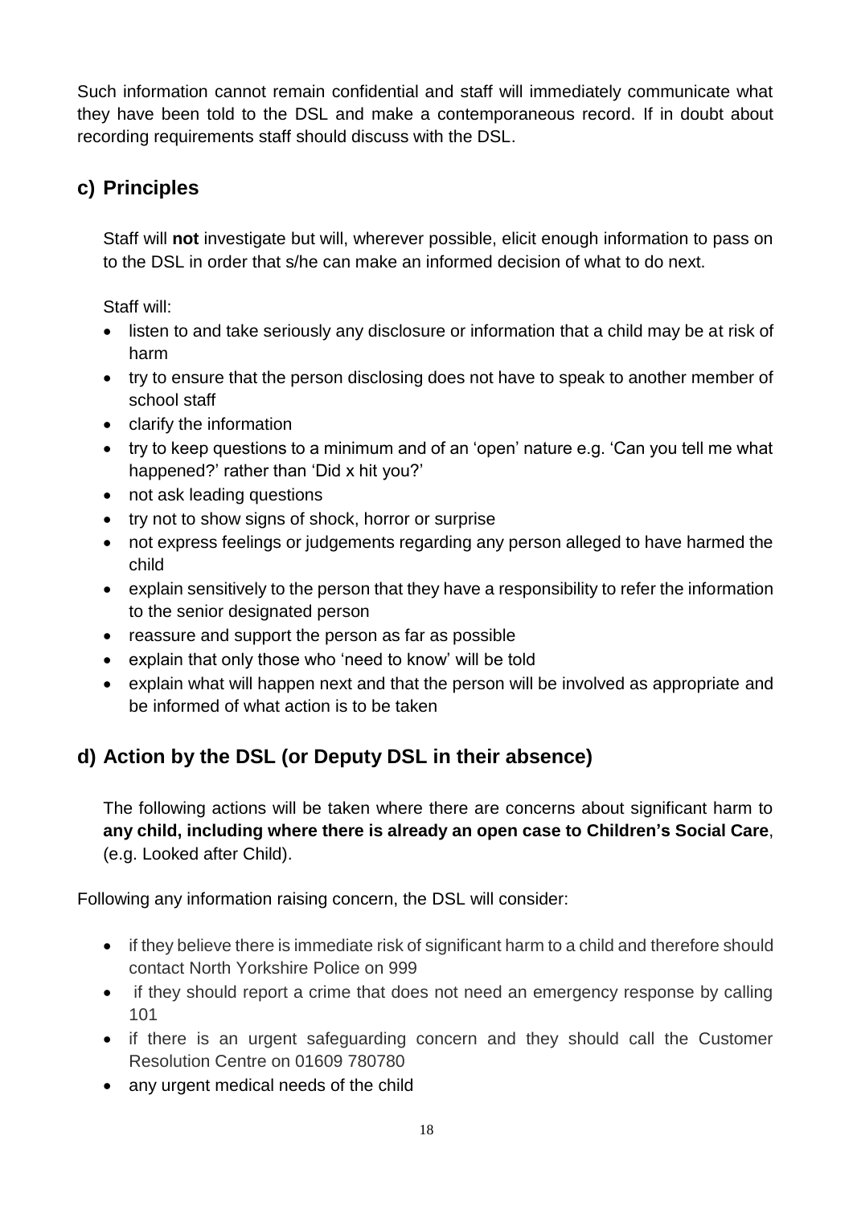Such information cannot remain confidential and staff will immediately communicate what they have been told to the DSL and make a contemporaneous record. If in doubt about recording requirements staff should discuss with the DSL.

## c) Principles

Staff will **not** investigate but will, wherever possible, elicit enough information to pass on to the DSL in order that s/he can make an informed decision of what to do next.

Staff will:

- listen to and take seriously any disclosure or information that a child may be at risk of harm
- try to ensure that the person disclosing does not have to speak to another member of school staff
- clarify the information
- try to keep questions to a minimum and of an 'open' nature e.g. 'Can you tell me what happened?' rather than 'Did x hit you?'
- not ask leading questions
- try not to show signs of shock, horror or surprise
- not express feelings or judgements regarding any person alleged to have harmed the child
- explain sensitively to the person that they have a responsibility to refer the information to the senior designated person
- reassure and support the person as far as possible
- explain that only those who 'need to know' will be told
- explain what will happen next and that the person will be involved as appropriate and be informed of what action is to be taken

## d) Action by the DSL (or Deputy DSL in their absence)

The following actions will be taken where there are concerns about significant harm to **any child, including where there is already an open case to Children's Social Care**, (e.g. Looked after Child).

Following any information raising concern, the DSL will consider:

- if they believe there is immediate risk of significant harm to a child and therefore should contact North Yorkshire Police on 999
- if they should report a crime that does not need an emergency response by calling 101
- if there is an urgent safeguarding concern and they should call the Customer Resolution Centre on 01609 780780
- any urgent medical needs of the child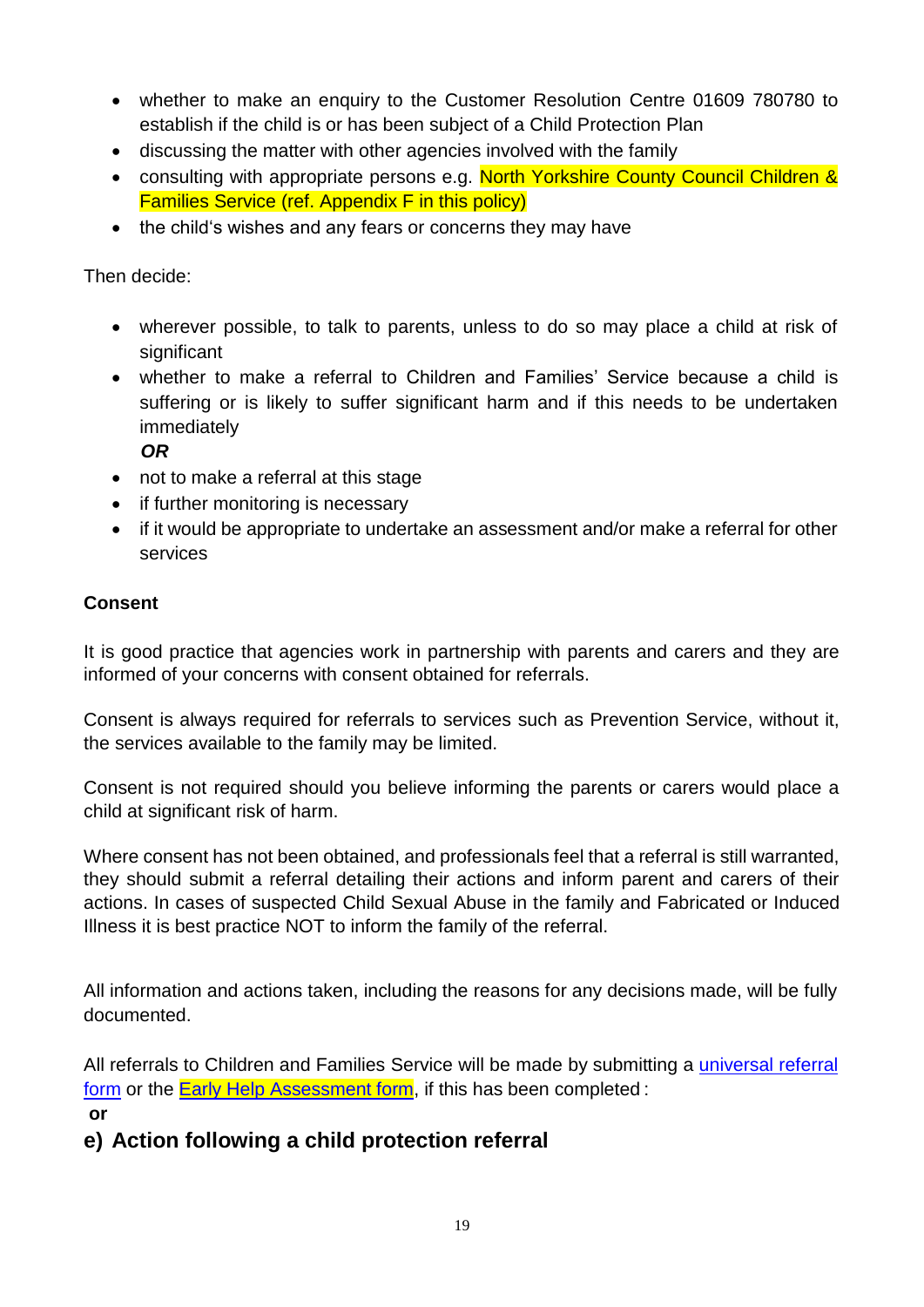- whether to make an enquiry to the Customer Resolution Centre 01609 780780 to establish if the child is or has been subject of a Child Protection Plan
- discussing the matter with other agencies involved with the family
- consulting with appropriate persons e.g. North Yorkshire County Council Children & Families Service (ref. Appendix F in this policy)
- the child's wishes and any fears or concerns they may have

Then decide:

- wherever possible, to talk to parents, unless to do so may place a child at risk of significant
- whether to make a referral to Children and Families' Service because a child is suffering or is likely to suffer significant harm and if this needs to be undertaken immediately
  ***OR***
- not to make a referral at this stage
- if further monitoring is necessary
- if it would be appropriate to undertake an assessment and/or make a referral for other services

**Consent**

It is good practice that agencies work in partnership with parents and carers and they are informed of your concerns with consent obtained for referrals.

Consent is always required for referrals to services such as Prevention Service, without it, the services available to the family may be limited.

Consent is not required should you believe informing the parents or carers would place a child at significant risk of harm.

Where consent has not been obtained, and professionals feel that a referral is still warranted, they should submit a referral detailing their actions and inform parent and carers of their actions. In cases of suspected Child Sexual Abuse in the family and Fabricated or Induced Illness it is best practice NOT to inform the family of the referral.

All information and actions taken, including the reasons for any decisions made, will be fully documented.

All referrals to Children and Families Service will be made by submitting a universal referral form or the Early Help Assessment form, if this has been completed :

**or**

## e) Action following a child protection referral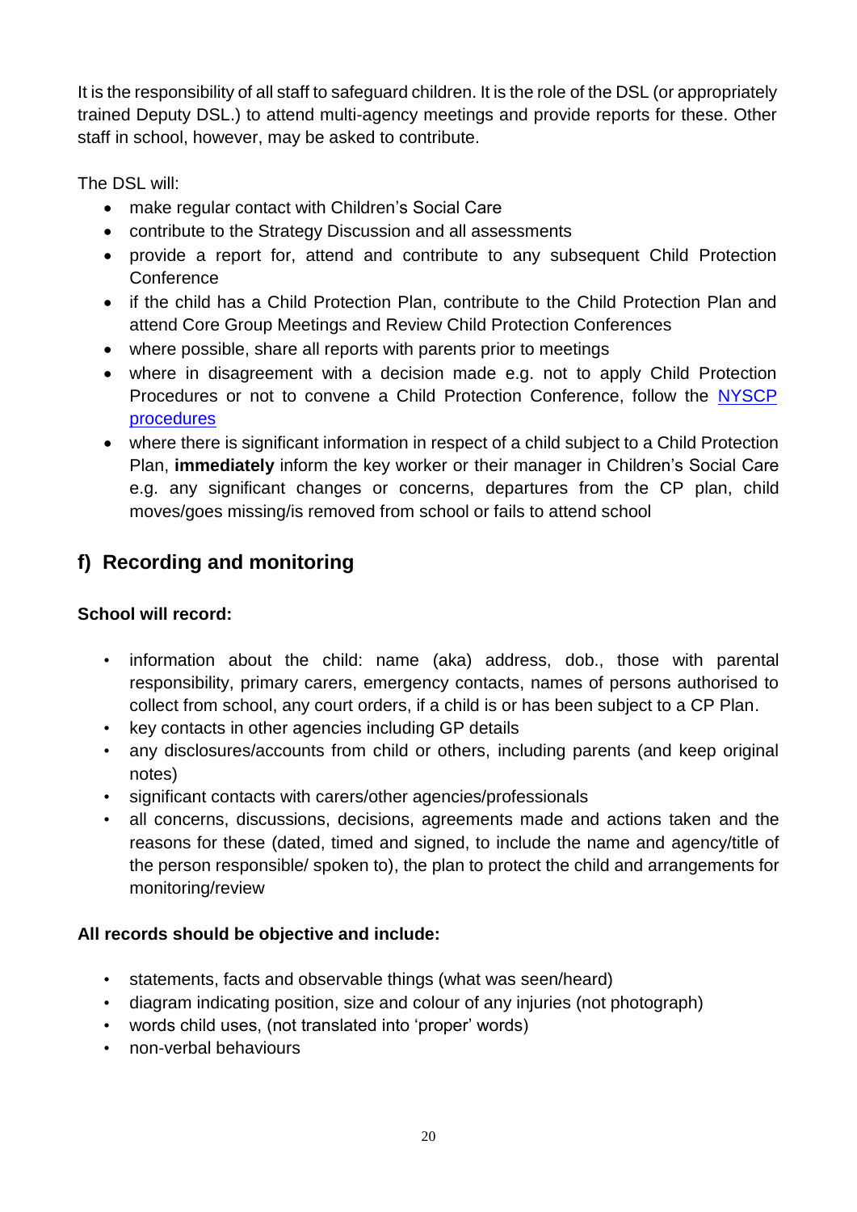It is the responsibility of all staff to safeguard children. It is the role of the DSL (or appropriately trained Deputy DSL.) to attend multi-agency meetings and provide reports for these. Other staff in school, however, may be asked to contribute.

The DSL will:

- make regular contact with Children's Social Care
- contribute to the Strategy Discussion and all assessments
- provide a report for, attend and contribute to any subsequent Child Protection Conference
- if the child has a Child Protection Plan, contribute to the Child Protection Plan and attend Core Group Meetings and Review Child Protection Conferences
- where possible, share all reports with parents prior to meetings
- where in disagreement with a decision made e.g. not to apply Child Protection Procedures or not to convene a Child Protection Conference, follow the NYSCP procedures
- where there is significant information in respect of a child subject to a Child Protection Plan, **immediately** inform the key worker or their manager in Children's Social Care e.g. any significant changes or concerns, departures from the CP plan, child moves/goes missing/is removed from school or fails to attend school

## f) Recording and monitoring

**School will record:**

- information about the child: name (aka) address, dob., those with parental responsibility, primary carers, emergency contacts, names of persons authorised to collect from school, any court orders, if a child is or has been subject to a CP Plan.
- key contacts in other agencies including GP details
- any disclosures/accounts from child or others, including parents (and keep original notes)
- significant contacts with carers/other agencies/professionals
- all concerns, discussions, decisions, agreements made and actions taken and the reasons for these (dated, timed and signed, to include the name and agency/title of the person responsible/ spoken to), the plan to protect the child and arrangements for monitoring/review

**All records should be objective and include:**

- statements, facts and observable things (what was seen/heard)
- diagram indicating position, size and colour of any injuries (not photograph)
- words child uses, (not translated into 'proper' words)
- non-verbal behaviours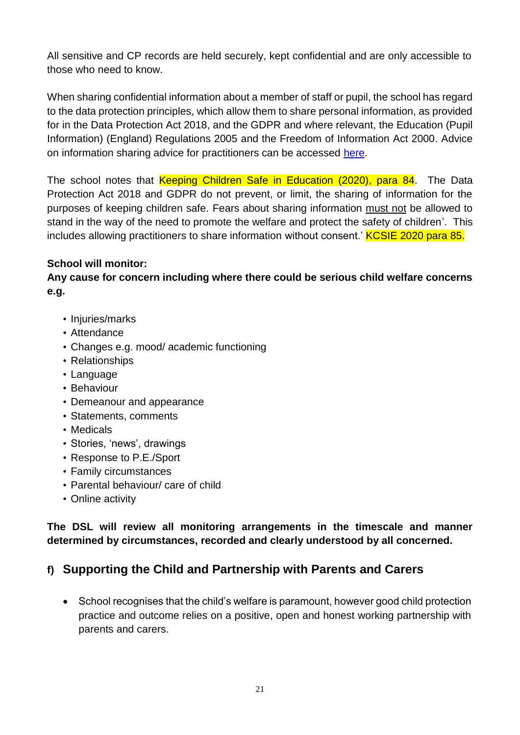All sensitive and CP records are held securely, kept confidential and are only accessible to those who need to know.

When sharing confidential information about a member of staff or pupil, the school has regard to the data protection principles, which allow them to share personal information, as provided for in the Data Protection Act 2018, and the GDPR and where relevant, the Education (Pupil Information) (England) Regulations 2005 and the Freedom of Information Act 2000. Advice on information sharing advice for practitioners can be accessed here.

The school notes that Keeping Children Safe in Education (2020), para 84. The Data Protection Act 2018 and GDPR do not prevent, or limit, the sharing of information for the purposes of keeping children safe. Fears about sharing information <u>must not</u> be allowed to stand in the way of the need to promote the welfare and protect the safety of children'. This includes allowing practitioners to share information without consent.' KCSIE 2020 para 85.

**School will monitor:**
**Any cause for concern including where there could be serious child welfare concerns e.g.**

- Injuries/marks
- Attendance
- Changes e.g. mood/ academic functioning
- Relationships
- Language
- Behaviour
- Demeanour and appearance
- Statements, comments
- Medicals
- Stories, 'news', drawings
- Response to P.E./Sport
- Family circumstances
- Parental behaviour/ care of child
- Online activity

**The DSL will review all monitoring arrangements in the timescale and manner determined by circumstances, recorded and clearly understood by all concerned.**

## f) Supporting the Child and Partnership with Parents and Carers

- School recognises that the child's welfare is paramount, however good child protection practice and outcome relies on a positive, open and honest working partnership with parents and carers.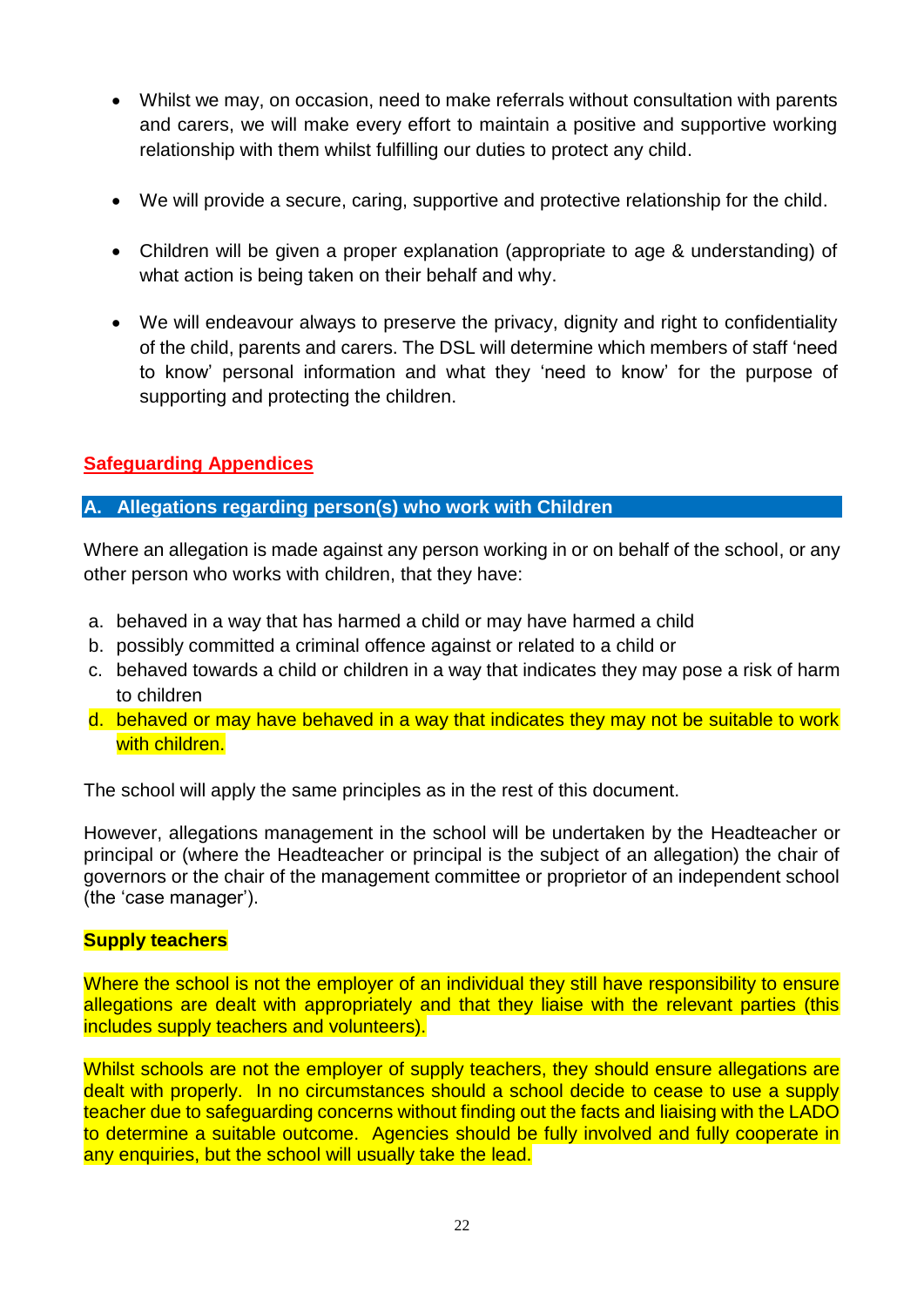- Whilst we may, on occasion, need to make referrals without consultation with parents and carers, we will make every effort to maintain a positive and supportive working relationship with them whilst fulfilling our duties to protect any child.

- We will provide a secure, caring, supportive and protective relationship for the child.

- Children will be given a proper explanation (appropriate to age & understanding) of what action is being taken on their behalf and why.

- We will endeavour always to preserve the privacy, dignity and right to confidentiality of the child, parents and carers. The DSL will determine which members of staff 'need to know' personal information and what they 'need to know' for the purpose of supporting and protecting the children.

## Safeguarding Appendices

### A. Allegations regarding person(s) who work with Children

Where an allegation is made against any person working in or on behalf of the school, or any other person who works with children, that they have:

a. behaved in a way that has harmed a child or may have harmed a child
b. possibly committed a criminal offence against or related to a child or
c. behaved towards a child or children in a way that indicates they may pose a risk of harm to children
d. behaved or may have behaved in a way that indicates they may not be suitable to work with children.

The school will apply the same principles as in the rest of this document.

However, allegations management in the school will be undertaken by the Headteacher or principal or (where the Headteacher or principal is the subject of an allegation) the chair of governors or the chair of the management committee or proprietor of an independent school (the 'case manager').

**Supply teachers**

Where the school is not the employer of an individual they still have responsibility to ensure allegations are dealt with appropriately and that they liaise with the relevant parties (this includes supply teachers and volunteers).

Whilst schools are not the employer of supply teachers, they should ensure allegations are dealt with properly. In no circumstances should a school decide to cease to use a supply teacher due to safeguarding concerns without finding out the facts and liaising with the LADO to determine a suitable outcome. Agencies should be fully involved and fully cooperate in any enquiries, but the school will usually take the lead.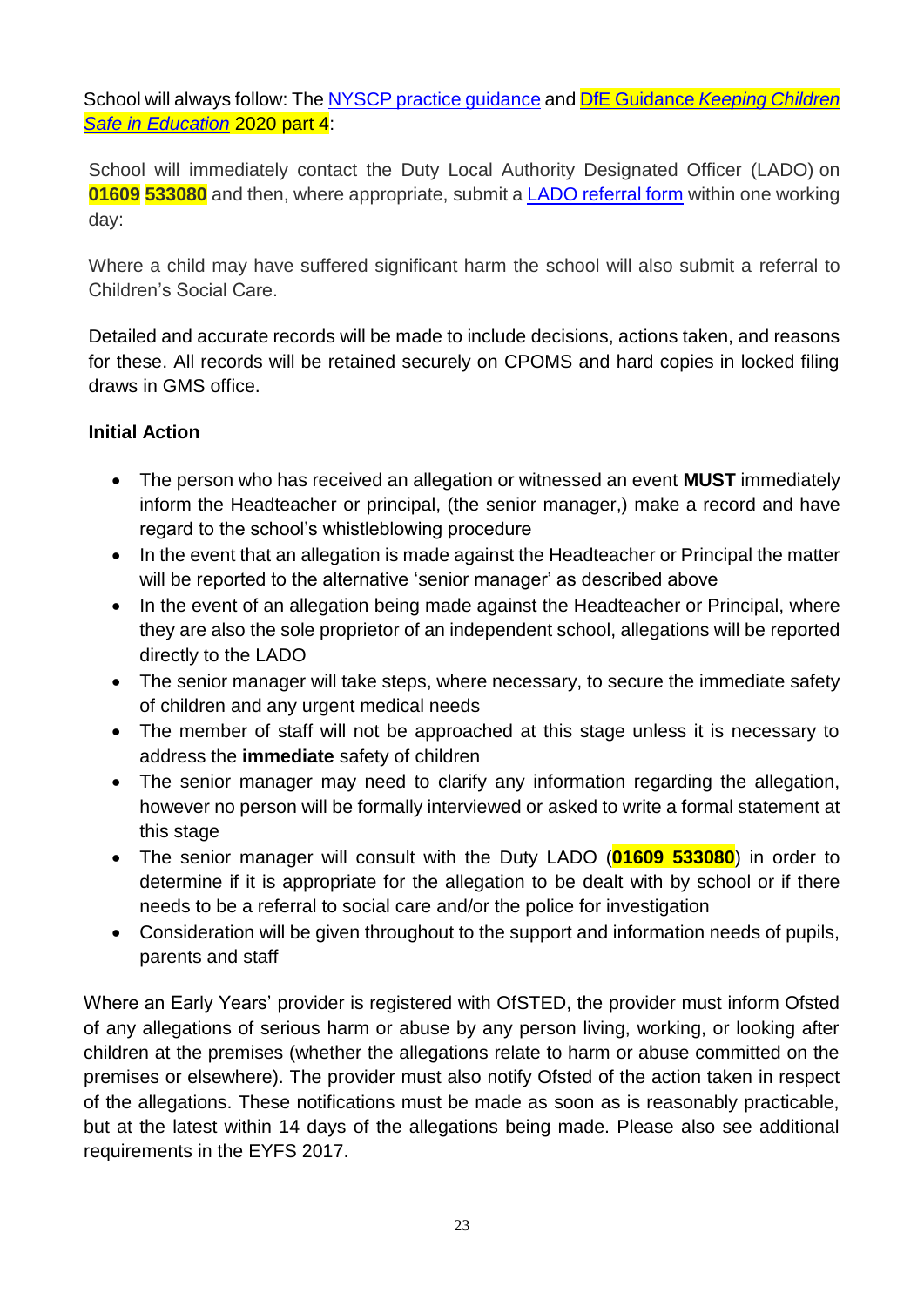School will always follow: The NYSCP practice guidance and DfE Guidance *Keeping Children Safe in Education* 2020 part 4:

School will immediately contact the Duty Local Authority Designated Officer (LADO) on **01609 533080** and then, where appropriate, submit a LADO referral form within one working day:

Where a child may have suffered significant harm the school will also submit a referral to Children's Social Care.

Detailed and accurate records will be made to include decisions, actions taken, and reasons for these. All records will be retained securely on CPOMS and hard copies in locked filing draws in GMS office.

**Initial Action**

- The person who has received an allegation or witnessed an event **MUST** immediately inform the Headteacher or principal, (the senior manager,) make a record and have regard to the school's whistleblowing procedure
- In the event that an allegation is made against the Headteacher or Principal the matter will be reported to the alternative 'senior manager' as described above
- In the event of an allegation being made against the Headteacher or Principal, where they are also the sole proprietor of an independent school, allegations will be reported directly to the LADO
- The senior manager will take steps, where necessary, to secure the immediate safety of children and any urgent medical needs
- The member of staff will not be approached at this stage unless it is necessary to address the **immediate** safety of children
- The senior manager may need to clarify any information regarding the allegation, however no person will be formally interviewed or asked to write a formal statement at this stage
- The senior manager will consult with the Duty LADO (**01609 533080**) in order to determine if it is appropriate for the allegation to be dealt with by school or if there needs to be a referral to social care and/or the police for investigation
- Consideration will be given throughout to the support and information needs of pupils, parents and staff

Where an Early Years' provider is registered with OfSTED, the provider must inform Ofsted of any allegations of serious harm or abuse by any person living, working, or looking after children at the premises (whether the allegations relate to harm or abuse committed on the premises or elsewhere). The provider must also notify Ofsted of the action taken in respect of the allegations. These notifications must be made as soon as is reasonably practicable, but at the latest within 14 days of the allegations being made. Please also see additional requirements in the EYFS 2017.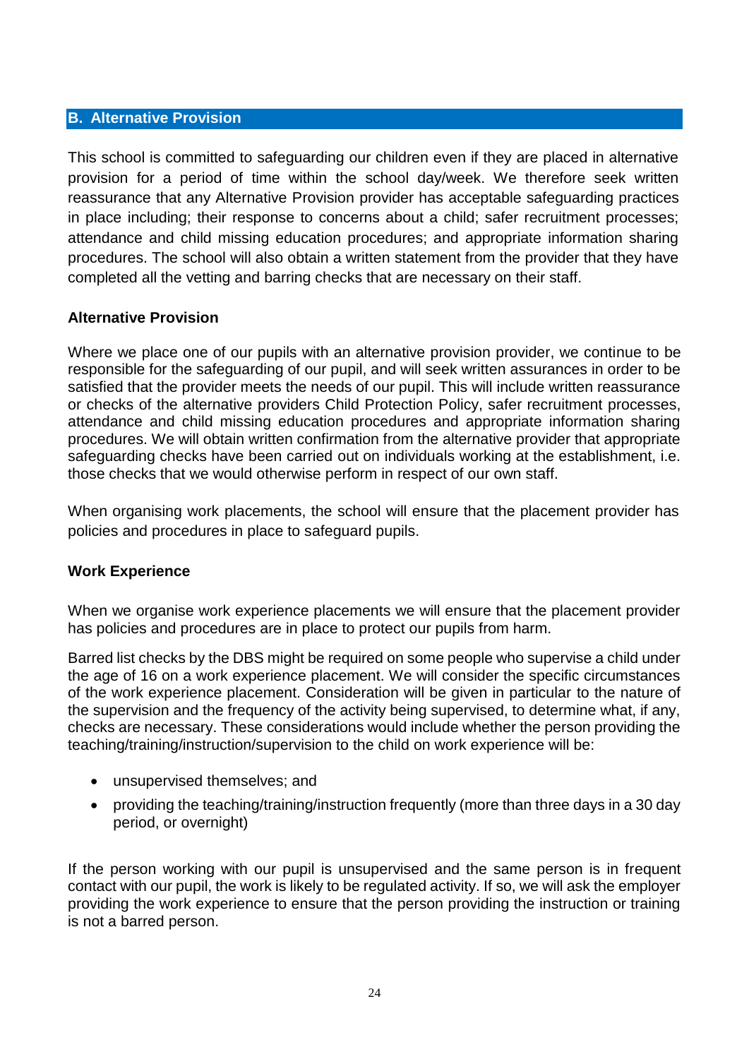## B. Alternative Provision

This school is committed to safeguarding our children even if they are placed in alternative provision for a period of time within the school day/week. We therefore seek written reassurance that any Alternative Provision provider has acceptable safeguarding practices in place including; their response to concerns about a child; safer recruitment processes; attendance and child missing education procedures; and appropriate information sharing procedures. The school will also obtain a written statement from the provider that they have completed all the vetting and barring checks that are necessary on their staff.

### Alternative Provision

Where we place one of our pupils with an alternative provision provider, we continue to be responsible for the safeguarding of our pupil, and will seek written assurances in order to be satisfied that the provider meets the needs of our pupil. This will include written reassurance or checks of the alternative providers Child Protection Policy, safer recruitment processes, attendance and child missing education procedures and appropriate information sharing procedures. We will obtain written confirmation from the alternative provider that appropriate safeguarding checks have been carried out on individuals working at the establishment, i.e. those checks that we would otherwise perform in respect of our own staff.

When organising work placements, the school will ensure that the placement provider has policies and procedures in place to safeguard pupils.

### Work Experience

When we organise work experience placements we will ensure that the placement provider has policies and procedures are in place to protect our pupils from harm.

Barred list checks by the DBS might be required on some people who supervise a child under the age of 16 on a work experience placement. We will consider the specific circumstances of the work experience placement. Consideration will be given in particular to the nature of the supervision and the frequency of the activity being supervised, to determine what, if any, checks are necessary. These considerations would include whether the person providing the teaching/training/instruction/supervision to the child on work experience will be:

- unsupervised themselves; and
- providing the teaching/training/instruction frequently (more than three days in a 30 day period, or overnight)

If the person working with our pupil is unsupervised and the same person is in frequent contact with our pupil, the work is likely to be regulated activity. If so, we will ask the employer providing the work experience to ensure that the person providing the instruction or training is not a barred person.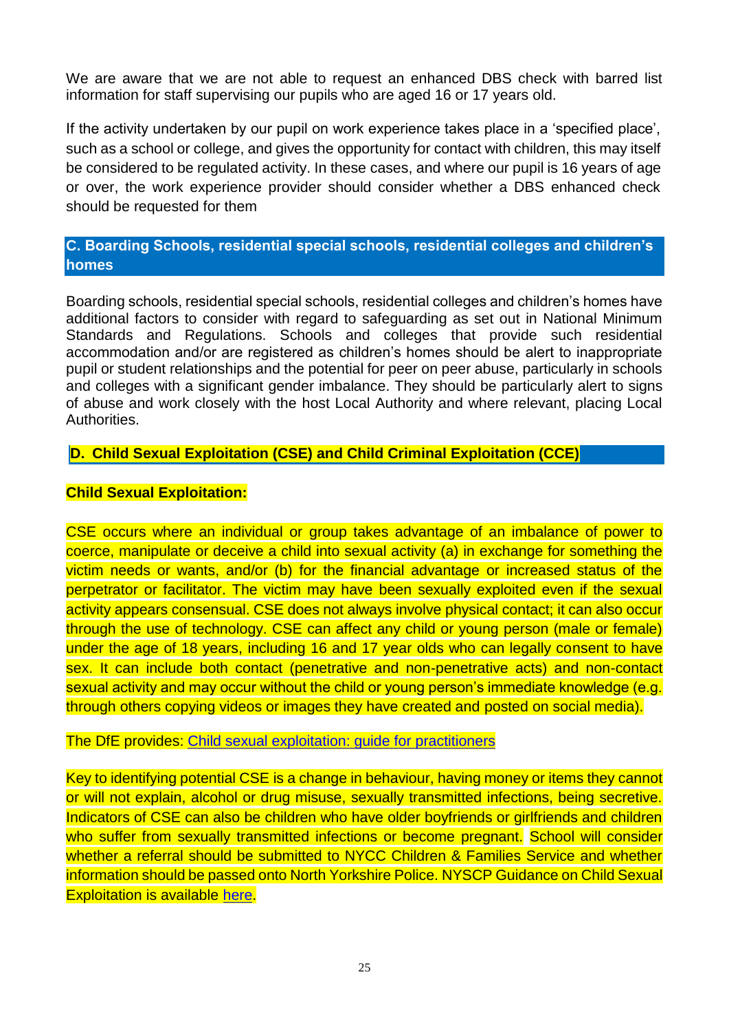We are aware that we are not able to request an enhanced DBS check with barred list information for staff supervising our pupils who are aged 16 or 17 years old.

If the activity undertaken by our pupil on work experience takes place in a 'specified place', such as a school or college, and gives the opportunity for contact with children, this may itself be considered to be regulated activity. In these cases, and where our pupil is 16 years of age or over, the work experience provider should consider whether a DBS enhanced check should be requested for them

## C. Boarding Schools, residential special schools, residential colleges and children's homes

Boarding schools, residential special schools, residential colleges and children's homes have additional factors to consider with regard to safeguarding as set out in National Minimum Standards and Regulations. Schools and colleges that provide such residential accommodation and/or are registered as children's homes should be alert to inappropriate pupil or student relationships and the potential for peer on peer abuse, particularly in schools and colleges with a significant gender imbalance. They should be particularly alert to signs of abuse and work closely with the host Local Authority and where relevant, placing Local Authorities.

## D. Child Sexual Exploitation (CSE) and Child Criminal Exploitation (CCE)

### Child Sexual Exploitation:

CSE occurs where an individual or group takes advantage of an imbalance of power to coerce, manipulate or deceive a child into sexual activity (a) in exchange for something the victim needs or wants, and/or (b) for the financial advantage or increased status of the perpetrator or facilitator. The victim may have been sexually exploited even if the sexual activity appears consensual. CSE does not always involve physical contact; it can also occur through the use of technology. CSE can affect any child or young person (male or female) under the age of 18 years, including 16 and 17 year olds who can legally consent to have sex. It can include both contact (penetrative and non-penetrative acts) and non-contact sexual activity and may occur without the child or young person's immediate knowledge (e.g. through others copying videos or images they have created and posted on social media).

The DfE provides: Child sexual exploitation: guide for practitioners

Key to identifying potential CSE is a change in behaviour, having money or items they cannot or will not explain, alcohol or drug misuse, sexually transmitted infections, being secretive. Indicators of CSE can also be children who have older boyfriends or girlfriends and children who suffer from sexually transmitted infections or become pregnant. School will consider whether a referral should be submitted to NYCC Children & Families Service and whether information should be passed onto North Yorkshire Police. NYSCP Guidance on Child Sexual Exploitation is available here.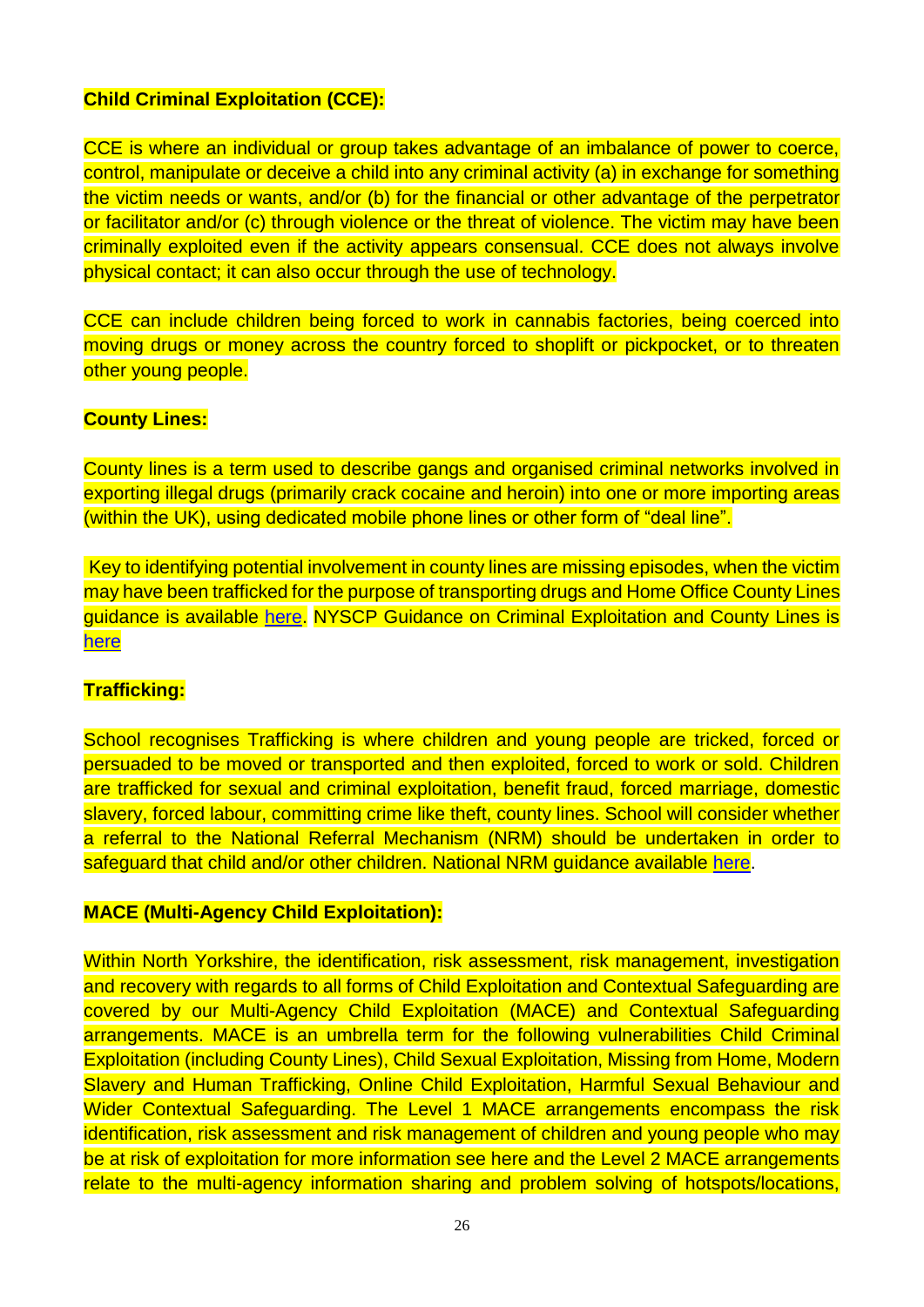**Child Criminal Exploitation (CCE):**

CCE is where an individual or group takes advantage of an imbalance of power to coerce, control, manipulate or deceive a child into any criminal activity (a) in exchange for something the victim needs or wants, and/or (b) for the financial or other advantage of the perpetrator or facilitator and/or (c) through violence or the threat of violence. The victim may have been criminally exploited even if the activity appears consensual. CCE does not always involve physical contact; it can also occur through the use of technology.

CCE can include children being forced to work in cannabis factories, being coerced into moving drugs or money across the country forced to shoplift or pickpocket, or to threaten other young people.

**County Lines:**

County lines is a term used to describe gangs and organised criminal networks involved in exporting illegal drugs (primarily crack cocaine and heroin) into one or more importing areas (within the UK), using dedicated mobile phone lines or other form of "deal line".

Key to identifying potential involvement in county lines are missing episodes, when the victim may have been trafficked for the purpose of transporting drugs and Home Office County Lines guidance is available here. NYSCP Guidance on Criminal Exploitation and County Lines is here

**Trafficking:**

School recognises Trafficking is where children and young people are tricked, forced or persuaded to be moved or transported and then exploited, forced to work or sold. Children are trafficked for sexual and criminal exploitation, benefit fraud, forced marriage, domestic slavery, forced labour, committing crime like theft, county lines. School will consider whether a referral to the National Referral Mechanism (NRM) should be undertaken in order to safeguard that child and/or other children. National NRM guidance available here.

**MACE (Multi-Agency Child Exploitation):**

Within North Yorkshire, the identification, risk assessment, risk management, investigation and recovery with regards to all forms of Child Exploitation and Contextual Safeguarding are covered by our Multi-Agency Child Exploitation (MACE) and Contextual Safeguarding arrangements. MACE is an umbrella term for the following vulnerabilities Child Criminal Exploitation (including County Lines), Child Sexual Exploitation, Missing from Home, Modern Slavery and Human Trafficking, Online Child Exploitation, Harmful Sexual Behaviour and Wider Contextual Safeguarding. The Level 1 MACE arrangements encompass the risk identification, risk assessment and risk management of children and young people who may be at risk of exploitation for more information see here and the Level 2 MACE arrangements relate to the multi-agency information sharing and problem solving of hotspots/locations,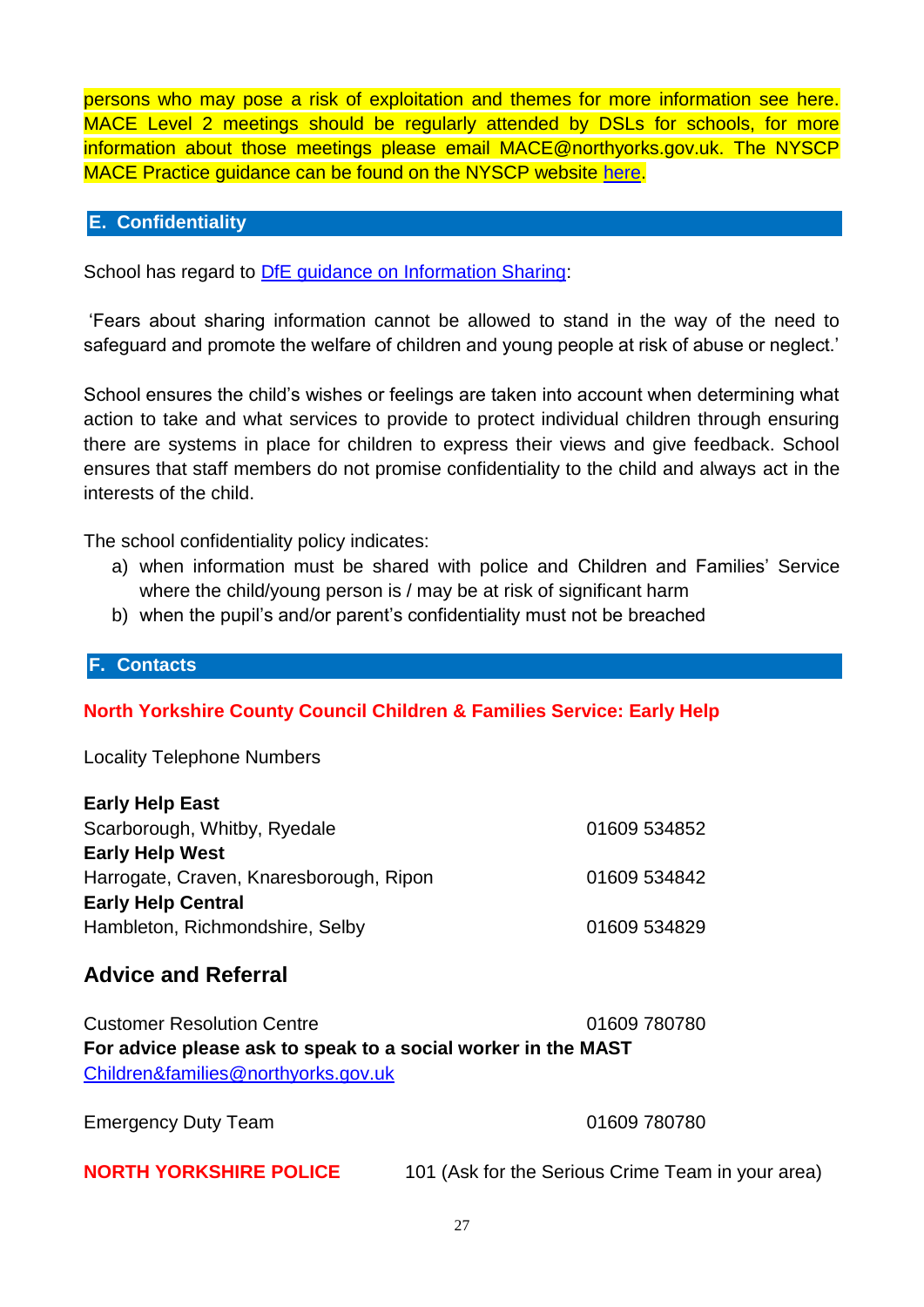persons who may pose a risk of exploitation and themes for more information see here. MACE Level 2 meetings should be regularly attended by DSLs for schools, for more information about those meetings please email MACE@northyorks.gov.uk. The NYSCP MACE Practice guidance can be found on the NYSCP website here.

## E. Confidentiality

School has regard to DfE guidance on Information Sharing:

'Fears about sharing information cannot be allowed to stand in the way of the need to safeguard and promote the welfare of children and young people at risk of abuse or neglect.'

School ensures the child's wishes or feelings are taken into account when determining what action to take and what services to provide to protect individual children through ensuring there are systems in place for children to express their views and give feedback. School ensures that staff members do not promise confidentiality to the child and always act in the interests of the child.

The school confidentiality policy indicates:

a) when information must be shared with police and Children and Families' Service where the child/young person is / may be at risk of significant harm
b) when the pupil's and/or parent's confidentiality must not be breached

## F. Contacts

**North Yorkshire County Council Children & Families Service: Early Help**

Locality Telephone Numbers

**Early Help East**
Scarborough, Whitby, Ryedale — 01609 534852

**Early Help West**
Harrogate, Craven, Knaresborough, Ripon — 01609 534842

**Early Help Central**
Hambleton, Richmondshire, Selby — 01609 534829

### Advice and Referral

Customer Resolution Centre — 01609 780780

**For advice please ask to speak to a social worker in the MAST**

Children&families@northyorks.gov.uk

Emergency Duty Team — 01609 780780

**NORTH YORKSHIRE POLICE** — 101 (Ask for the Serious Crime Team in your area)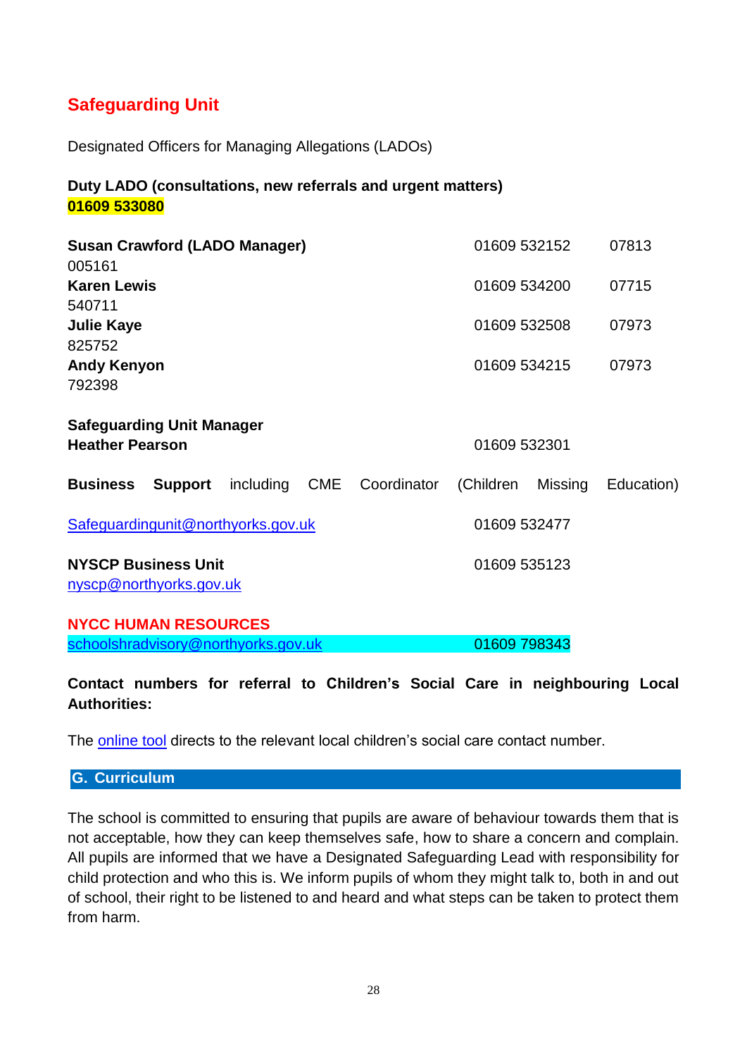## Safeguarding Unit

Designated Officers for Managing Allegations (LADOs)

**Duty LADO (consultations, new referrals and urgent matters)**
**01609 533080**

| | | |
|---|---|---|
| **Susan Crawford (LADO Manager)** | 01609 532152 | 07813 005161 |
| **Karen Lewis** | 01609 534200 | 07715 540711 |
| **Julie Kaye** | 01609 532508 | 07973 825752 |
| **Andy Kenyon** | 01609 534215 | 07973 792398 |

**Safeguarding Unit Manager**
**Heather Pearson** 01609 532301

**Business Support** including CME Coordinator (Children Missing Education)

Safeguardingunit@northyorks.gov.uk 01609 532477

**NYSCP Business Unit** 01609 535123
nyscp@northyorks.gov.uk

**NYCC HUMAN RESOURCES**
schoolshradvisory@northyorks.gov.uk 01609 798343

**Contact numbers for referral to Children's Social Care in neighbouring Local Authorities:**

The online tool directs to the relevant local children's social care contact number.

## G. Curriculum

The school is committed to ensuring that pupils are aware of behaviour towards them that is not acceptable, how they can keep themselves safe, how to share a concern and complain. All pupils are informed that we have a Designated Safeguarding Lead with responsibility for child protection and who this is. We inform pupils of whom they might talk to, both in and out of school, their right to be listened to and heard and what steps can be taken to protect them from harm.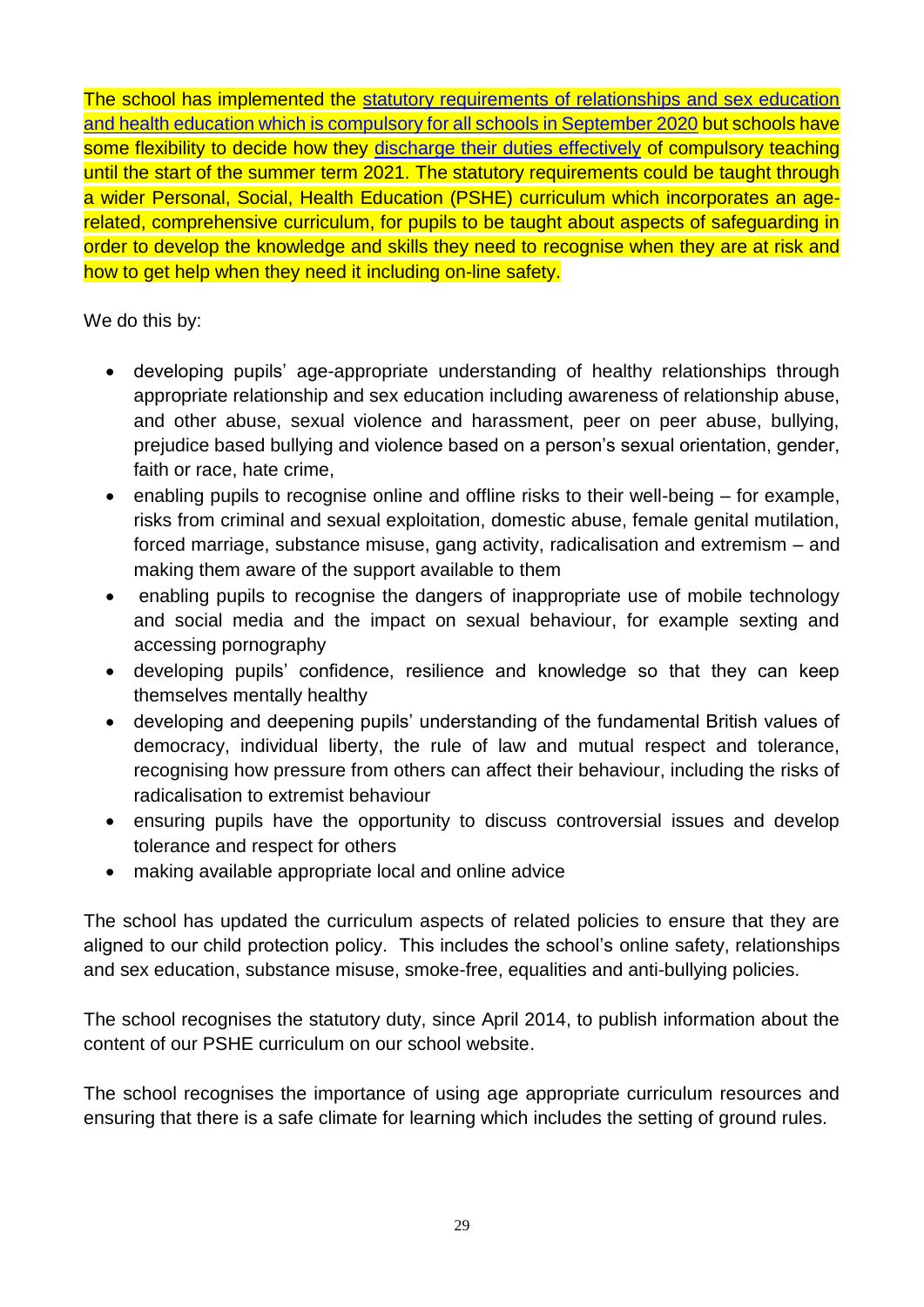The school has implemented the statutory requirements of relationships and sex education and health education which is compulsory for all schools in September 2020 but schools have some flexibility to decide how they discharge their duties effectively of compulsory teaching until the start of the summer term 2021. The statutory requirements could be taught through a wider Personal, Social, Health Education (PSHE) curriculum which incorporates an age-related, comprehensive curriculum, for pupils to be taught about aspects of safeguarding in order to develop the knowledge and skills they need to recognise when they are at risk and how to get help when they need it including on-line safety.

We do this by:

- developing pupils' age-appropriate understanding of healthy relationships through appropriate relationship and sex education including awareness of relationship abuse, and other abuse, sexual violence and harassment, peer on peer abuse, bullying, prejudice based bullying and violence based on a person's sexual orientation, gender, faith or race, hate crime,
- enabling pupils to recognise online and offline risks to their well-being – for example, risks from criminal and sexual exploitation, domestic abuse, female genital mutilation, forced marriage, substance misuse, gang activity, radicalisation and extremism – and making them aware of the support available to them
- enabling pupils to recognise the dangers of inappropriate use of mobile technology and social media and the impact on sexual behaviour, for example sexting and accessing pornography
- developing pupils' confidence, resilience and knowledge so that they can keep themselves mentally healthy
- developing and deepening pupils' understanding of the fundamental British values of democracy, individual liberty, the rule of law and mutual respect and tolerance, recognising how pressure from others can affect their behaviour, including the risks of radicalisation to extremist behaviour
- ensuring pupils have the opportunity to discuss controversial issues and develop tolerance and respect for others
- making available appropriate local and online advice

The school has updated the curriculum aspects of related policies to ensure that they are aligned to our child protection policy. This includes the school's online safety, relationships and sex education, substance misuse, smoke-free, equalities and anti-bullying policies.

The school recognises the statutory duty, since April 2014, to publish information about the content of our PSHE curriculum on our school website.

The school recognises the importance of using age appropriate curriculum resources and ensuring that there is a safe climate for learning which includes the setting of ground rules.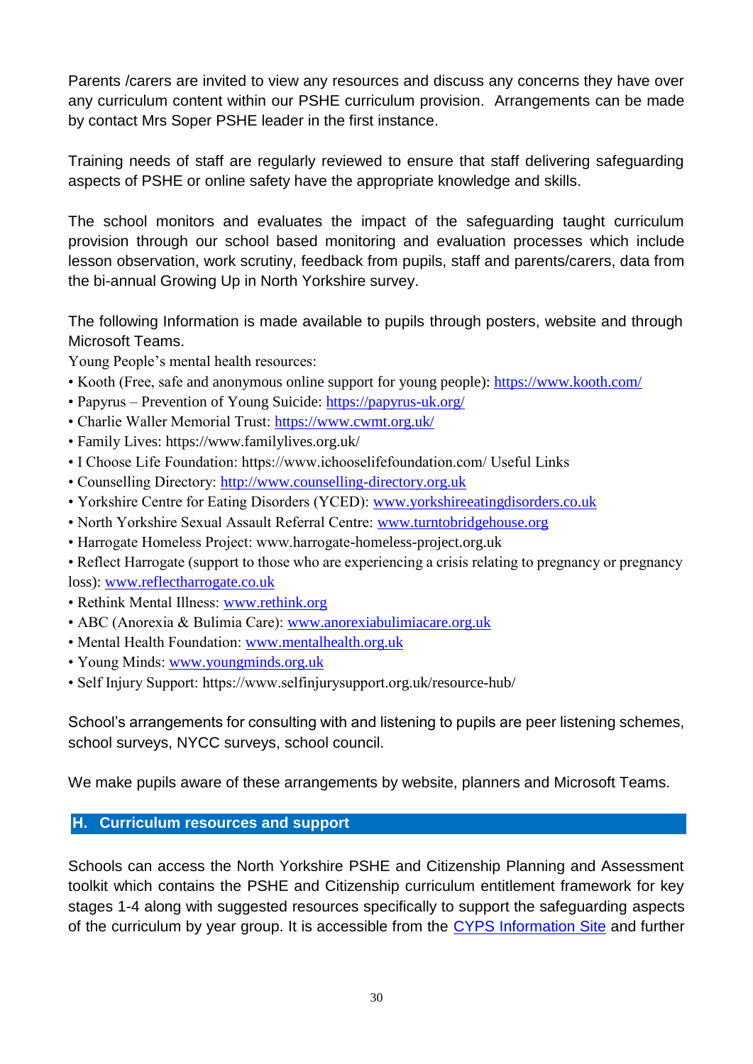Parents /carers are invited to view any resources and discuss any concerns they have over any curriculum content within our PSHE curriculum provision. Arrangements can be made by contact Mrs Soper PSHE leader in the first instance.

Training needs of staff are regularly reviewed to ensure that staff delivering safeguarding aspects of PSHE or online safety have the appropriate knowledge and skills.

The school monitors and evaluates the impact of the safeguarding taught curriculum provision through our school based monitoring and evaluation processes which include lesson observation, work scrutiny, feedback from pupils, staff and parents/carers, data from the bi-annual Growing Up in North Yorkshire survey.

The following Information is made available to pupils through posters, website and through Microsoft Teams.

Young People's mental health resources:

- Kooth (Free, safe and anonymous online support for young people): https://www.kooth.com/
- Papyrus – Prevention of Young Suicide: https://papyrus-uk.org/
- Charlie Waller Memorial Trust: https://www.cwmt.org.uk/
- Family Lives: https://www.familylives.org.uk/
- I Choose Life Foundation: https://www.ichooselifefoundation.com/ Useful Links
- Counselling Directory: http://www.counselling-directory.org.uk
- Yorkshire Centre for Eating Disorders (YCED): www.yorkshireeatingdisorders.co.uk
- North Yorkshire Sexual Assault Referral Centre: www.turntobridgehouse.org
- Harrogate Homeless Project: www.harrogate-homeless-project.org.uk
- Reflect Harrogate (support to those who are experiencing a crisis relating to pregnancy or pregnancy loss): www.reflectharrogate.co.uk
- Rethink Mental Illness: www.rethink.org
- ABC (Anorexia & Bulimia Care): www.anorexiabulimiacare.org.uk
- Mental Health Foundation: www.mentalhealth.org.uk
- Young Minds: www.youngminds.org.uk
- Self Injury Support: https://www.selfinjurysupport.org.uk/resource-hub/

School's arrangements for consulting with and listening to pupils are peer listening schemes, school surveys, NYCC surveys, school council.

We make pupils aware of these arrangements by website, planners and Microsoft Teams.

## H. Curriculum resources and support

Schools can access the North Yorkshire PSHE and Citizenship Planning and Assessment toolkit which contains the PSHE and Citizenship curriculum entitlement framework for key stages 1-4 along with suggested resources specifically to support the safeguarding aspects of the curriculum by year group. It is accessible from the CYPS Information Site and further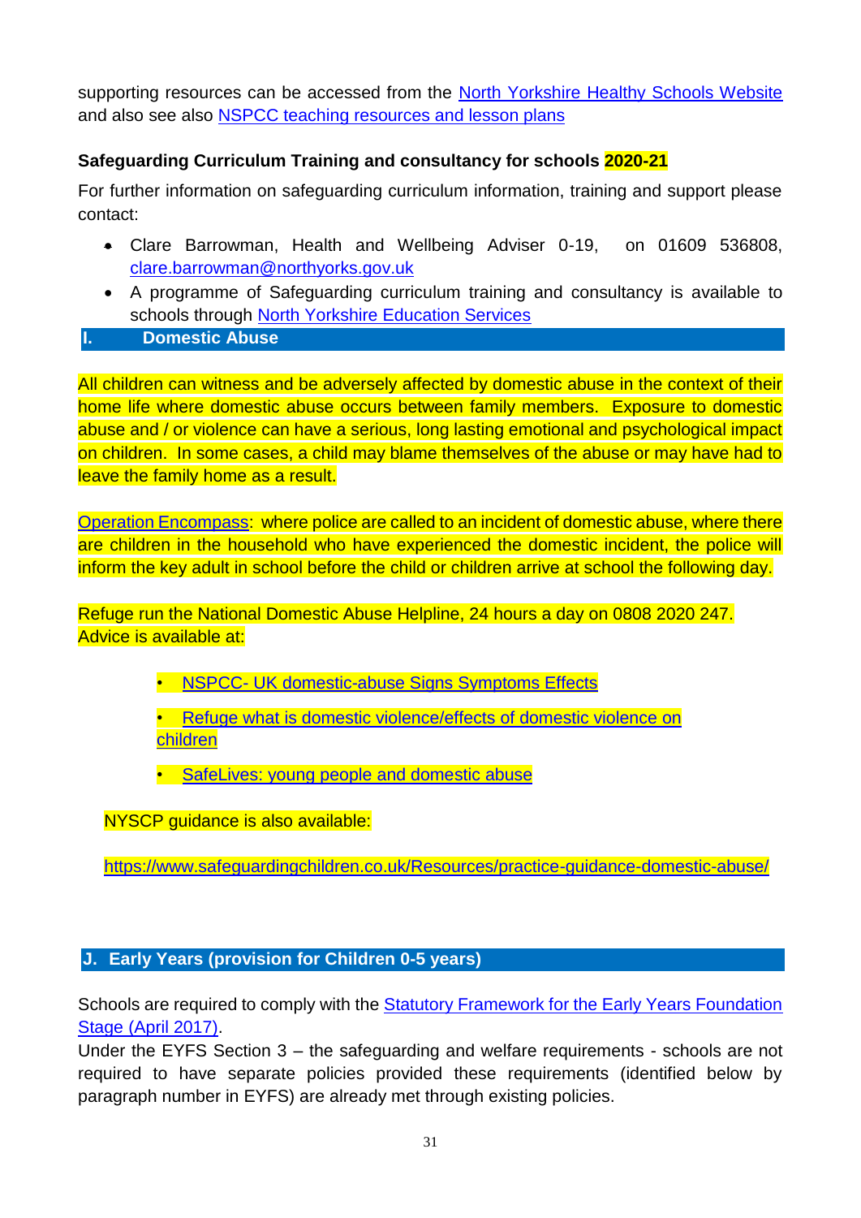supporting resources can be accessed from the North Yorkshire Healthy Schools Website and also see also NSPCC teaching resources and lesson plans

**Safeguarding Curriculum Training and consultancy for schools 2020-21**

For further information on safeguarding curriculum information, training and support please contact:

- Clare Barrowman, Health and Wellbeing Adviser 0-19, on 01609 536808, clare.barrowman@northyorks.gov.uk
- A programme of Safeguarding curriculum training and consultancy is available to schools through North Yorkshire Education Services

## I. Domestic Abuse

All children can witness and be adversely affected by domestic abuse in the context of their home life where domestic abuse occurs between family members. Exposure to domestic abuse and / or violence can have a serious, long lasting emotional and psychological impact on children. In some cases, a child may blame themselves of the abuse or may have had to leave the family home as a result.

Operation Encompass: where police are called to an incident of domestic abuse, where there are children in the household who have experienced the domestic incident, the police will inform the key adult in school before the child or children arrive at school the following day.

Refuge run the National Domestic Abuse Helpline, 24 hours a day on 0808 2020 247. Advice is available at:

- NSPCC- UK domestic-abuse Signs Symptoms Effects
- Refuge what is domestic violence/effects of domestic violence on children
- SafeLives: young people and domestic abuse

NYSCP guidance is also available:

https://www.safeguardingchildren.co.uk/Resources/practice-guidance-domestic-abuse/

## J. Early Years (provision for Children 0-5 years)

Schools are required to comply with the Statutory Framework for the Early Years Foundation Stage (April 2017).

Under the EYFS Section 3 – the safeguarding and welfare requirements - schools are not required to have separate policies provided these requirements (identified below by paragraph number in EYFS) are already met through existing policies.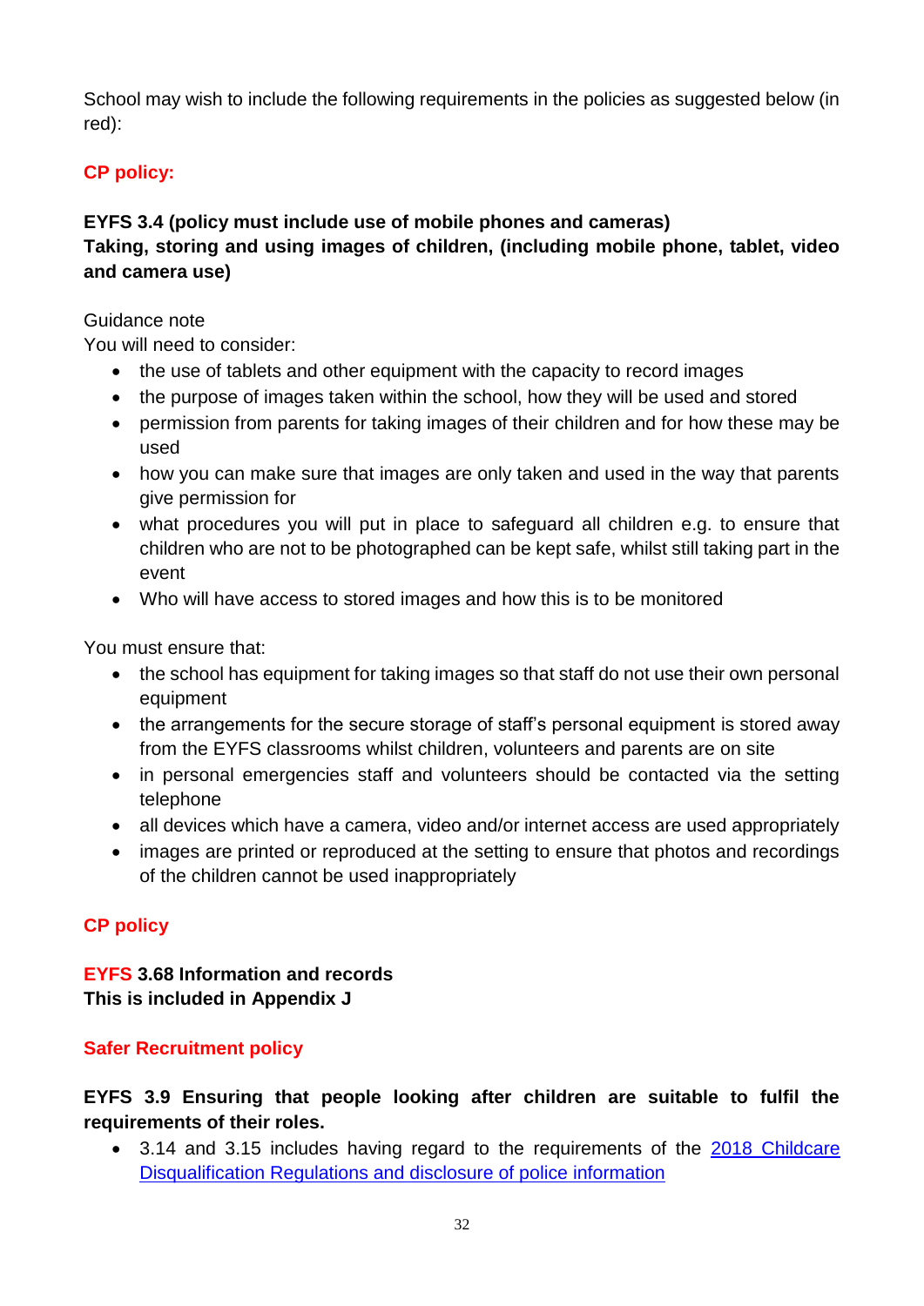School may wish to include the following requirements in the policies as suggested below (in red):

**CP policy:**

**EYFS 3.4 (policy must include use of mobile phones and cameras)**
**Taking, storing and using images of children, (including mobile phone, tablet, video and camera use)**

Guidance note
You will need to consider:

- the use of tablets and other equipment with the capacity to record images
- the purpose of images taken within the school, how they will be used and stored
- permission from parents for taking images of their children and for how these may be used
- how you can make sure that images are only taken and used in the way that parents give permission for
- what procedures you will put in place to safeguard all children e.g. to ensure that children who are not to be photographed can be kept safe, whilst still taking part in the event
- Who will have access to stored images and how this is to be monitored

You must ensure that:

- the school has equipment for taking images so that staff do not use their own personal equipment
- the arrangements for the secure storage of staff's personal equipment is stored away from the EYFS classrooms whilst children, volunteers and parents are on site
- in personal emergencies staff and volunteers should be contacted via the setting telephone
- all devices which have a camera, video and/or internet access are used appropriately
- images are printed or reproduced at the setting to ensure that photos and recordings of the children cannot be used inappropriately

**CP policy**

**EYFS 3.68 Information and records**
**This is included in Appendix J**

**Safer Recruitment policy**

**EYFS 3.9 Ensuring that people looking after children are suitable to fulfil the requirements of their roles.**

- 3.14 and 3.15 includes having regard to the requirements of the 2018 Childcare Disqualification Regulations and disclosure of police information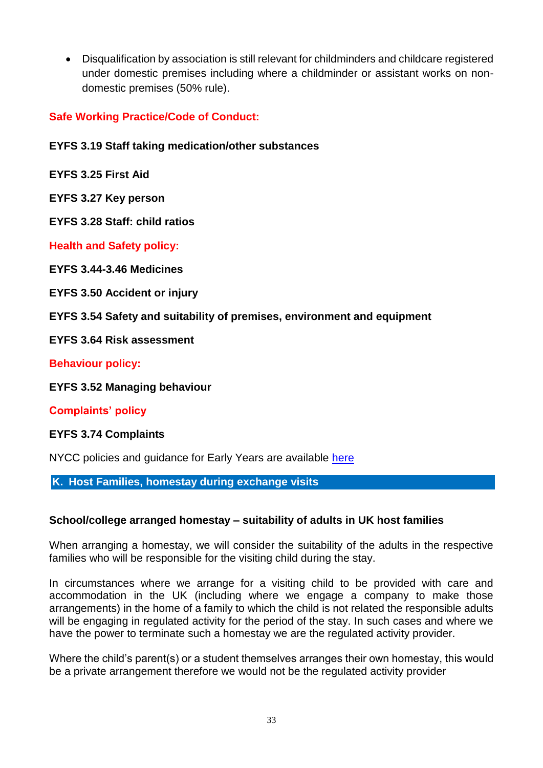- Disqualification by association is still relevant for childminders and childcare registered under domestic premises including where a childminder or assistant works on non-domestic premises (50% rule).

**Safe Working Practice/Code of Conduct:**

**EYFS 3.19 Staff taking medication/other substances**

**EYFS 3.25 First Aid**

**EYFS 3.27 Key person**

**EYFS 3.28 Staff: child ratios**

**Health and Safety policy:**

**EYFS 3.44-3.46 Medicines**

**EYFS 3.50 Accident or injury**

**EYFS 3.54 Safety and suitability of premises, environment and equipment**

**EYFS 3.64 Risk assessment**

**Behaviour policy:**

**EYFS 3.52 Managing behaviour**

**Complaints' policy**

**EYFS 3.74 Complaints**

NYCC policies and guidance for Early Years are available here

## K. Host Families, homestay during exchange visits

**School/college arranged homestay – suitability of adults in UK host families**

When arranging a homestay, we will consider the suitability of the adults in the respective families who will be responsible for the visiting child during the stay.

In circumstances where we arrange for a visiting child to be provided with care and accommodation in the UK (including where we engage a company to make those arrangements) in the home of a family to which the child is not related the responsible adults will be engaging in regulated activity for the period of the stay. In such cases and where we have the power to terminate such a homestay we are the regulated activity provider.

Where the child's parent(s) or a student themselves arranges their own homestay, this would be a private arrangement therefore we would not be the regulated activity provider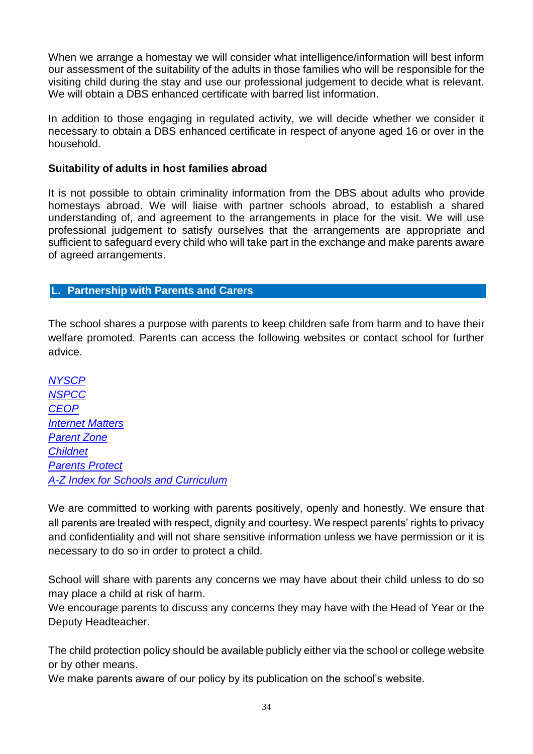When we arrange a homestay we will consider what intelligence/information will best inform our assessment of the suitability of the adults in those families who will be responsible for the visiting child during the stay and use our professional judgement to decide what is relevant. We will obtain a DBS enhanced certificate with barred list information.

In addition to those engaging in regulated activity, we will decide whether we consider it necessary to obtain a DBS enhanced certificate in respect of anyone aged 16 or over in the household.

**Suitability of adults in host families abroad**

It is not possible to obtain criminality information from the DBS about adults who provide homestays abroad. We will liaise with partner schools abroad, to establish a shared understanding of, and agreement to the arrangements in place for the visit. We will use professional judgement to satisfy ourselves that the arrangements are appropriate and sufficient to safeguard every child who will take part in the exchange and make parents aware of agreed arrangements.

## L. Partnership with Parents and Carers

The school shares a purpose with parents to keep children safe from harm and to have their welfare promoted. Parents can access the following websites or contact school for further advice.

*NYSCP*
*NSPCC*
*CEOP*
*Internet Matters*
*Parent Zone*
*Childnet*
*Parents Protect*
*A-Z Index for Schools and Curriculum*

We are committed to working with parents positively, openly and honestly. We ensure that all parents are treated with respect, dignity and courtesy. We respect parents' rights to privacy and confidentiality and will not share sensitive information unless we have permission or it is necessary to do so in order to protect a child.

School will share with parents any concerns we may have about their child unless to do so may place a child at risk of harm.
We encourage parents to discuss any concerns they may have with the Head of Year or the Deputy Headteacher.

The child protection policy should be available publicly either via the school or college website or by other means.
We make parents aware of our policy by its publication on the school's website.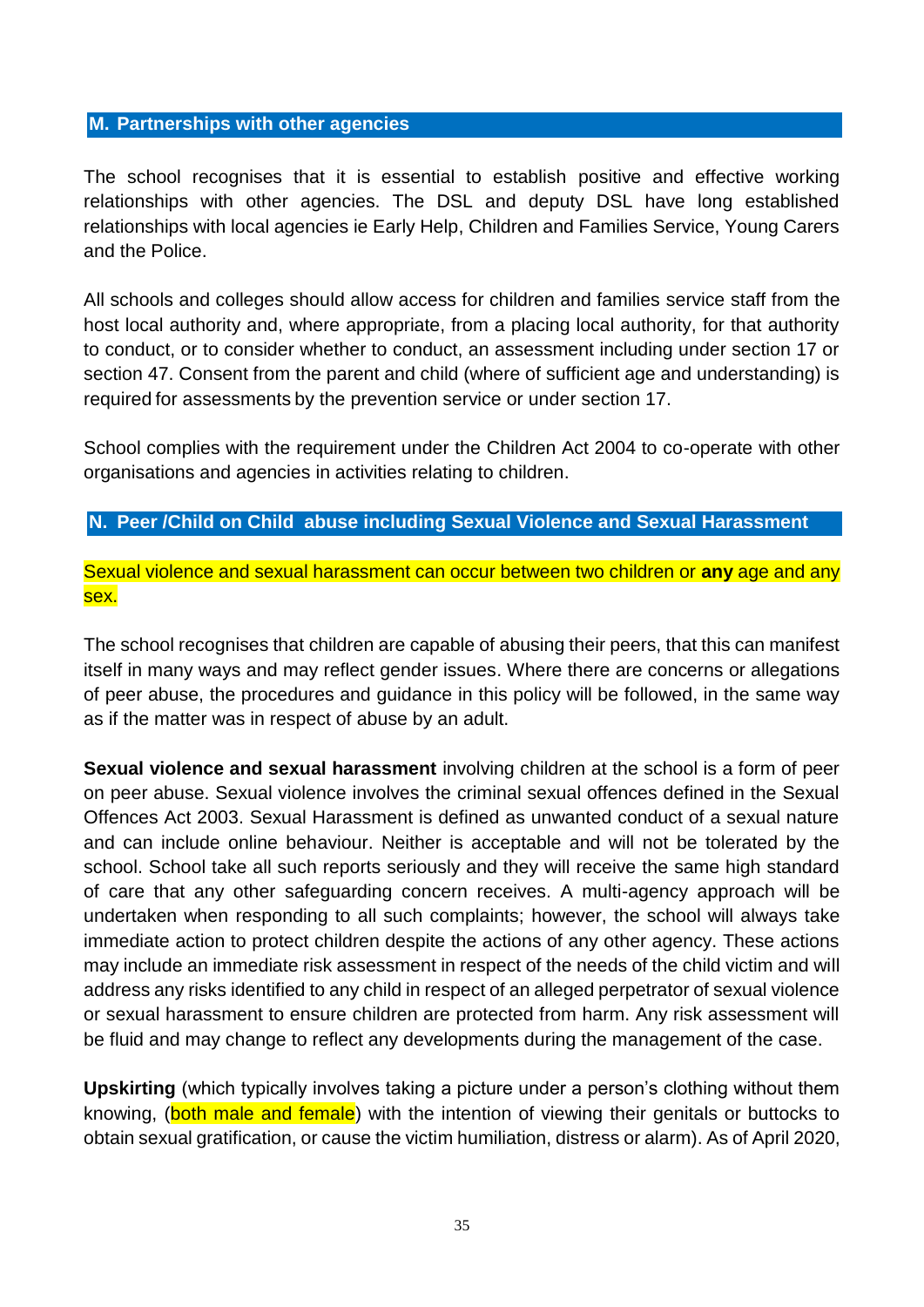## M. Partnerships with other agencies

The school recognises that it is essential to establish positive and effective working relationships with other agencies. The DSL and deputy DSL have long established relationships with local agencies ie Early Help, Children and Families Service, Young Carers and the Police.

All schools and colleges should allow access for children and families service staff from the host local authority and, where appropriate, from a placing local authority, for that authority to conduct, or to consider whether to conduct, an assessment including under section 17 or section 47. Consent from the parent and child (where of sufficient age and understanding) is required for assessments by the prevention service or under section 17.

School complies with the requirement under the Children Act 2004 to co-operate with other organisations and agencies in activities relating to children.

## N. Peer /Child on Child abuse including Sexual Violence and Sexual Harassment

Sexual violence and sexual harassment can occur between two children or **any** age and any sex.

The school recognises that children are capable of abusing their peers, that this can manifest itself in many ways and may reflect gender issues. Where there are concerns or allegations of peer abuse, the procedures and guidance in this policy will be followed, in the same way as if the matter was in respect of abuse by an adult.

**Sexual violence and sexual harassment** involving children at the school is a form of peer on peer abuse. Sexual violence involves the criminal sexual offences defined in the Sexual Offences Act 2003. Sexual Harassment is defined as unwanted conduct of a sexual nature and can include online behaviour. Neither is acceptable and will not be tolerated by the school. School take all such reports seriously and they will receive the same high standard of care that any other safeguarding concern receives. A multi-agency approach will be undertaken when responding to all such complaints; however, the school will always take immediate action to protect children despite the actions of any other agency. These actions may include an immediate risk assessment in respect of the needs of the child victim and will address any risks identified to any child in respect of an alleged perpetrator of sexual violence or sexual harassment to ensure children are protected from harm. Any risk assessment will be fluid and may change to reflect any developments during the management of the case.

**Upskirting** (which typically involves taking a picture under a person's clothing without them knowing, (both male and female) with the intention of viewing their genitals or buttocks to obtain sexual gratification, or cause the victim humiliation, distress or alarm). As of April 2020,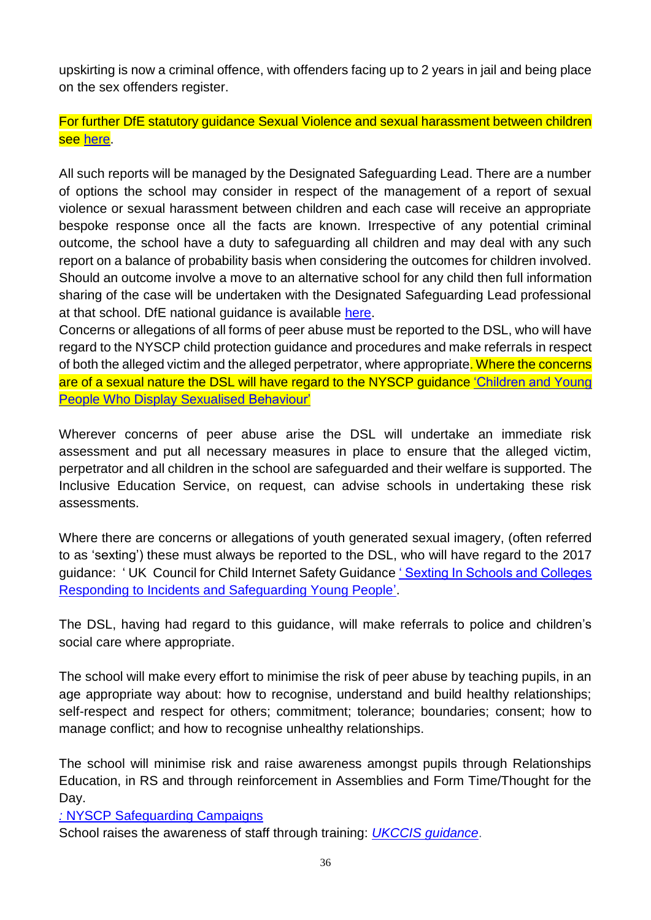upskirting is now a criminal offence, with offenders facing up to 2 years in jail and being place on the sex offenders register.

For further DfE statutory guidance Sexual Violence and sexual harassment between children see here.

All such reports will be managed by the Designated Safeguarding Lead. There are a number of options the school may consider in respect of the management of a report of sexual violence or sexual harassment between children and each case will receive an appropriate bespoke response once all the facts are known. Irrespective of any potential criminal outcome, the school have a duty to safeguarding all children and may deal with any such report on a balance of probability basis when considering the outcomes for children involved. Should an outcome involve a move to an alternative school for any child then full information sharing of the case will be undertaken with the Designated Safeguarding Lead professional at that school. DfE national guidance is available here.

Concerns or allegations of all forms of peer abuse must be reported to the DSL, who will have regard to the NYSCP child protection guidance and procedures and make referrals in respect of both the alleged victim and the alleged perpetrator, where appropriate. Where the concerns are of a sexual nature the DSL will have regard to the NYSCP guidance 'Children and Young People Who Display Sexualised Behaviour'

Wherever concerns of peer abuse arise the DSL will undertake an immediate risk assessment and put all necessary measures in place to ensure that the alleged victim, perpetrator and all children in the school are safeguarded and their welfare is supported. The Inclusive Education Service, on request, can advise schools in undertaking these risk assessments.

Where there are concerns or allegations of youth generated sexual imagery, (often referred to as 'sexting') these must always be reported to the DSL, who will have regard to the 2017 guidance: ' UK Council for Child Internet Safety Guidance ' Sexting In Schools and Colleges Responding to Incidents and Safeguarding Young People'.

The DSL, having had regard to this guidance, will make referrals to police and children's social care where appropriate.

The school will make every effort to minimise the risk of peer abuse by teaching pupils, in an age appropriate way about: how to recognise, understand and build healthy relationships; self-respect and respect for others; commitment; tolerance; boundaries; consent; how to manage conflict; and how to recognise unhealthy relationships.

The school will minimise risk and raise awareness amongst pupils through Relationships Education, in RS and through reinforcement in Assemblies and Form Time/Thought for the Day.

: NYSCP Safeguarding Campaigns

School raises the awareness of staff through training: *UKCCIS guidance*.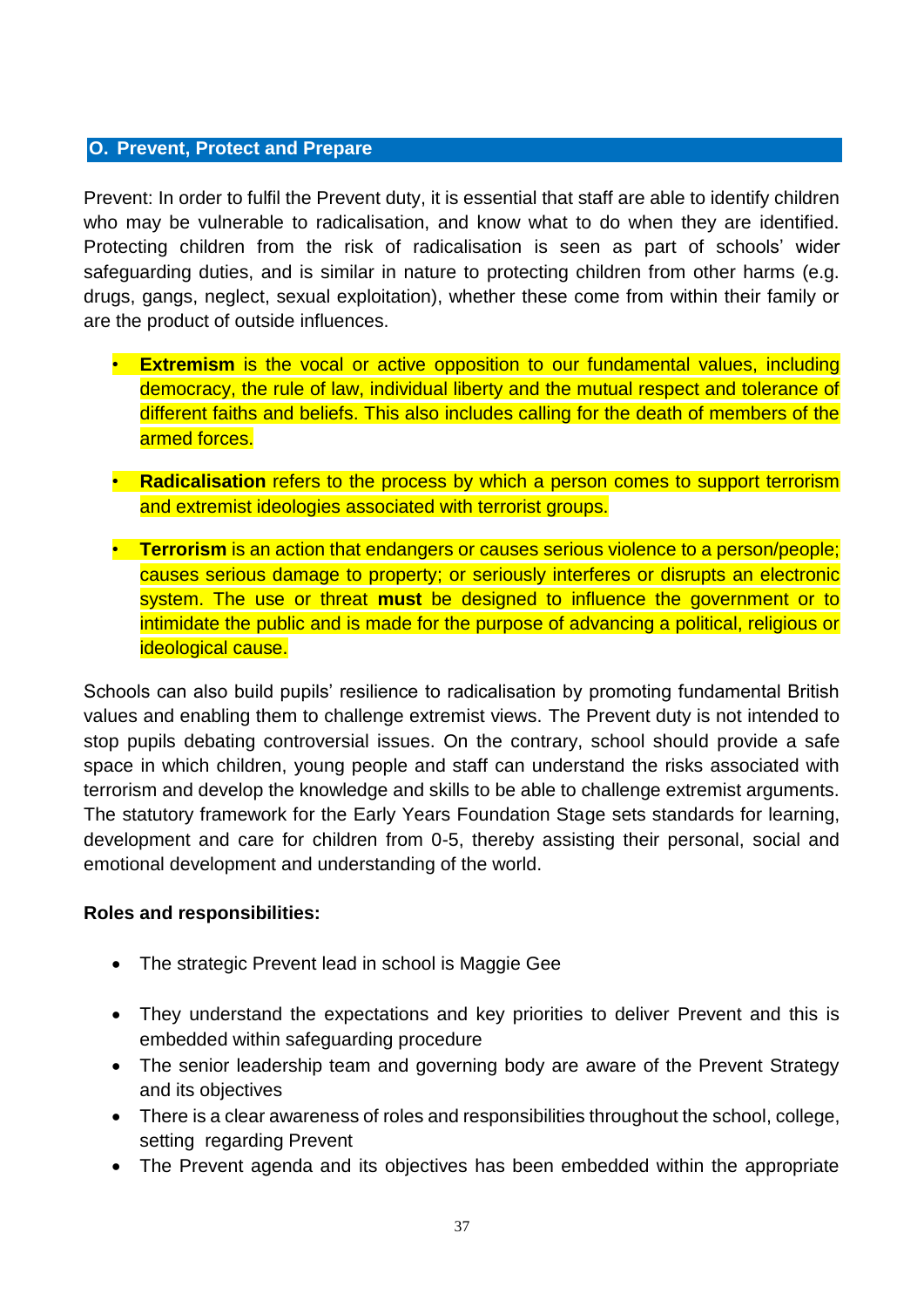## O. Prevent, Protect and Prepare

Prevent: In order to fulfil the Prevent duty, it is essential that staff are able to identify children who may be vulnerable to radicalisation, and know what to do when they are identified. Protecting children from the risk of radicalisation is seen as part of schools' wider safeguarding duties, and is similar in nature to protecting children from other harms (e.g. drugs, gangs, neglect, sexual exploitation), whether these come from within their family or are the product of outside influences.

- **Extremism** is the vocal or active opposition to our fundamental values, including democracy, the rule of law, individual liberty and the mutual respect and tolerance of different faiths and beliefs. This also includes calling for the death of members of the armed forces.
- **Radicalisation** refers to the process by which a person comes to support terrorism and extremist ideologies associated with terrorist groups.
- **Terrorism** is an action that endangers or causes serious violence to a person/people; causes serious damage to property; or seriously interferes or disrupts an electronic system. The use or threat **must** be designed to influence the government or to intimidate the public and is made for the purpose of advancing a political, religious or ideological cause.

Schools can also build pupils' resilience to radicalisation by promoting fundamental British values and enabling them to challenge extremist views. The Prevent duty is not intended to stop pupils debating controversial issues. On the contrary, school should provide a safe space in which children, young people and staff can understand the risks associated with terrorism and develop the knowledge and skills to be able to challenge extremist arguments. The statutory framework for the Early Years Foundation Stage sets standards for learning, development and care for children from 0-5, thereby assisting their personal, social and emotional development and understanding of the world.

**Roles and responsibilities:**

- The strategic Prevent lead in school is Maggie Gee
- They understand the expectations and key priorities to deliver Prevent and this is embedded within safeguarding procedure
- The senior leadership team and governing body are aware of the Prevent Strategy and its objectives
- There is a clear awareness of roles and responsibilities throughout the school, college, setting regarding Prevent
- The Prevent agenda and its objectives has been embedded within the appropriate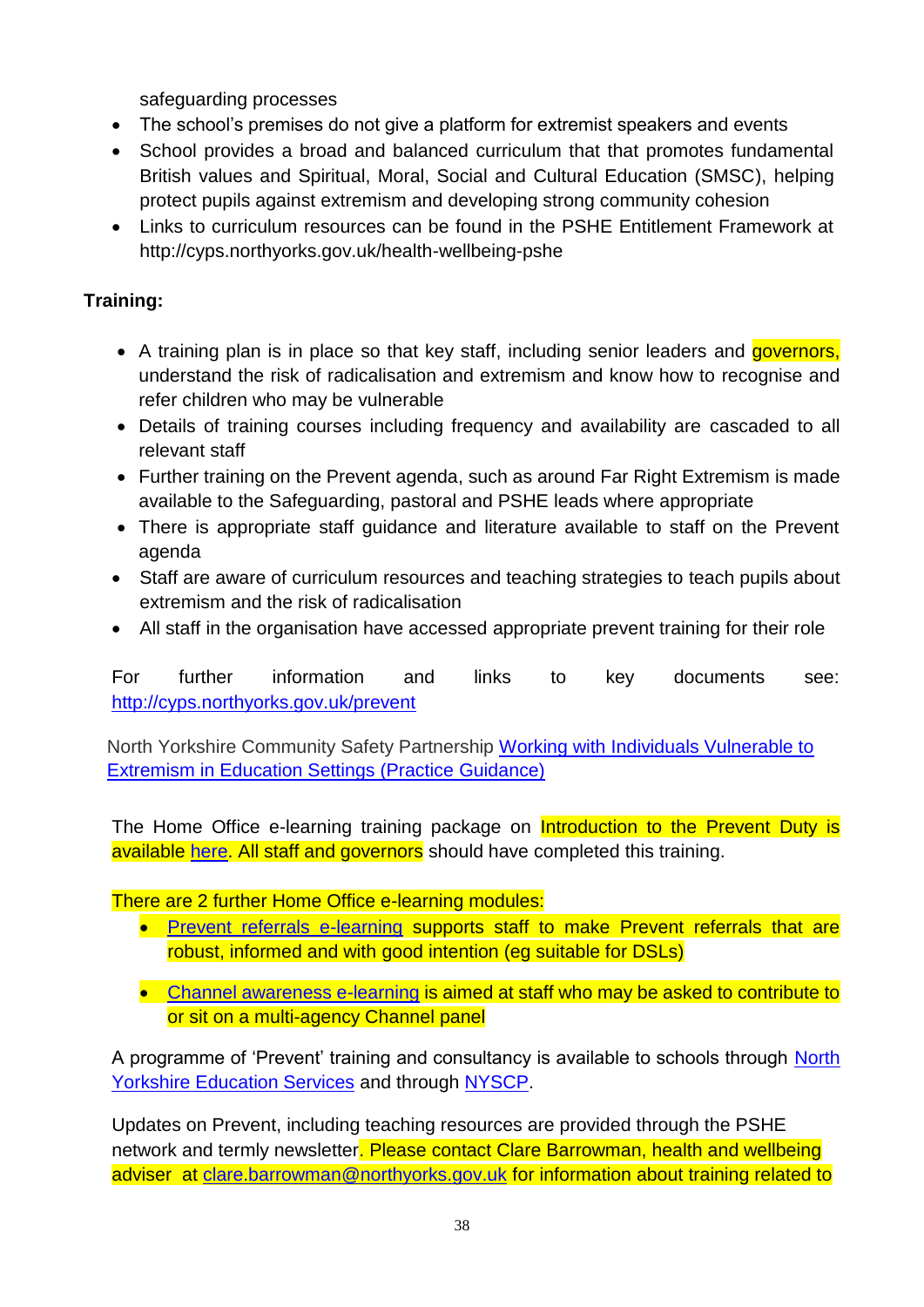safeguarding processes

- The school's premises do not give a platform for extremist speakers and events
- School provides a broad and balanced curriculum that that promotes fundamental British values and Spiritual, Moral, Social and Cultural Education (SMSC), helping protect pupils against extremism and developing strong community cohesion
- Links to curriculum resources can be found in the PSHE Entitlement Framework at http://cyps.northyorks.gov.uk/health-wellbeing-pshe

**Training:**

- A training plan is in place so that key staff, including senior leaders and governors, understand the risk of radicalisation and extremism and know how to recognise and refer children who may be vulnerable
- Details of training courses including frequency and availability are cascaded to all relevant staff
- Further training on the Prevent agenda, such as around Far Right Extremism is made available to the Safeguarding, pastoral and PSHE leads where appropriate
- There is appropriate staff guidance and literature available to staff on the Prevent agenda
- Staff are aware of curriculum resources and teaching strategies to teach pupils about extremism and the risk of radicalisation
- All staff in the organisation have accessed appropriate prevent training for their role

For further information and links to key documents see: http://cyps.northyorks.gov.uk/prevent

North Yorkshire Community Safety Partnership Working with Individuals Vulnerable to Extremism in Education Settings (Practice Guidance)

The Home Office e-learning training package on Introduction to the Prevent Duty is available here. All staff and governors should have completed this training.

There are 2 further Home Office e-learning modules:

- Prevent referrals e-learning supports staff to make Prevent referrals that are robust, informed and with good intention (eg suitable for DSLs)
- Channel awareness e-learning is aimed at staff who may be asked to contribute to or sit on a multi-agency Channel panel

A programme of 'Prevent' training and consultancy is available to schools through North Yorkshire Education Services and through NYSCP.

Updates on Prevent, including teaching resources are provided through the PSHE network and termly newsletter. Please contact Clare Barrowman, health and wellbeing adviser at clare.barrowman@northyorks.gov.uk for information about training related to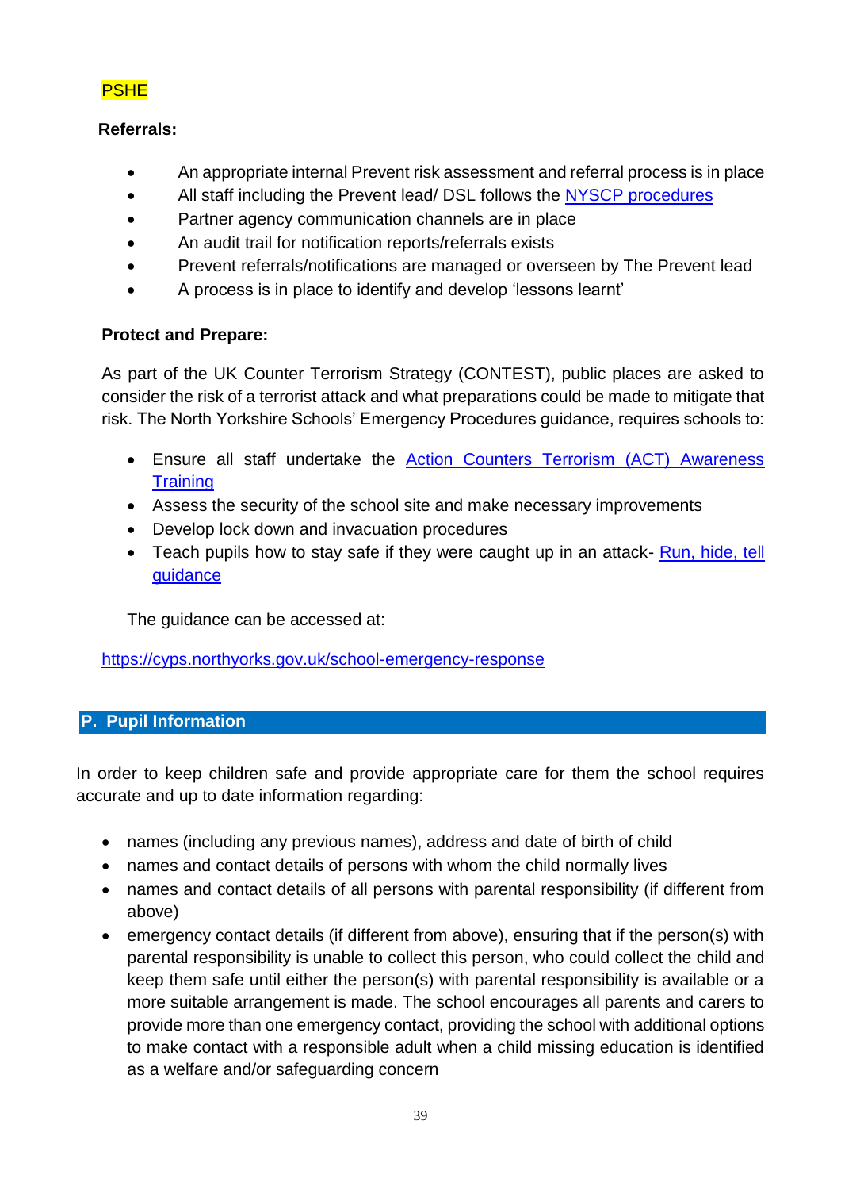PSHE

**Referrals:**

- An appropriate internal Prevent risk assessment and referral process is in place
- All staff including the Prevent lead/ DSL follows the [NYSCP procedures]
- Partner agency communication channels are in place
- An audit trail for notification reports/referrals exists
- Prevent referrals/notifications are managed or overseen by The Prevent lead
- A process is in place to identify and develop 'lessons learnt'

**Protect and Prepare:**

As part of the UK Counter Terrorism Strategy (CONTEST), public places are asked to consider the risk of a terrorist attack and what preparations could be made to mitigate that risk. The North Yorkshire Schools' Emergency Procedures guidance, requires schools to:

- Ensure all staff undertake the Action Counters Terrorism (ACT) Awareness Training
- Assess the security of the school site and make necessary improvements
- Develop lock down and invacuation procedures
- Teach pupils how to stay safe if they were caught up in an attack- Run, hide, tell guidance

The guidance can be accessed at:

https://cyps.northyorks.gov.uk/school-emergency-response

## P. Pupil Information

In order to keep children safe and provide appropriate care for them the school requires accurate and up to date information regarding:

- names (including any previous names), address and date of birth of child
- names and contact details of persons with whom the child normally lives
- names and contact details of all persons with parental responsibility (if different from above)
- emergency contact details (if different from above), ensuring that if the person(s) with parental responsibility is unable to collect this person, who could collect the child and keep them safe until either the person(s) with parental responsibility is available or a more suitable arrangement is made. The school encourages all parents and carers to provide more than one emergency contact, providing the school with additional options to make contact with a responsible adult when a child missing education is identified as a welfare and/or safeguarding concern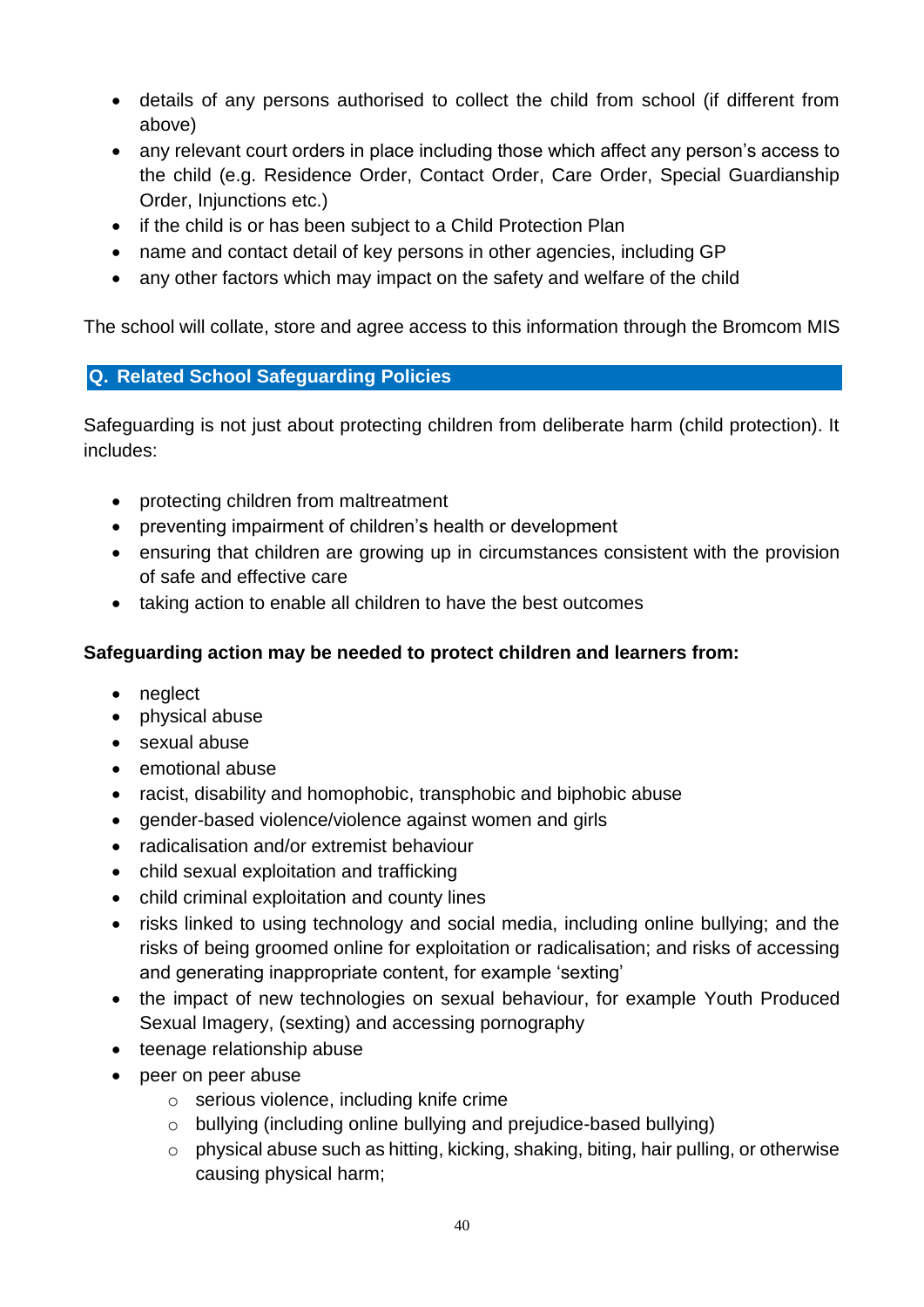- details of any persons authorised to collect the child from school (if different from above)
- any relevant court orders in place including those which affect any person's access to the child (e.g. Residence Order, Contact Order, Care Order, Special Guardianship Order, Injunctions etc.)
- if the child is or has been subject to a Child Protection Plan
- name and contact detail of key persons in other agencies, including GP
- any other factors which may impact on the safety and welfare of the child

The school will collate, store and agree access to this information through the Bromcom MIS

## Q. Related School Safeguarding Policies

Safeguarding is not just about protecting children from deliberate harm (child protection). It includes:

- protecting children from maltreatment
- preventing impairment of children's health or development
- ensuring that children are growing up in circumstances consistent with the provision of safe and effective care
- taking action to enable all children to have the best outcomes

**Safeguarding action may be needed to protect children and learners from:**

- neglect
- physical abuse
- sexual abuse
- emotional abuse
- racist, disability and homophobic, transphobic and biphobic abuse
- gender-based violence/violence against women and girls
- radicalisation and/or extremist behaviour
- child sexual exploitation and trafficking
- child criminal exploitation and county lines
- risks linked to using technology and social media, including online bullying; and the risks of being groomed online for exploitation or radicalisation; and risks of accessing and generating inappropriate content, for example 'sexting'
- the impact of new technologies on sexual behaviour, for example Youth Produced Sexual Imagery, (sexting) and accessing pornography
- teenage relationship abuse
- peer on peer abuse
  - serious violence, including knife crime
  - bullying (including online bullying and prejudice-based bullying)
  - physical abuse such as hitting, kicking, shaking, biting, hair pulling, or otherwise causing physical harm;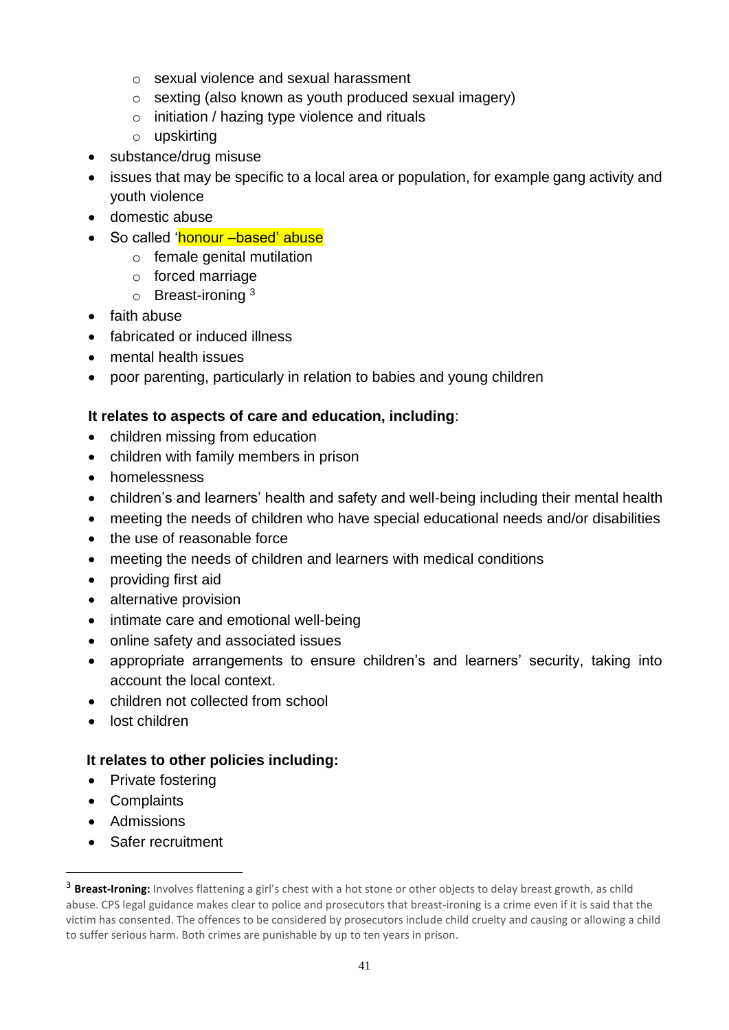- sexual violence and sexual harassment
  - sexting (also known as youth produced sexual imagery)
  - initiation / hazing type violence and rituals
  - upskirting
- substance/drug misuse
- issues that may be specific to a local area or population, for example gang activity and youth violence
- domestic abuse
- So called 'honour –based' abuse
  - female genital mutilation
  - forced marriage
  - Breast-ironing [3]
- faith abuse
- fabricated or induced illness
- mental health issues
- poor parenting, particularly in relation to babies and young children

**It relates to aspects of care and education, including**:

- children missing from education
- children with family members in prison
- homelessness
- children's and learners' health and safety and well-being including their mental health
- meeting the needs of children who have special educational needs and/or disabilities
- the use of reasonable force
- meeting the needs of children and learners with medical conditions
- providing first aid
- alternative provision
- intimate care and emotional well-being
- online safety and associated issues
- appropriate arrangements to ensure children's and learners' security, taking into account the local context.
- children not collected from school
- lost children

**It relates to other policies including:**

- Private fostering
- Complaints
- Admissions
- Safer recruitment

---

[3] **Breast-Ironing:** Involves flattening a girl's chest with a hot stone or other objects to delay breast growth, as child abuse. CPS legal guidance makes clear to police and prosecutors that breast-ironing is a crime even if it is said that the victim has consented. The offences to be considered by prosecutors include child cruelty and causing or allowing a child to suffer serious harm. Both crimes are punishable by up to ten years in prison.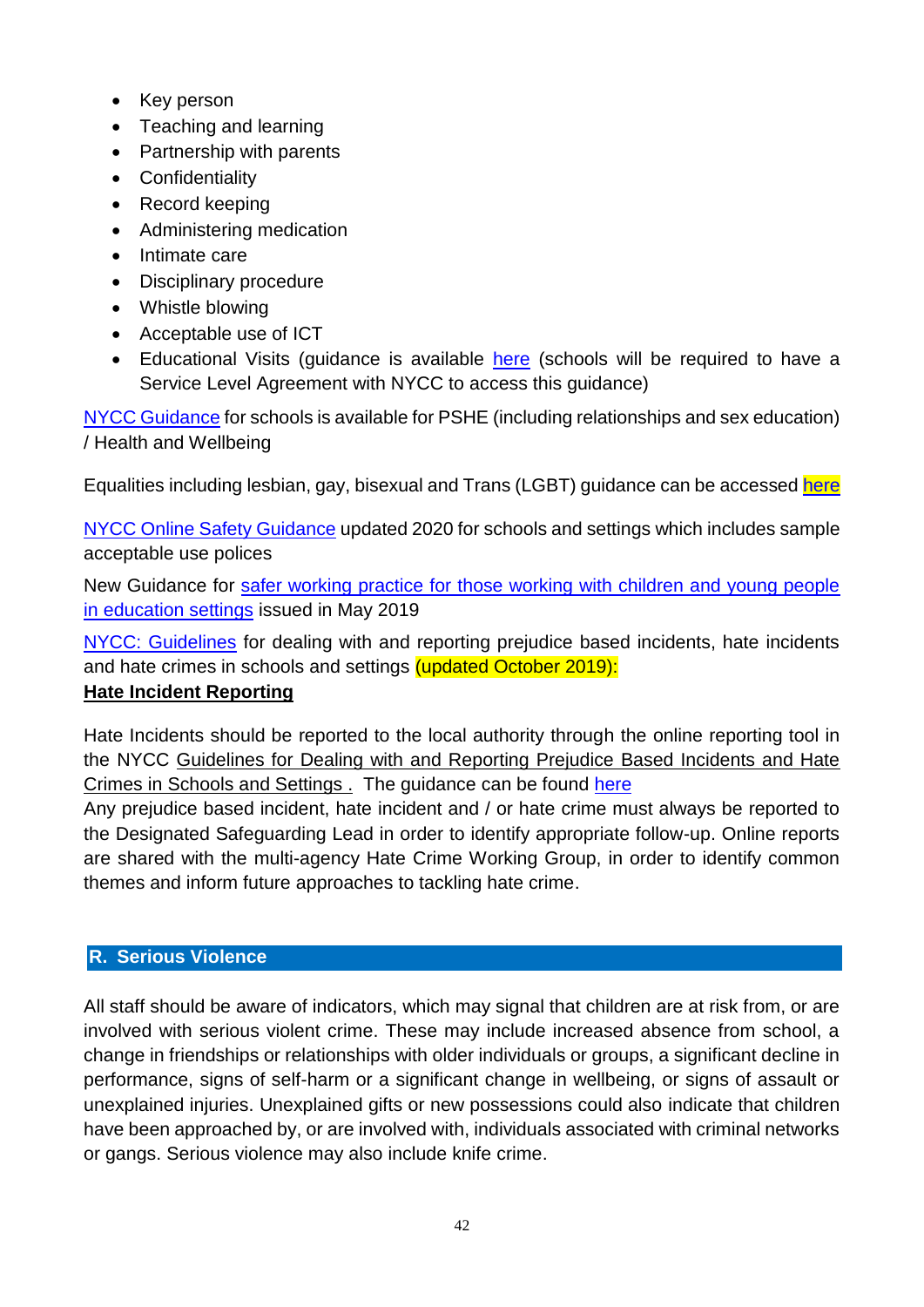- Key person
- Teaching and learning
- Partnership with parents
- Confidentiality
- Record keeping
- Administering medication
- Intimate care
- Disciplinary procedure
- Whistle blowing
- Acceptable use of ICT
- Educational Visits (guidance is available here (schools will be required to have a Service Level Agreement with NYCC to access this guidance)

NYCC Guidance for schools is available for PSHE (including relationships and sex education) / Health and Wellbeing

Equalities including lesbian, gay, bisexual and Trans (LGBT) guidance can be accessed here

NYCC Online Safety Guidance updated 2020 for schools and settings which includes sample acceptable use polices

New Guidance for safer working practice for those working with children and young people in education settings issued in May 2019

NYCC: Guidelines for dealing with and reporting prejudice based incidents, hate incidents and hate crimes in schools and settings (updated October 2019):

**Hate Incident Reporting**

Hate Incidents should be reported to the local authority through the online reporting tool in the NYCC Guidelines for Dealing with and Reporting Prejudice Based Incidents and Hate Crimes in Schools and Settings . The guidance can be found here

Any prejudice based incident, hate incident and / or hate crime must always be reported to the Designated Safeguarding Lead in order to identify appropriate follow-up. Online reports are shared with the multi-agency Hate Crime Working Group, in order to identify common themes and inform future approaches to tackling hate crime.

## R. Serious Violence

All staff should be aware of indicators, which may signal that children are at risk from, or are involved with serious violent crime. These may include increased absence from school, a change in friendships or relationships with older individuals or groups, a significant decline in performance, signs of self-harm or a significant change in wellbeing, or signs of assault or unexplained injuries. Unexplained gifts or new possessions could also indicate that children have been approached by, or are involved with, individuals associated with criminal networks or gangs. Serious violence may also include knife crime.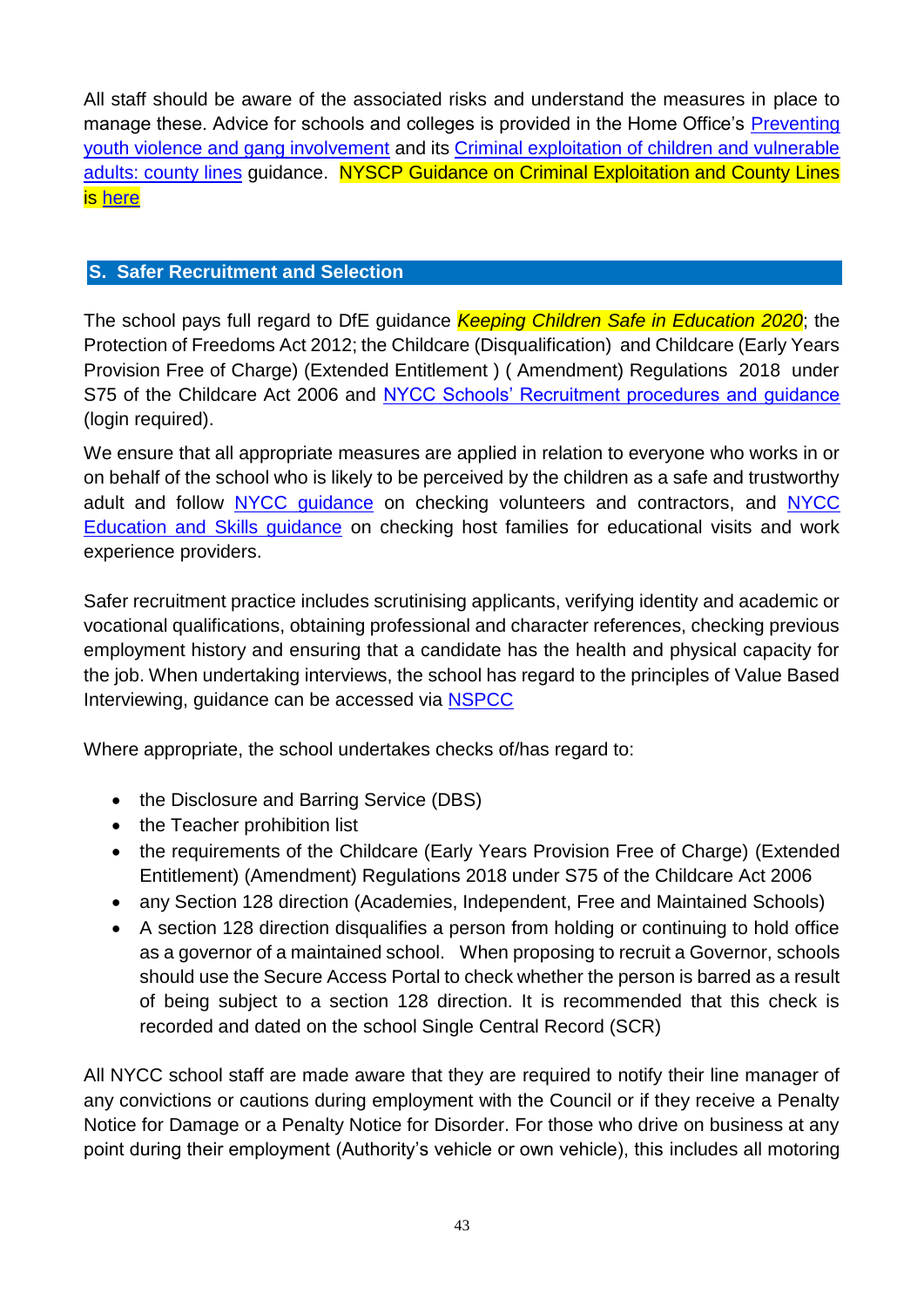All staff should be aware of the associated risks and understand the measures in place to manage these. Advice for schools and colleges is provided in the Home Office's Preventing youth violence and gang involvement and its Criminal exploitation of children and vulnerable adults: county lines guidance. NYSCP Guidance on Criminal Exploitation and County Lines is here

## S. Safer Recruitment and Selection

The school pays full regard to DfE guidance *Keeping Children Safe in Education 2020*; the Protection of Freedoms Act 2012; the Childcare (Disqualification) and Childcare (Early Years Provision Free of Charge) (Extended Entitlement ) ( Amendment) Regulations 2018 under S75 of the Childcare Act 2006 and NYCC Schools' Recruitment procedures and guidance (login required).

We ensure that all appropriate measures are applied in relation to everyone who works in or on behalf of the school who is likely to be perceived by the children as a safe and trustworthy adult and follow NYCC guidance on checking volunteers and contractors, and NYCC Education and Skills guidance on checking host families for educational visits and work experience providers.

Safer recruitment practice includes scrutinising applicants, verifying identity and academic or vocational qualifications, obtaining professional and character references, checking previous employment history and ensuring that a candidate has the health and physical capacity for the job. When undertaking interviews, the school has regard to the principles of Value Based Interviewing, guidance can be accessed via NSPCC

Where appropriate, the school undertakes checks of/has regard to:

- the Disclosure and Barring Service (DBS)
- the Teacher prohibition list
- the requirements of the Childcare (Early Years Provision Free of Charge) (Extended Entitlement) (Amendment) Regulations 2018 under S75 of the Childcare Act 2006
- any Section 128 direction (Academies, Independent, Free and Maintained Schools)
- A section 128 direction disqualifies a person from holding or continuing to hold office as a governor of a maintained school. When proposing to recruit a Governor, schools should use the Secure Access Portal to check whether the person is barred as a result of being subject to a section 128 direction. It is recommended that this check is recorded and dated on the school Single Central Record (SCR)

All NYCC school staff are made aware that they are required to notify their line manager of any convictions or cautions during employment with the Council or if they receive a Penalty Notice for Damage or a Penalty Notice for Disorder. For those who drive on business at any point during their employment (Authority's vehicle or own vehicle), this includes all motoring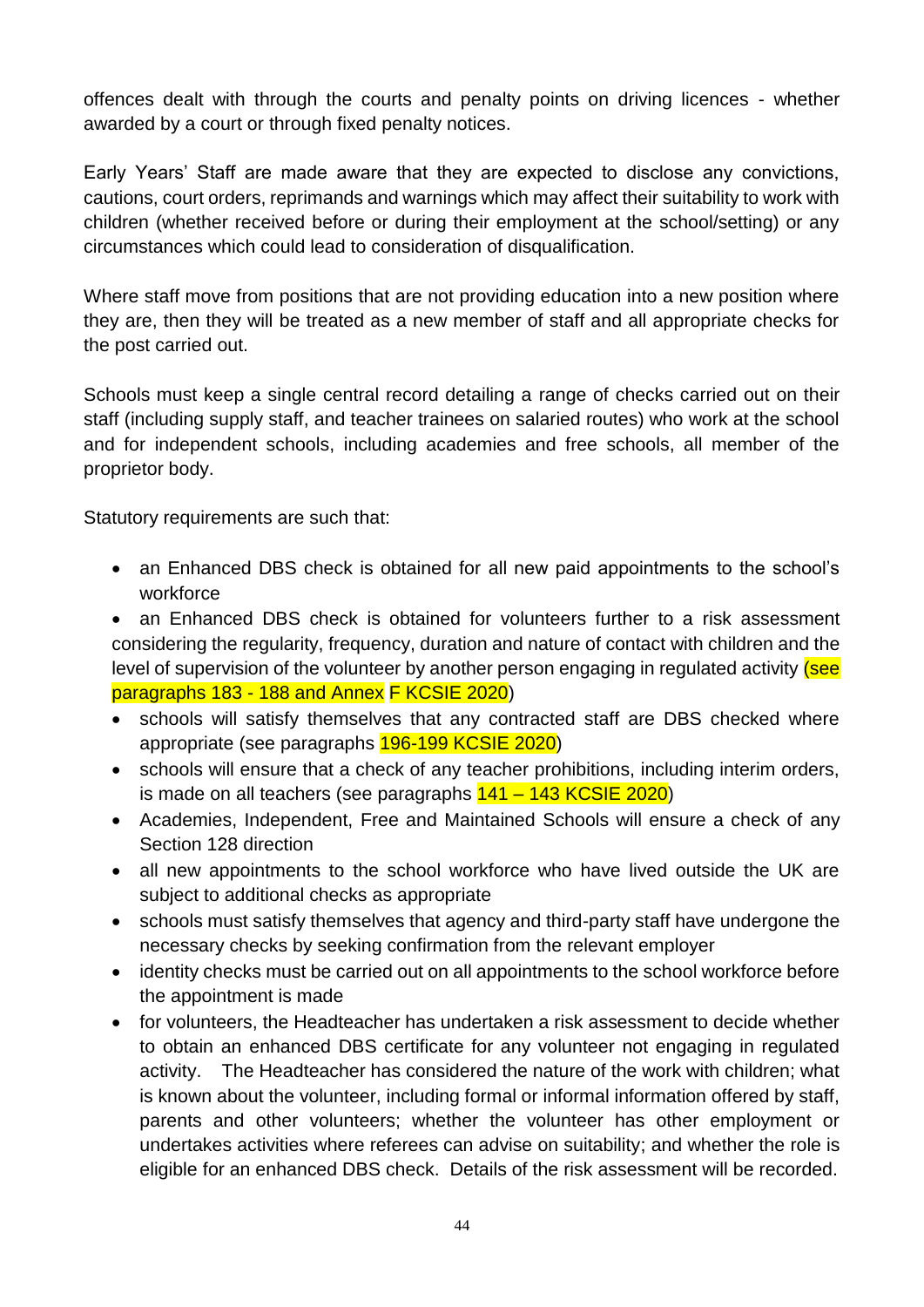offences dealt with through the courts and penalty points on driving licences - whether awarded by a court or through fixed penalty notices.

Early Years' Staff are made aware that they are expected to disclose any convictions, cautions, court orders, reprimands and warnings which may affect their suitability to work with children (whether received before or during their employment at the school/setting) or any circumstances which could lead to consideration of disqualification.

Where staff move from positions that are not providing education into a new position where they are, then they will be treated as a new member of staff and all appropriate checks for the post carried out.

Schools must keep a single central record detailing a range of checks carried out on their staff (including supply staff, and teacher trainees on salaried routes) who work at the school and for independent schools, including academies and free schools, all member of the proprietor body.

Statutory requirements are such that:

- an Enhanced DBS check is obtained for all new paid appointments to the school's workforce
- an Enhanced DBS check is obtained for volunteers further to a risk assessment considering the regularity, frequency, duration and nature of contact with children and the level of supervision of the volunteer by another person engaging in regulated activity (see paragraphs 183 - 188 and Annex F KCSIE 2020)
- schools will satisfy themselves that any contracted staff are DBS checked where appropriate (see paragraphs 196-199 KCSIE 2020)
- schools will ensure that a check of any teacher prohibitions, including interim orders, is made on all teachers (see paragraphs 141 – 143 KCSIE 2020)
- Academies, Independent, Free and Maintained Schools will ensure a check of any Section 128 direction
- all new appointments to the school workforce who have lived outside the UK are subject to additional checks as appropriate
- schools must satisfy themselves that agency and third-party staff have undergone the necessary checks by seeking confirmation from the relevant employer
- identity checks must be carried out on all appointments to the school workforce before the appointment is made
- for volunteers, the Headteacher has undertaken a risk assessment to decide whether to obtain an enhanced DBS certificate for any volunteer not engaging in regulated activity. The Headteacher has considered the nature of the work with children; what is known about the volunteer, including formal or informal information offered by staff, parents and other volunteers; whether the volunteer has other employment or undertakes activities where referees can advise on suitability; and whether the role is eligible for an enhanced DBS check. Details of the risk assessment will be recorded.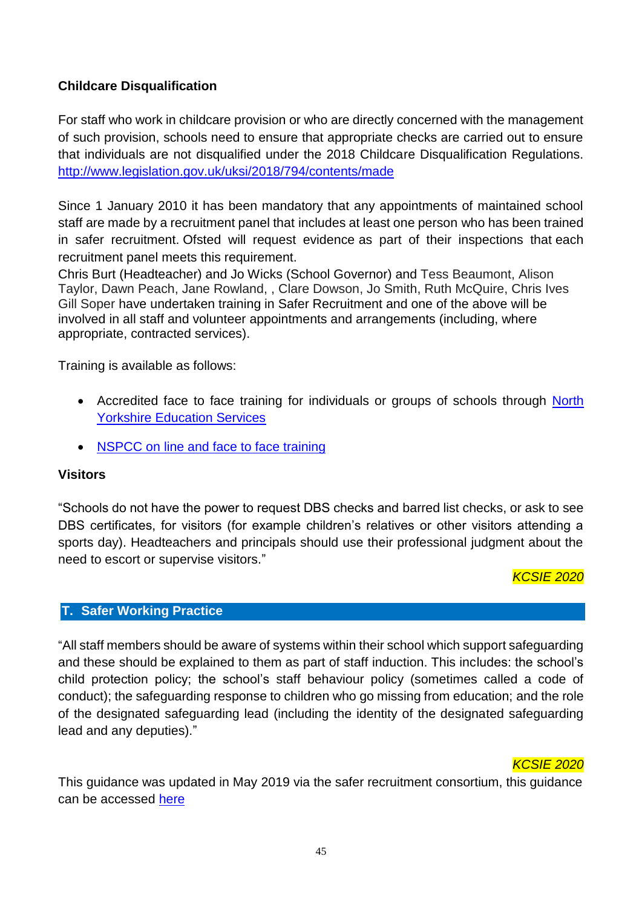**Childcare Disqualification**

For staff who work in childcare provision or who are directly concerned with the management of such provision, schools need to ensure that appropriate checks are carried out to ensure that individuals are not disqualified under the 2018 Childcare Disqualification Regulations. [http://www.legislation.gov.uk/uksi/2018/794/contents/made](http://www.legislation.gov.uk/uksi/2018/794/contents/made)

Since 1 January 2010 it has been mandatory that any appointments of maintained school staff are made by a recruitment panel that includes at least one person who has been trained in safer recruitment. Ofsted will request evidence as part of their inspections that each recruitment panel meets this requirement.
Chris Burt (Headteacher) and Jo Wicks (School Governor) and Tess Beaumont, Alison Taylor, Dawn Peach, Jane Rowland, , Clare Dowson, Jo Smith, Ruth McQuire, Chris Ives Gill Soper have undertaken training in Safer Recruitment and one of the above will be involved in all staff and volunteer appointments and arrangements (including, where appropriate, contracted services).

Training is available as follows:

- Accredited face to face training for individuals or groups of schools through North Yorkshire Education Services
- NSPCC on line and face to face training

**Visitors**

"Schools do not have the power to request DBS checks and barred list checks, or ask to see DBS certificates, for visitors (for example children's relatives or other visitors attending a sports day). Headteachers and principals should use their professional judgment about the need to escort or supervise visitors."

*KCSIE 2020*

## T. Safer Working Practice

"All staff members should be aware of systems within their school which support safeguarding and these should be explained to them as part of staff induction. This includes: the school's child protection policy; the school's staff behaviour policy (sometimes called a code of conduct); the safeguarding response to children who go missing from education; and the role of the designated safeguarding lead (including the identity of the designated safeguarding lead and any deputies)."

*KCSIE 2020*

This guidance was updated in May 2019 via the safer recruitment consortium, this guidance can be accessed here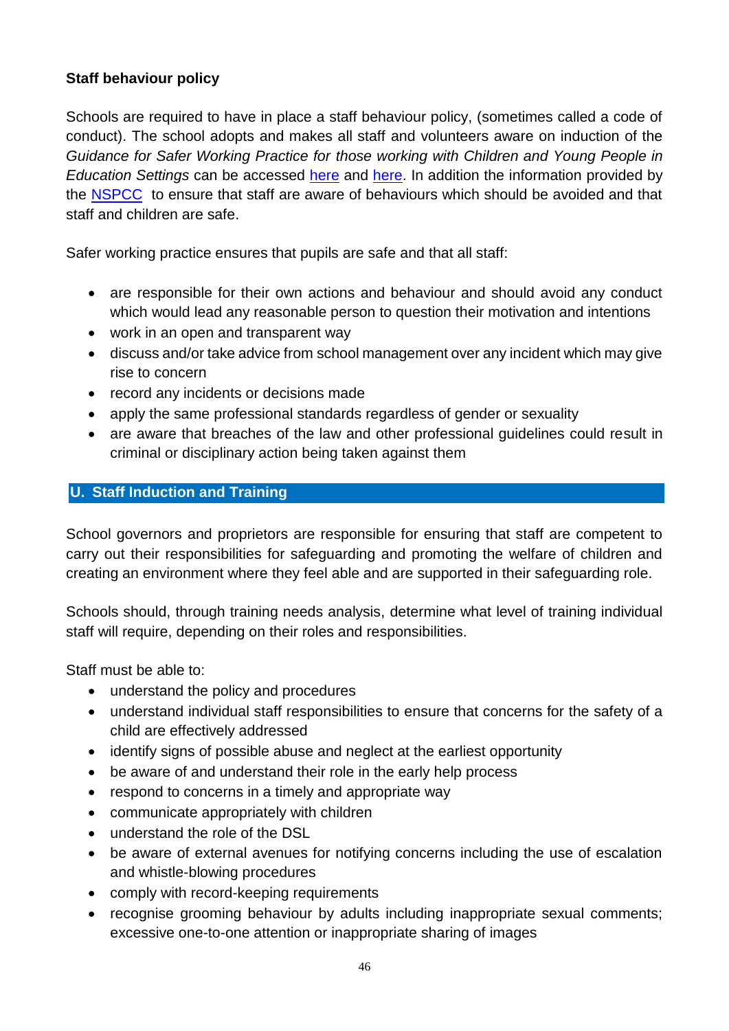**Staff behaviour policy**

Schools are required to have in place a staff behaviour policy, (sometimes called a code of conduct). The school adopts and makes all staff and volunteers aware on induction of the *Guidance for Safer Working Practice for those working with Children and Young People in Education Settings* can be accessed here and here. In addition the information provided by the NSPCC to ensure that staff are aware of behaviours which should be avoided and that staff and children are safe.

Safer working practice ensures that pupils are safe and that all staff:

- are responsible for their own actions and behaviour and should avoid any conduct which would lead any reasonable person to question their motivation and intentions
- work in an open and transparent way
- discuss and/or take advice from school management over any incident which may give rise to concern
- record any incidents or decisions made
- apply the same professional standards regardless of gender or sexuality
- are aware that breaches of the law and other professional guidelines could result in criminal or disciplinary action being taken against them

## U. Staff Induction and Training

School governors and proprietors are responsible for ensuring that staff are competent to carry out their responsibilities for safeguarding and promoting the welfare of children and creating an environment where they feel able and are supported in their safeguarding role.

Schools should, through training needs analysis, determine what level of training individual staff will require, depending on their roles and responsibilities.

Staff must be able to:

- understand the policy and procedures
- understand individual staff responsibilities to ensure that concerns for the safety of a child are effectively addressed
- identify signs of possible abuse and neglect at the earliest opportunity
- be aware of and understand their role in the early help process
- respond to concerns in a timely and appropriate way
- communicate appropriately with children
- understand the role of the DSL
- be aware of external avenues for notifying concerns including the use of escalation and whistle-blowing procedures
- comply with record-keeping requirements
- recognise grooming behaviour by adults including inappropriate sexual comments; excessive one-to-one attention or inappropriate sharing of images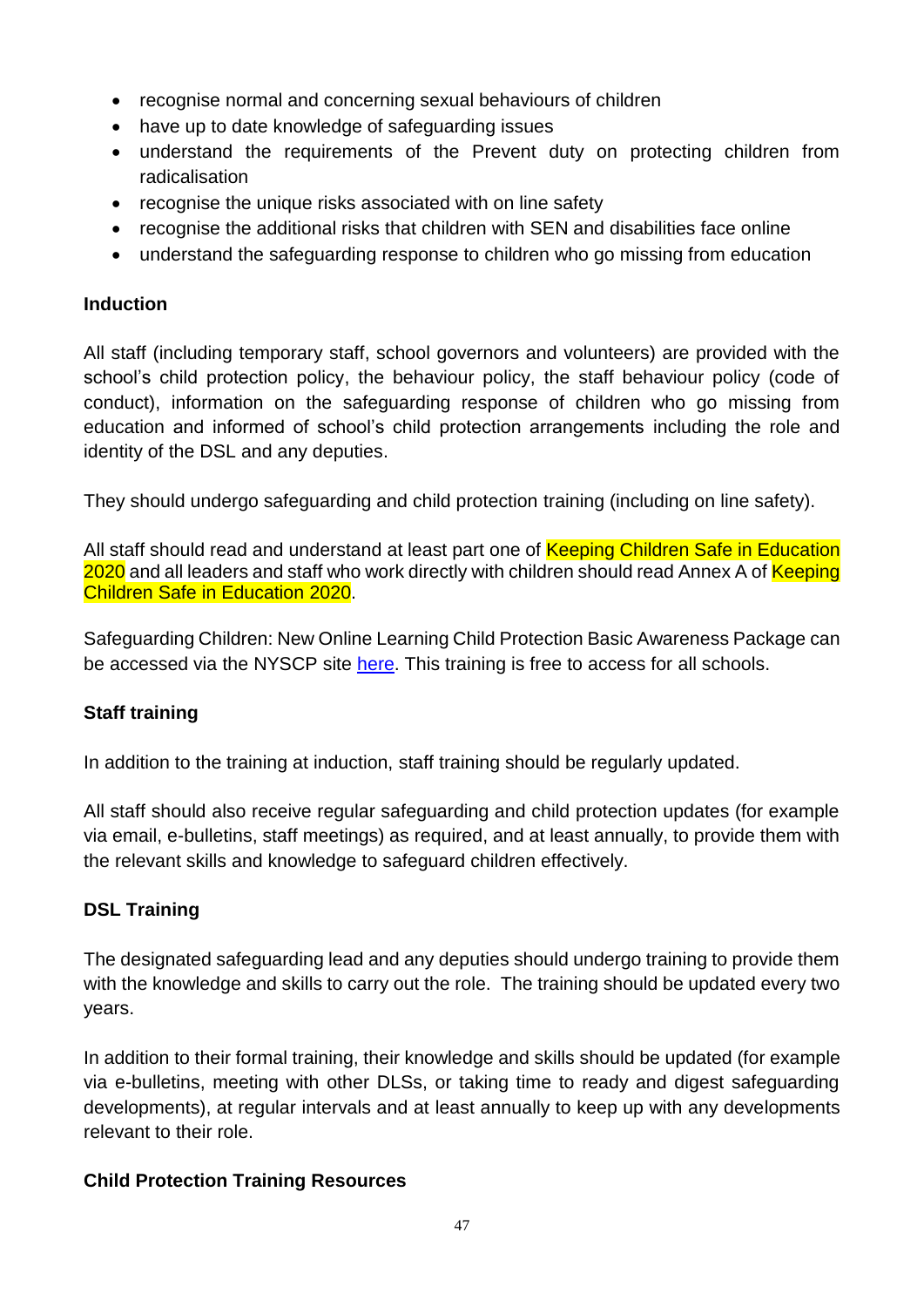- recognise normal and concerning sexual behaviours of children
- have up to date knowledge of safeguarding issues
- understand the requirements of the Prevent duty on protecting children from radicalisation
- recognise the unique risks associated with on line safety
- recognise the additional risks that children with SEN and disabilities face online
- understand the safeguarding response to children who go missing from education

**Induction**

All staff (including temporary staff, school governors and volunteers) are provided with the school's child protection policy, the behaviour policy, the staff behaviour policy (code of conduct), information on the safeguarding response of children who go missing from education and informed of school's child protection arrangements including the role and identity of the DSL and any deputies.

They should undergo safeguarding and child protection training (including on line safety).

All staff should read and understand at least part one of Keeping Children Safe in Education 2020 and all leaders and staff who work directly with children should read Annex A of Keeping Children Safe in Education 2020.

Safeguarding Children: New Online Learning Child Protection Basic Awareness Package can be accessed via the NYSCP site here. This training is free to access for all schools.

**Staff training**

In addition to the training at induction, staff training should be regularly updated.

All staff should also receive regular safeguarding and child protection updates (for example via email, e-bulletins, staff meetings) as required, and at least annually, to provide them with the relevant skills and knowledge to safeguard children effectively.

**DSL Training**

The designated safeguarding lead and any deputies should undergo training to provide them with the knowledge and skills to carry out the role. The training should be updated every two years.

In addition to their formal training, their knowledge and skills should be updated (for example via e-bulletins, meeting with other DLSs, or taking time to ready and digest safeguarding developments), at regular intervals and at least annually to keep up with any developments relevant to their role.

**Child Protection Training Resources**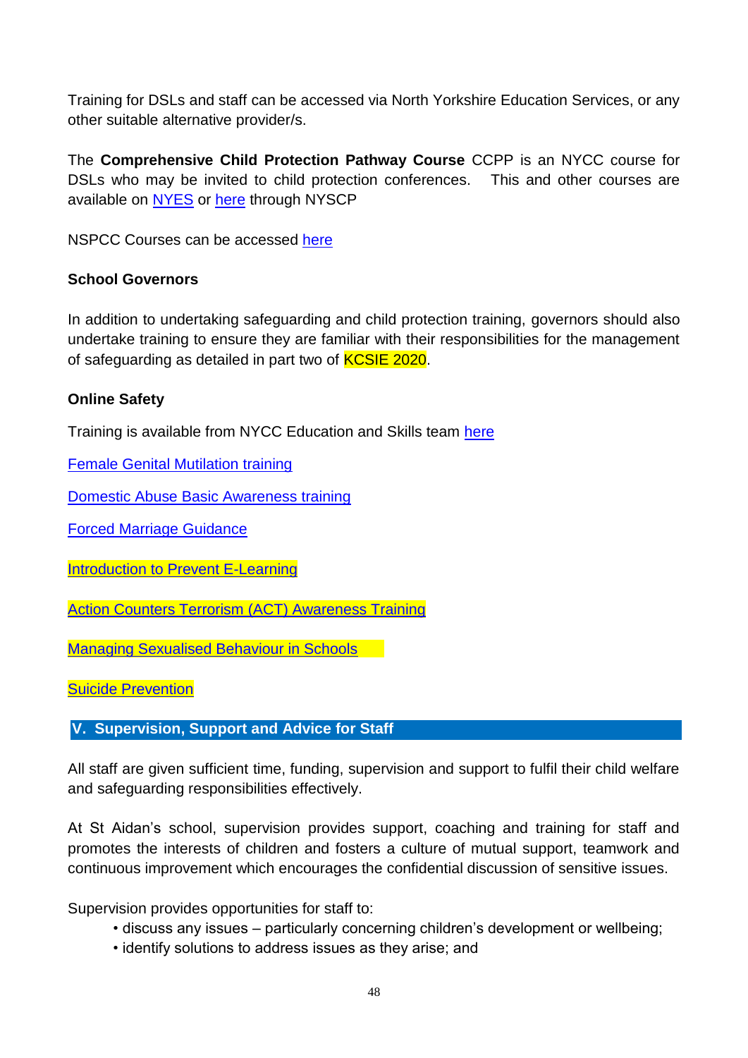Training for DSLs and staff can be accessed via North Yorkshire Education Services, or any other suitable alternative provider/s.

The **Comprehensive Child Protection Pathway Course** CCPP is an NYCC course for DSLs who may be invited to child protection conferences. This and other courses are available on NYES or here through NYSCP

NSPCC Courses can be accessed here

**School Governors**

In addition to undertaking safeguarding and child protection training, governors should also undertake training to ensure they are familiar with their responsibilities for the management of safeguarding as detailed in part two of KCSIE 2020.

**Online Safety**

Training is available from NYCC Education and Skills team here

Female Genital Mutilation training

Domestic Abuse Basic Awareness training

Forced Marriage Guidance

Introduction to Prevent E-Learning

Action Counters Terrorism (ACT) Awareness Training

Managing Sexualised Behaviour in Schools

Suicide Prevention

## V. Supervision, Support and Advice for Staff

All staff are given sufficient time, funding, supervision and support to fulfil their child welfare and safeguarding responsibilities effectively.

At St Aidan's school, supervision provides support, coaching and training for staff and promotes the interests of children and fosters a culture of mutual support, teamwork and continuous improvement which encourages the confidential discussion of sensitive issues.

Supervision provides opportunities for staff to:

- discuss any issues – particularly concerning children's development or wellbeing;
- identify solutions to address issues as they arise; and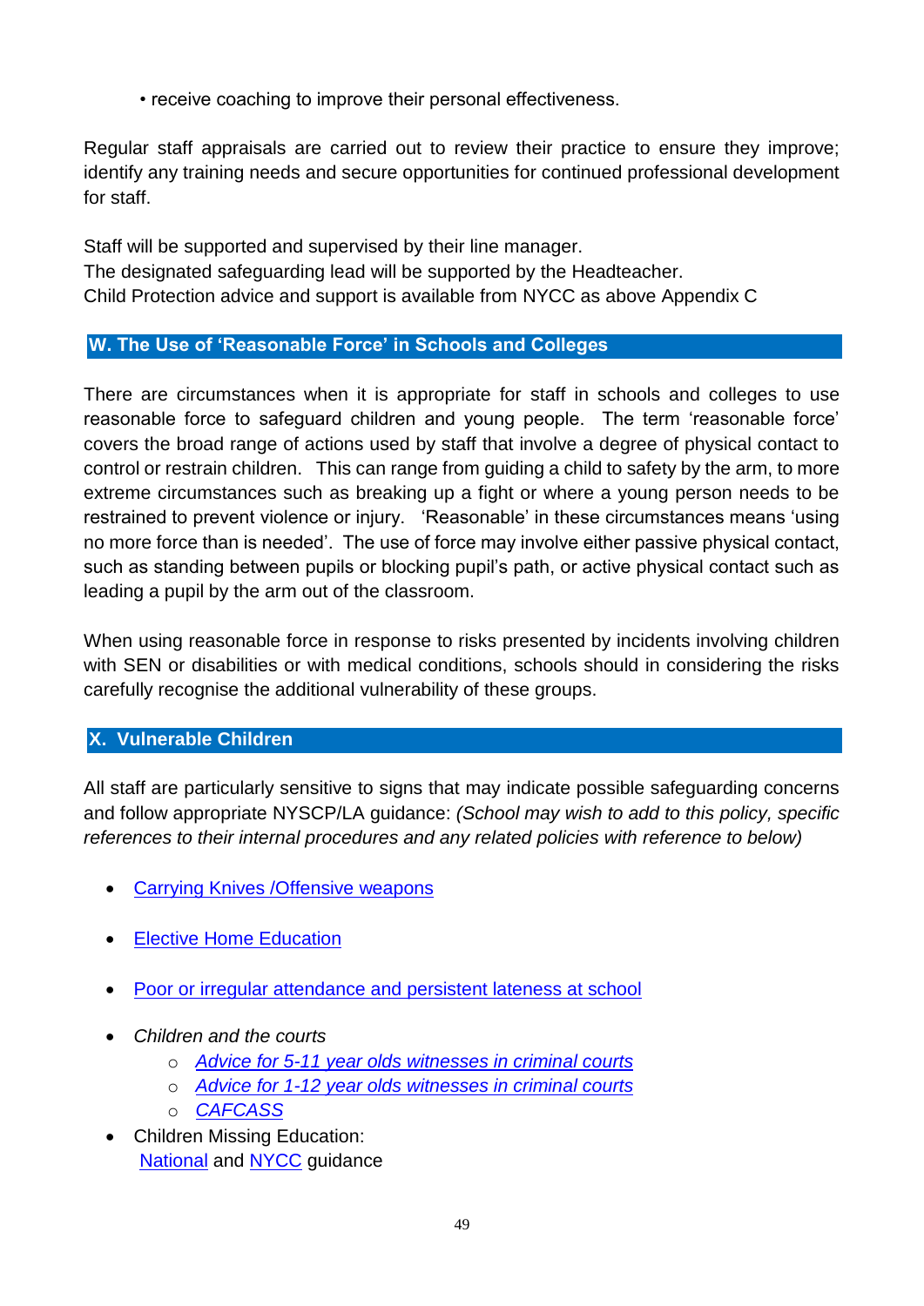• receive coaching to improve their personal effectiveness.

Regular staff appraisals are carried out to review their practice to ensure they improve; identify any training needs and secure opportunities for continued professional development for staff.

Staff will be supported and supervised by their line manager.
The designated safeguarding lead will be supported by the Headteacher.
Child Protection advice and support is available from NYCC as above Appendix C

## W. The Use of 'Reasonable Force' in Schools and Colleges

There are circumstances when it is appropriate for staff in schools and colleges to use reasonable force to safeguard children and young people. The term 'reasonable force' covers the broad range of actions used by staff that involve a degree of physical contact to control or restrain children. This can range from guiding a child to safety by the arm, to more extreme circumstances such as breaking up a fight or where a young person needs to be restrained to prevent violence or injury. 'Reasonable' in these circumstances means 'using no more force than is needed'. The use of force may involve either passive physical contact, such as standing between pupils or blocking pupil's path, or active physical contact such as leading a pupil by the arm out of the classroom.

When using reasonable force in response to risks presented by incidents involving children with SEN or disabilities or with medical conditions, schools should in considering the risks carefully recognise the additional vulnerability of these groups.

## X. Vulnerable Children

All staff are particularly sensitive to signs that may indicate possible safeguarding concerns and follow appropriate NYSCP/LA guidance: *(School may wish to add to this policy, specific references to their internal procedures and any related policies with reference to below)*

- Carrying Knives /Offensive weapons
- Elective Home Education
- Poor or irregular attendance and persistent lateness at school
- *Children and the courts*
  - *Advice for 5-11 year olds witnesses in criminal courts*
  - *Advice for 1-12 year olds witnesses in criminal courts*
  - *CAFCASS*
- Children Missing Education:
  National and NYCC guidance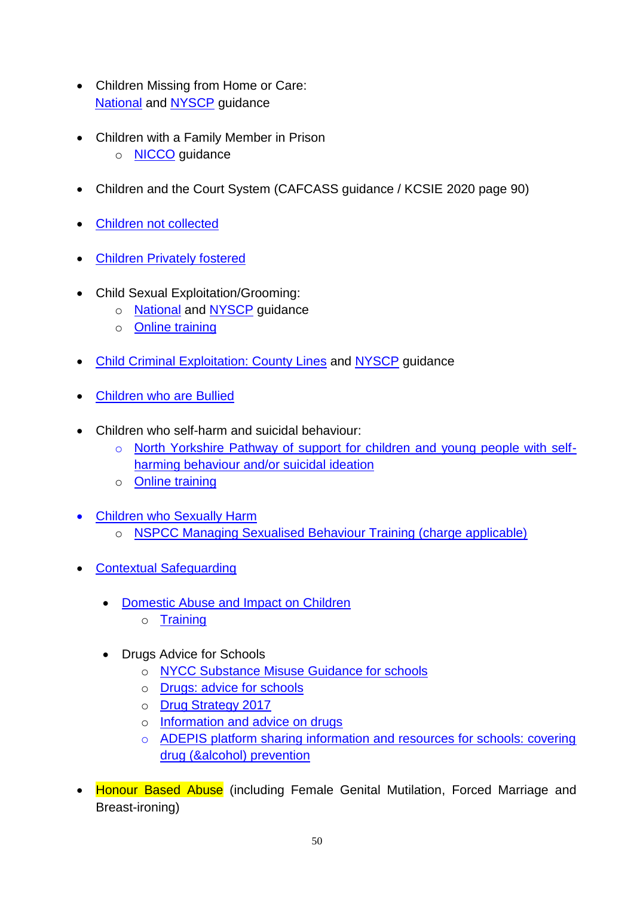- Children Missing from Home or Care:
  National and NYSCP guidance

- Children with a Family Member in Prison
  - NICCO guidance

- Children and the Court System (CAFCASS guidance / KCSIE 2020 page 90)

- Children not collected

- Children Privately fostered

- Child Sexual Exploitation/Grooming:
  - National and NYSCP guidance
  - Online training

- Child Criminal Exploitation: County Lines and NYSCP guidance

- Children who are Bullied

- Children who self-harm and suicidal behaviour:
  - North Yorkshire Pathway of support for children and young people with self-harming behaviour and/or suicidal ideation
  - Online training

- Children who Sexually Harm
  - NSPCC Managing Sexualised Behaviour Training (charge applicable)

- Contextual Safeguarding

  - Domestic Abuse and Impact on Children
    - Training

  - Drugs Advice for Schools
    - NYCC Substance Misuse Guidance for schools
    - Drugs: advice for schools
    - Drug Strategy 2017
    - Information and advice on drugs
    - ADEPIS platform sharing information and resources for schools: covering drug (&alcohol) prevention

- Honour Based Abuse (including Female Genital Mutilation, Forced Marriage and Breast-ironing)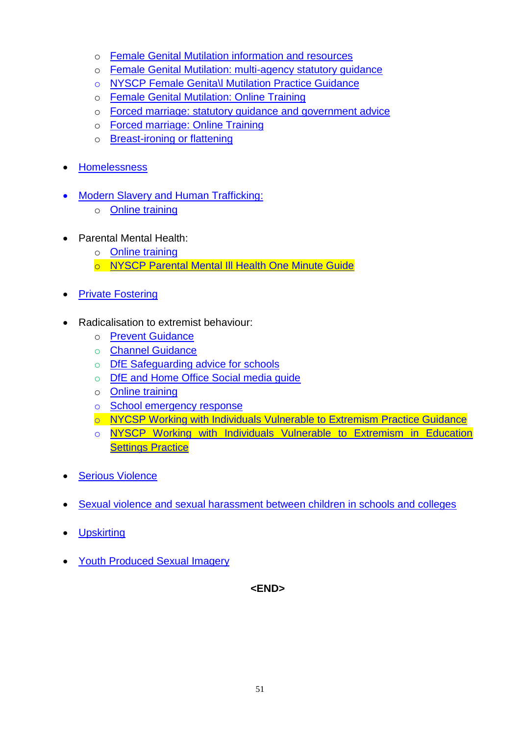- Female Genital Mutilation information and resources
  - Female Genital Mutilation: multi-agency statutory guidance
  - NYSCP Female Genita\l Mutilation Practice Guidance
  - Female Genital Mutilation: Online Training
  - Forced marriage: statutory guidance and government advice
  - Forced marriage: Online Training
  - Breast-ironing or flattening

- Homelessness

- Modern Slavery and Human Trafficking:
  - Online training

- Parental Mental Health:
  - Online training
  - NYSCP Parental Mental Ill Health One Minute Guide

- Private Fostering

- Radicalisation to extremist behaviour:
  - Prevent Guidance
  - Channel Guidance
  - DfE Safeguarding advice for schools
  - DfE and Home Office Social media guide
  - Online training
  - School emergency response
  - NYCSP Working with Individuals Vulnerable to Extremism Practice Guidance
  - NYSCP Working with Individuals Vulnerable to Extremism in Education Settings Practice

- Serious Violence

- Sexual violence and sexual harassment between children in schools and colleges

- Upskirting

- Youth Produced Sexual Imagery

**<END>**